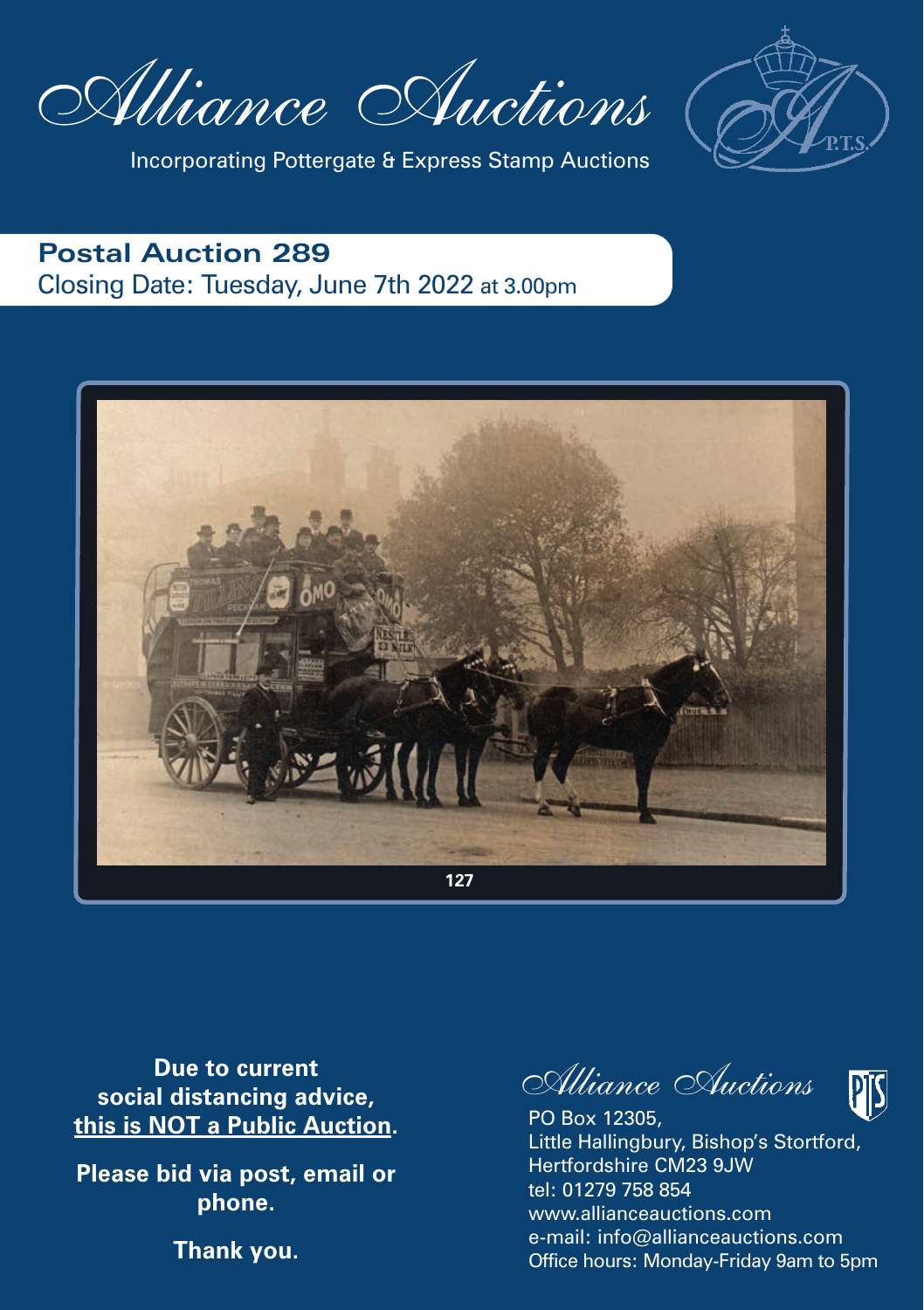# Alliance Auctions

Incorporating Pottergate & Express Stamp Auctions

P.T.S.

## Postal Auction 289

Closing Date: Tuesday, June 7th 2022 at 3.00pm

127

**Due to current social distancing advice, this is NOT a Public Auction.**

**Please bid via post, email or phone.**

**Thank you.**

Alliance Auctions

PO Box 12305,
Little Hallingbury, Bishop's Stortford,
Hertfordshire CM23 9JW
tel: 01279 758 854
www.allianceauctions.com
e-mail: info@allianceauctions.com
Office hours: Monday-Friday 9am to 5pm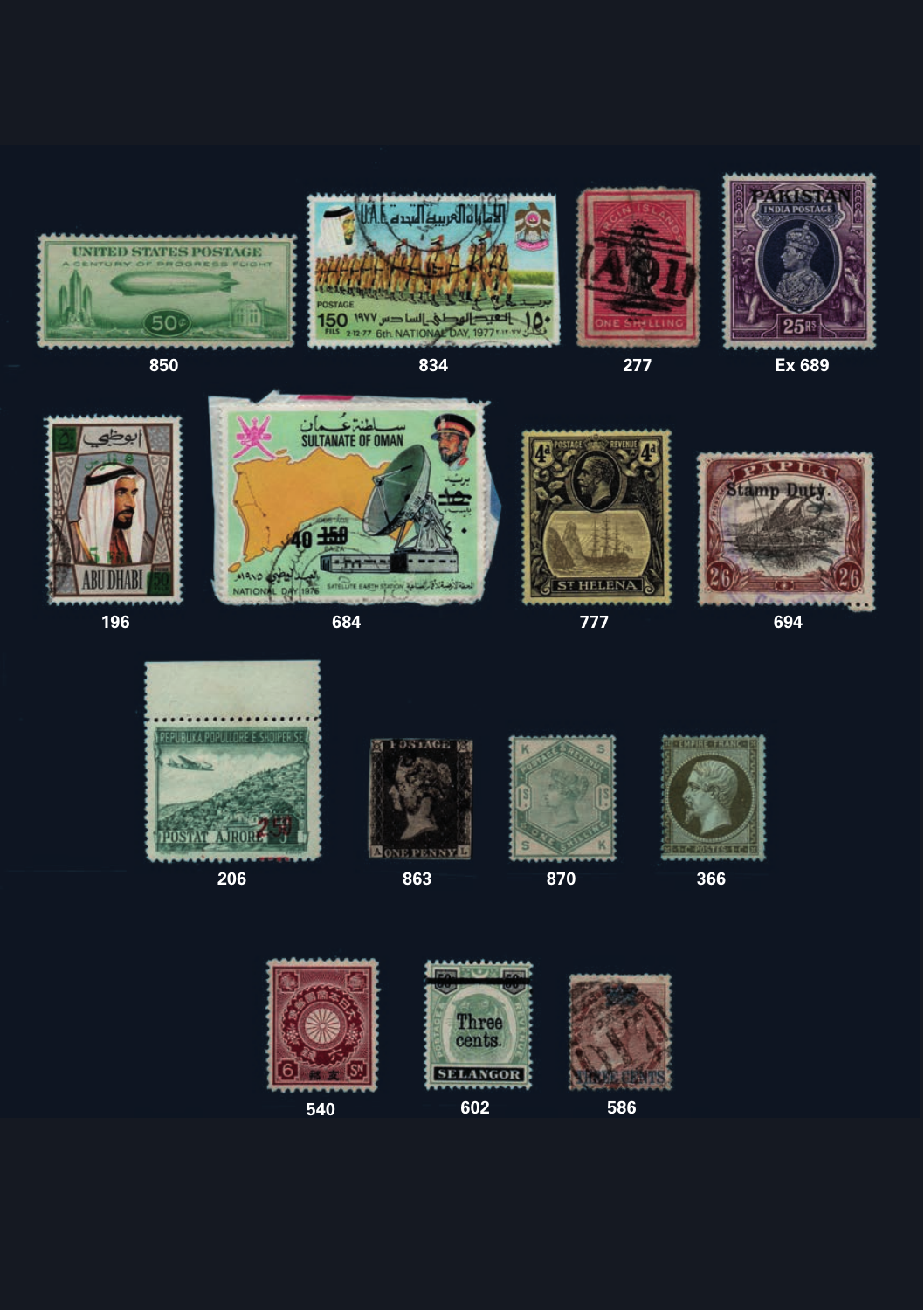850

834

277

Ex 689

196

684

777

694

206

863

870

366

540

602

586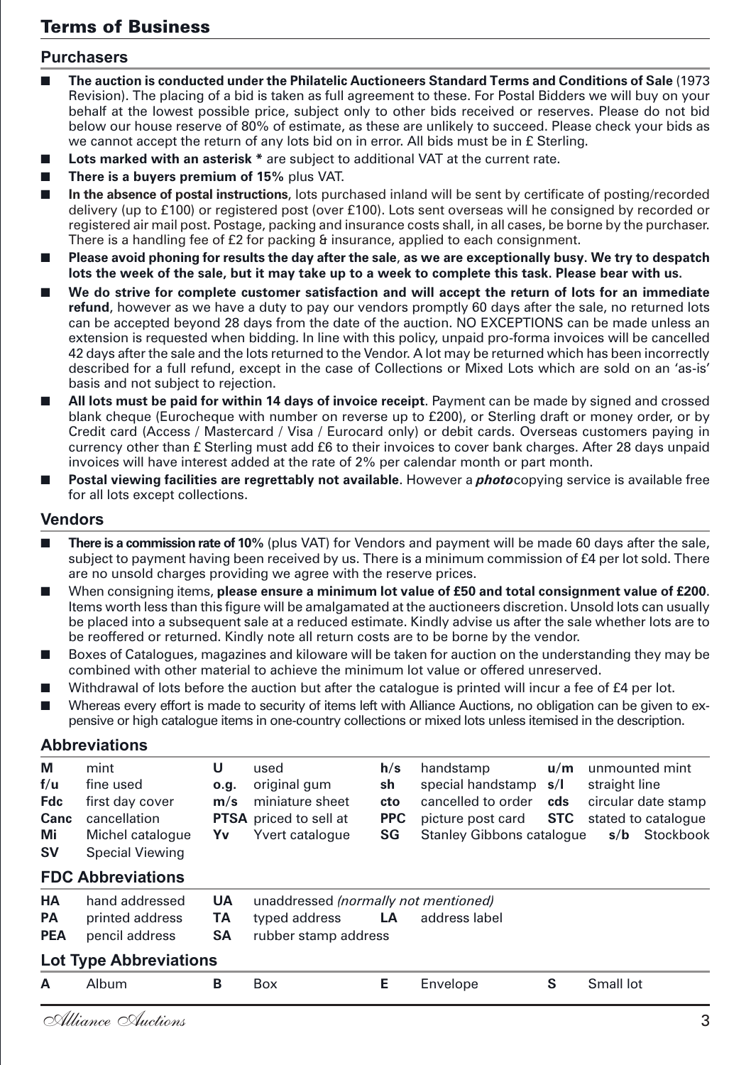## Terms of Business

### Purchasers

- **The auction is conducted under the Philatelic Auctioneers Standard Terms and Conditions of Sale** (1973 Revision). The placing of a bid is taken as full agreement to these. For Postal Bidders we will buy on your behalf at the lowest possible price, subject only to other bids received or reserves. Please do not bid below our house reserve of 80% of estimate, as these are unlikely to succeed. Please check your bids as we cannot accept the return of any lots bid on in error. All bids must be in £ Sterling.
- **Lots marked with an asterisk *** are subject to additional VAT at the current rate.
- **There is a buyers premium of 15%** plus VAT.
- **In the absence of postal instructions**, lots purchased inland will be sent by certificate of posting/recorded delivery (up to £100) or registered post (over £100). Lots sent overseas will he consigned by recorded or registered air mail post. Postage, packing and insurance costs shall, in all cases, be borne by the purchaser. There is a handling fee of £2 for packing & insurance, applied to each consignment.
- **Please avoid phoning for results the day after the sale, as we are exceptionally busy. We try to despatch lots the week of the sale, but it may take up to a week to complete this task. Please bear with us.**
- **We do strive for complete customer satisfaction and will accept the return of lots for an immediate refund**, however as we have a duty to pay our vendors promptly 60 days after the sale, no returned lots can be accepted beyond 28 days from the date of the auction. NO EXCEPTIONS can be made unless an extension is requested when bidding. In line with this policy, unpaid pro-forma invoices will be cancelled 42 days after the sale and the lots returned to the Vendor. A lot may be returned which has been incorrectly described for a full refund, except in the case of Collections or Mixed Lots which are sold on an 'as-is' basis and not subject to rejection.
- **All lots must be paid for within 14 days of invoice receipt**. Payment can be made by signed and crossed blank cheque (Eurocheque with number on reverse up to £200), or Sterling draft or money order, or by Credit card (Access / Mastercard / Visa / Eurocard only) or debit cards. Overseas customers paying in currency other than £ Sterling must add £6 to their invoices to cover bank charges. After 28 days unpaid invoices will have interest added at the rate of 2% per calendar month or part month.
- **Postal viewing facilities are regrettably not available**. However a ***photo***copying service is available free for all lots except collections.

### Vendors

- **There is a commission rate of 10%** (plus VAT) for Vendors and payment will be made 60 days after the sale, subject to payment having been received by us. There is a minimum commission of £4 per lot sold. There are no unsold charges providing we agree with the reserve prices.
- When consigning items, **please ensure a minimum lot value of £50 and total consignment value of £200**. Items worth less than this figure will be amalgamated at the auctioneers discretion. Unsold lots can usually be placed into a subsequent sale at a reduced estimate. Kindly advise us after the sale whether lots are to be reoffered or returned. Kindly note all return costs are to be borne by the vendor.
- Boxes of Catalogues, magazines and kiloware will be taken for auction on the understanding they may be combined with other material to achieve the minimum lot value or offered unreserved.
- Withdrawal of lots before the auction but after the catalogue is printed will incur a fee of £4 per lot.
- Whereas every effort is made to security of items left with Alliance Auctions, no obligation can be given to expensive or high catalogue items in one-country collections or mixed lots unless itemised in the description.

### Abbreviations

| | | | | | | | |
|---|---|---|---|---|---|---|---|
| **M** | mint | **U** | used | **h/s** | handstamp | **u/m** | unmounted mint |
| **f/u** | fine used | **o.g.** | original gum | **sh** | special handstamp | **s/l** | straight line |
| **Fdc** | first day cover | **m/s** | miniature sheet | **cto** | cancelled to order | **cds** | circular date stamp |
| **Canc** | cancellation | **PTSA** | priced to sell at | **PPC** | picture post card | **STC** | stated to catalogue |
| **Mi** | Michel catalogue | **Yv** | Yvert catalogue | **SG** | Stanley Gibbons catalogue | **s/b** | Stockbook |
| **SV** | Special Viewing | | | | | | |

### FDC Abbreviations

| | | | | | |
|---|---|---|---|---|---|
| **HA** | hand addressed | **UA** | unaddressed *(normally not mentioned)* | | |
| **PA** | printed address | **TA** | typed address | **LA** | address label |
| **PEA** | pencil address | **SA** | rubber stamp address | | |

### Lot Type Abbreviations

| | | | | | | | |
|---|---|---|---|---|---|---|---|
| **A** | Album | **B** | Box | **E** | Envelope | **S** | Small lot |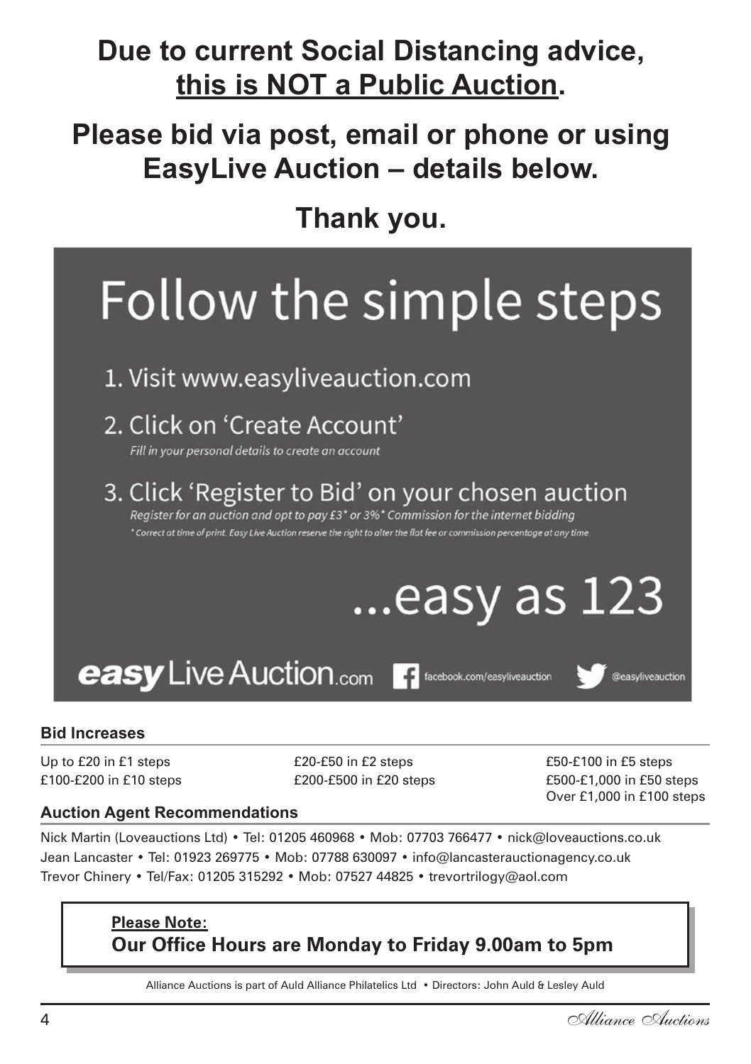# Due to current Social Distancing advice, **this is NOT a Public Auction**.

# Please bid via post, email or phone or using EasyLive Auction – details below.

# Thank you.

## Follow the simple steps

1. Visit www.easyliveauction.com
2. Click on 'Create Account'
   *Fill in your personal details to create an account*
3. Click 'Register to Bid' on your chosen auction
   *Register for an auction and opt to pay £3\* or 3%\* Commission for the internet bidding*
   *\* Correct at time of print. Easy Live Auction reserve the right to alter the flat fee or commission percentage at any time.*

...easy as 123

**easy** Live Auction.com   facebook.com/easyliveauction   @easyliveauction

### Bid Increases

| | | |
|---|---|---|
| Up to £20 in £1 steps | £20-£50 in £2 steps | £50-£100 in £5 steps |
| £100-£200 in £10 steps | £200-£500 in £20 steps | £500-£1,000 in £50 steps |
| | | Over £1,000 in £100 steps |

### Auction Agent Recommendations

Nick Martin (Loveauctions Ltd) • Tel: 01205 460968 • Mob: 07703 766477 • nick@loveauctions.co.uk
Jean Lancaster • Tel: 01923 269775 • Mob: 07788 630097 • info@lancasterauctionagency.co.uk
Trevor Chinery • Tel/Fax: 01205 315292 • Mob: 07527 44825 • trevortrilogy@aol.com

**Please Note:**
**Our Office Hours are Monday to Friday 9.00am to 5pm**

Alliance Auctions is part of Auld Alliance Philatelics Ltd • Directors: John Auld & Lesley Auld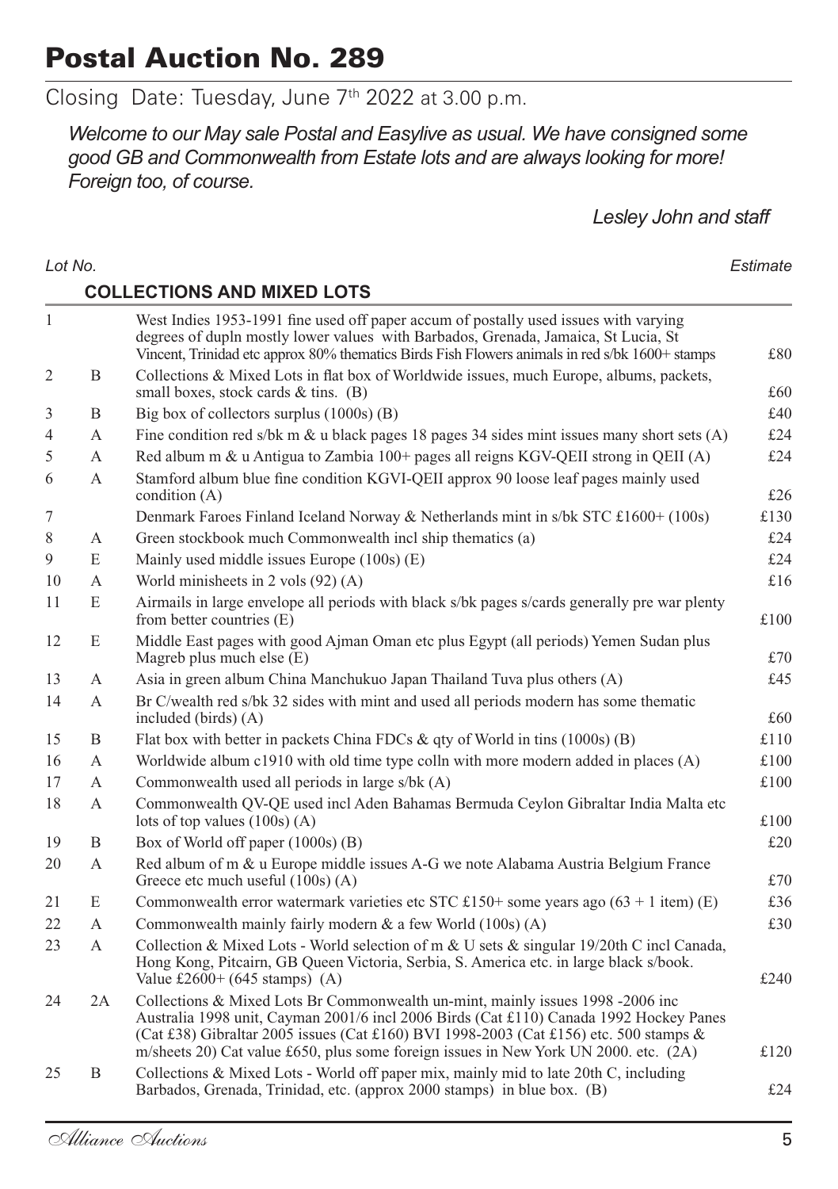# Postal Auction No. 289

Closing Date: Tuesday, June 7th 2022 at 3.00 p.m.

*Welcome to our May sale Postal and Easylive as usual. We have consigned some good GB and Commonwealth from Estate lots and are always looking for more! Foreign too, of course.*

*Lesley John and staff*

## COLLECTIONS AND MIXED LOTS

| *Lot No.* | | | *Estimate* |
|---|---|---|---|
| 1 | | West Indies 1953-1991 fine used off paper accum of postally used issues with varying degrees of dupln mostly lower values with Barbados, Grenada, Jamaica, St Lucia, St Vincent, Trinidad etc approx 80% thematics Birds Fish Flowers animals in red s/bk 1600+ stamps | £80 |
| 2 | B | Collections & Mixed Lots in flat box of Worldwide issues, much Europe, albums, packets, small boxes, stock cards & tins. (B) | £60 |
| 3 | B | Big box of collectors surplus (1000s) (B) | £40 |
| 4 | A | Fine condition red s/bk m & u black pages 18 pages 34 sides mint issues many short sets (A) | £24 |
| 5 | A | Red album m & u Antigua to Zambia 100+ pages all reigns KGV-QEII strong in QEII (A) | £24 |
| 6 | A | Stamford album blue fine condition KGVI-QEII approx 90 loose leaf pages mainly used condition (A) | £26 |
| 7 | | Denmark Faroes Finland Iceland Norway & Netherlands mint in s/bk STC £1600+ (100s) | £130 |
| 8 | A | Green stockbook much Commonwealth incl ship thematics (a) | £24 |
| 9 | E | Mainly used middle issues Europe (100s) (E) | £24 |
| 10 | A | World minisheets in 2 vols (92) (A) | £16 |
| 11 | E | Airmails in large envelope all periods with black s/bk pages s/cards generally pre war plenty from better countries (E) | £100 |
| 12 | E | Middle East pages with good Ajman Oman etc plus Egypt (all periods) Yemen Sudan plus Magreb plus much else (E) | £70 |
| 13 | A | Asia in green album China Manchukuo Japan Thailand Tuva plus others (A) | £45 |
| 14 | A | Br C/wealth red s/bk 32 sides with mint and used all periods modern has some thematic included (birds) (A) | £60 |
| 15 | B | Flat box with better in packets China FDCs & qty of World in tins (1000s) (B) | £110 |
| 16 | A | Worldwide album c1910 with old time type colln with more modern added in places (A) | £100 |
| 17 | A | Commonwealth used all periods in large s/bk (A) | £100 |
| 18 | A | Commonwealth QV-QE used incl Aden Bahamas Bermuda Ceylon Gibraltar India Malta etc lots of top values (100s) (A) | £100 |
| 19 | B | Box of World off paper (1000s) (B) | £20 |
| 20 | A | Red album of m & u Europe middle issues A-G we note Alabama Austria Belgium France Greece etc much useful (100s) (A) | £70 |
| 21 | E | Commonwealth error watermark varieties etc STC £150+ some years ago (63 + 1 item) (E) | £36 |
| 22 | A | Commonwealth mainly fairly modern & a few World (100s) (A) | £30 |
| 23 | A | Collection & Mixed Lots - World selection of m & U sets & singular 19/20th C incl Canada, Hong Kong, Pitcairn, GB Queen Victoria, Serbia, S. America etc. in large black s/book. Value £2600+ (645 stamps) (A) | £240 |
| 24 | 2A | Collections & Mixed Lots Br Commonwealth un-mint, mainly issues 1998 -2006 inc Australia 1998 unit, Cayman 2001/6 incl 2006 Birds (Cat £110) Canada 1992 Hockey Panes (Cat £38) Gibraltar 2005 issues (Cat £160) BVI 1998-2003 (Cat £156) etc. 500 stamps & m/sheets 20) Cat value £650, plus some foreign issues in New York UN 2000. etc. (2A) | £120 |
| 25 | B | Collections & Mixed Lots - World off paper mix, mainly mid to late 20th C, including Barbados, Grenada, Trinidad, etc. (approx 2000 stamps) in blue box. (B) | £24 |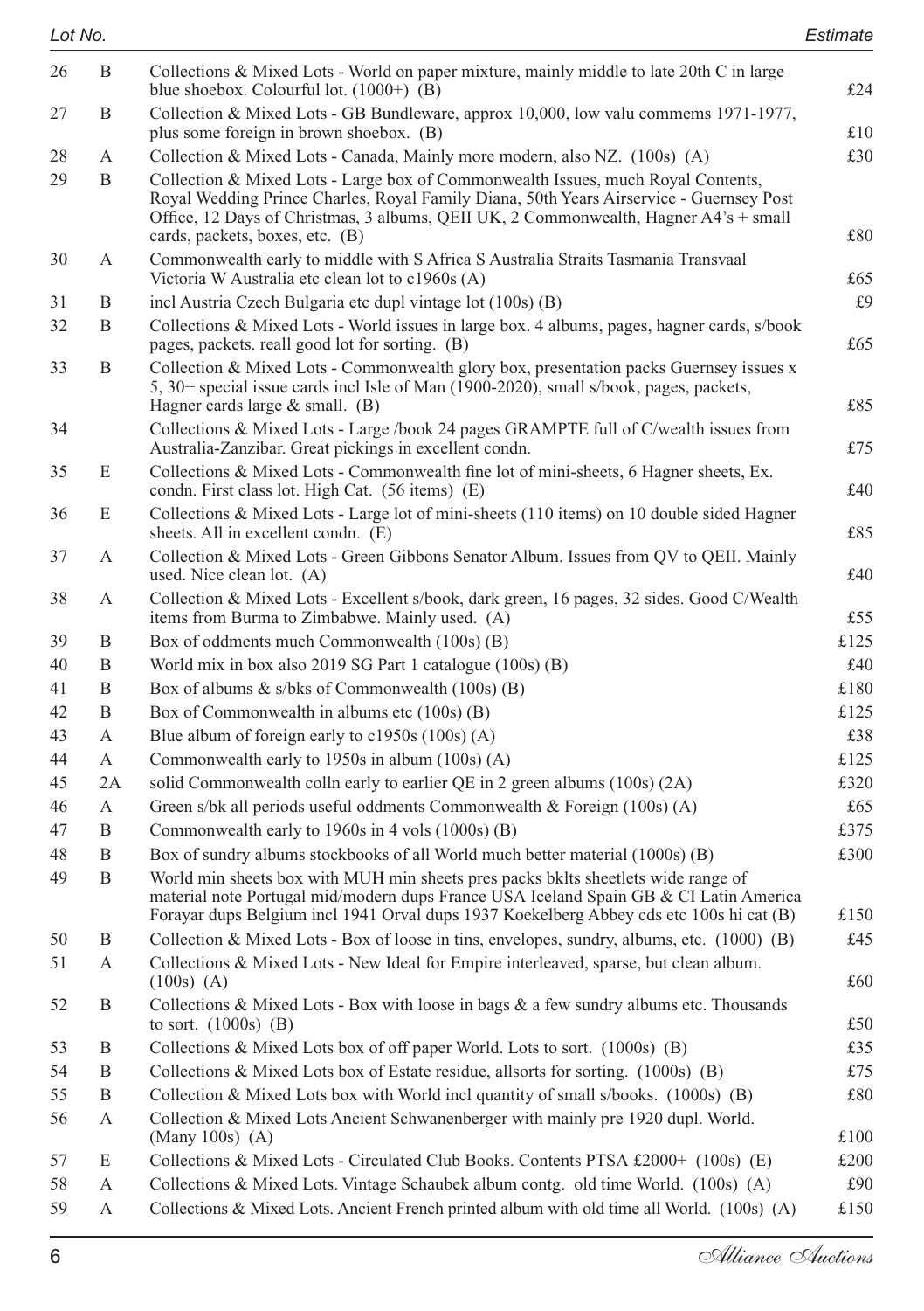| Lot No. | | | Estimate |
|---|---|---|---|
| 26 | B | Collections & Mixed Lots - World on paper mixture, mainly middle to late 20th C in large blue shoebox. Colourful lot. (1000+) (B) | £24 |
| 27 | B | Collection & Mixed Lots - GB Bundleware, approx 10,000, low valu commems 1971-1977, plus some foreign in brown shoebox. (B) | £10 |
| 28 | A | Collection & Mixed Lots - Canada, Mainly more modern, also NZ. (100s) (A) | £30 |
| 29 | B | Collection & Mixed Lots - Large box of Commonwealth Issues, much Royal Contents, Royal Wedding Prince Charles, Royal Family Diana, 50th Years Airservice - Guernsey Post Office, 12 Days of Christmas, 3 albums, QEII UK, 2 Commonwealth, Hagner A4's + small cards, packets, boxes, etc. (B) | £80 |
| 30 | A | Commonwealth early to middle with S Africa S Australia Straits Tasmania Transvaal Victoria W Australia etc clean lot to c1960s (A) | £65 |
| 31 | B | incl Austria Czech Bulgaria etc dupl vintage lot (100s) (B) | £9 |
| 32 | B | Collections & Mixed Lots - World issues in large box. 4 albums, pages, hagner cards, s/book pages, packets. reall good lot for sorting. (B) | £65 |
| 33 | B | Collection & Mixed Lots - Commonwealth glory box, presentation packs Guernsey issues x 5, 30+ special issue cards incl Isle of Man (1900-2020), small s/book, pages, packets, Hagner cards large & small. (B) | £85 |
| 34 | | Collections & Mixed Lots - Large /book 24 pages GRAMPTE full of C/wealth issues from Australia-Zanzibar. Great pickings in excellent condn. | £75 |
| 35 | E | Collections & Mixed Lots - Commonwealth fine lot of mini-sheets, 6 Hagner sheets, Ex. condn. First class lot. High Cat. (56 items) (E) | £40 |
| 36 | E | Collections & Mixed Lots - Large lot of mini-sheets (110 items) on 10 double sided Hagner sheets. All in excellent condn. (E) | £85 |
| 37 | A | Collection & Mixed Lots - Green Gibbons Senator Album. Issues from QV to QEII. Mainly used. Nice clean lot. (A) | £40 |
| 38 | A | Collection & Mixed Lots - Excellent s/book, dark green, 16 pages, 32 sides. Good C/Wealth items from Burma to Zimbabwe. Mainly used. (A) | £55 |
| 39 | B | Box of oddments much Commonwealth (100s) (B) | £125 |
| 40 | B | World mix in box also 2019 SG Part 1 catalogue (100s) (B) | £40 |
| 41 | B | Box of albums & s/bks of Commonwealth (100s) (B) | £180 |
| 42 | B | Box of Commonwealth in albums etc (100s) (B) | £125 |
| 43 | A | Blue album of foreign early to c1950s (100s) (A) | £38 |
| 44 | A | Commonwealth early to 1950s in album (100s) (A) | £125 |
| 45 | 2A | solid Commonwealth colln early to earlier QE in 2 green albums (100s) (2A) | £320 |
| 46 | A | Green s/bk all periods useful oddments Commonwealth & Foreign (100s) (A) | £65 |
| 47 | B | Commonwealth early to 1960s in 4 vols (1000s) (B) | £375 |
| 48 | B | Box of sundry albums stockbooks of all World much better material (1000s) (B) | £300 |
| 49 | B | World min sheets box with MUH min sheets pres packs bklts sheetlets wide range of material note Portugal mid/modern dups France USA Iceland Spain GB & CI Latin America Forayar dups Belgium incl 1941 Orval dups 1937 Koekelberg Abbey cds etc 100s hi cat (B) | £150 |
| 50 | B | Collection & Mixed Lots - Box of loose in tins, envelopes, sundry, albums, etc. (1000) (B) | £45 |
| 51 | A | Collections & Mixed Lots - New Ideal for Empire interleaved, sparse, but clean album. (100s) (A) | £60 |
| 52 | B | Collections & Mixed Lots - Box with loose in bags & a few sundry albums etc. Thousands to sort. (1000s) (B) | £50 |
| 53 | B | Collections & Mixed Lots box of off paper World. Lots to sort. (1000s) (B) | £35 |
| 54 | B | Collections & Mixed Lots box of Estate residue, allsorts for sorting. (1000s) (B) | £75 |
| 55 | B | Collection & Mixed Lots box with World incl quantity of small s/books. (1000s) (B) | £80 |
| 56 | A | Collection & Mixed Lots Ancient Schwanenberger with mainly pre 1920 dupl. World. (Many 100s) (A) | £100 |
| 57 | E | Collections & Mixed Lots - Circulated Club Books. Contents PTSA £2000+ (100s) (E) | £200 |
| 58 | A | Collections & Mixed Lots. Vintage Schaubek album contg. old time World. (100s) (A) | £90 |
| 59 | A | Collections & Mixed Lots. Ancient French printed album with old time all World. (100s) (A) | £150 |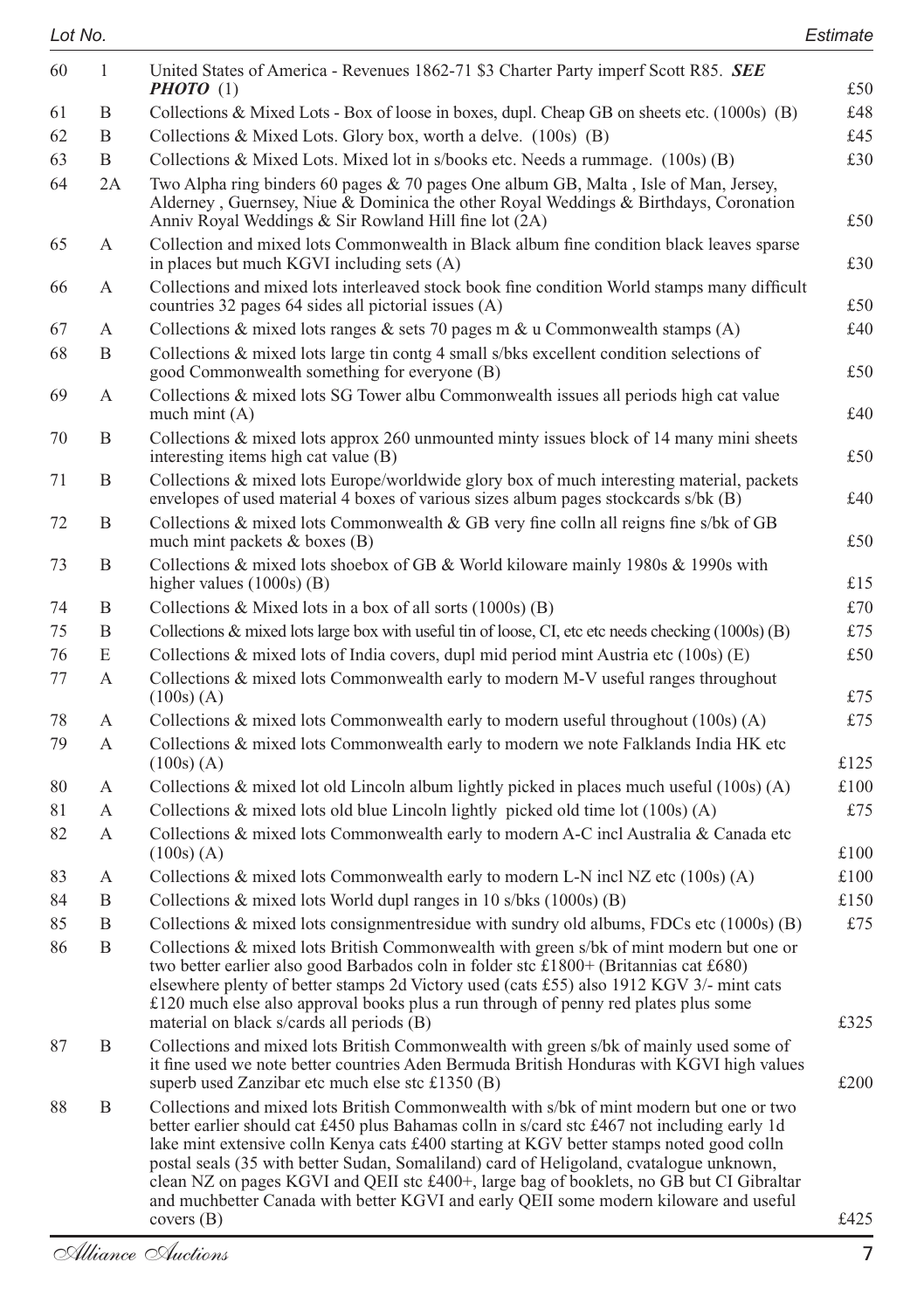| Lot No. | | | Estimate |
|---|---|---|---|
| 60 | 1 | United States of America - Revenues 1862-71 $3 Charter Party imperf Scott R85. ***SEE PHOTO*** (1) | £50 |
| 61 | B | Collections & Mixed Lots - Box of loose in boxes, dupl. Cheap GB on sheets etc. (1000s) (B) | £48 |
| 62 | B | Collections & Mixed Lots. Glory box, worth a delve. (100s) (B) | £45 |
| 63 | B | Collections & Mixed Lots. Mixed lot in s/books etc. Needs a rummage. (100s) (B) | £30 |
| 64 | 2A | Two Alpha ring binders 60 pages & 70 pages One album GB, Malta , Isle of Man, Jersey, Alderney , Guernsey, Niue & Dominica the other Royal Weddings & Birthdays, Coronation Anniv Royal Weddings & Sir Rowland Hill fine lot (2A) | £50 |
| 65 | A | Collection and mixed lots Commonwealth in Black album fine condition black leaves sparse in places but much KGVI including sets (A) | £30 |
| 66 | A | Collections and mixed lots interleaved stock book fine condition World stamps many difficult countries 32 pages 64 sides all pictorial issues (A) | £50 |
| 67 | A | Collections & mixed lots ranges & sets 70 pages m & u Commonwealth stamps (A) | £40 |
| 68 | B | Collections & mixed lots large tin contg 4 small s/bks excellent condition selections of good Commonwealth something for everyone (B) | £50 |
| 69 | A | Collections & mixed lots SG Tower albu Commonwealth issues all periods high cat value much mint (A) | £40 |
| 70 | B | Collections & mixed lots approx 260 unmounted minty issues block of 14 many mini sheets interesting items high cat value (B) | £50 |
| 71 | B | Collections & mixed lots Europe/worldwide glory box of much interesting material, packets envelopes of used material 4 boxes of various sizes album pages stockcards s/bk (B) | £40 |
| 72 | B | Collections & mixed lots Commonwealth & GB very fine colln all reigns fine s/bk of GB much mint packets & boxes (B) | £50 |
| 73 | B | Collections & mixed lots shoebox of GB & World kiloware mainly 1980s & 1990s with higher values (1000s) (B) | £15 |
| 74 | B | Collections & Mixed lots in a box of all sorts (1000s) (B) | £70 |
| 75 | B | Collections & mixed lots large box with useful tin of loose, CI, etc etc needs checking (1000s) (B) | £75 |
| 76 | E | Collections & mixed lots of India covers, dupl mid period mint Austria etc (100s) (E) | £50 |
| 77 | A | Collections & mixed lots Commonwealth early to modern M-V useful ranges throughout (100s) (A) | £75 |
| 78 | A | Collections & mixed lots Commonwealth early to modern useful throughout (100s) (A) | £75 |
| 79 | A | Collections & mixed lots Commonwealth early to modern we note Falklands India HK etc (100s) (A) | £125 |
| 80 | A | Collections & mixed lot old Lincoln album lightly picked in places much useful (100s) (A) | £100 |
| 81 | A | Collections & mixed lots old blue Lincoln lightly picked old time lot (100s) (A) | £75 |
| 82 | A | Collections & mixed lots Commonwealth early to modern A-C incl Australia & Canada etc (100s) (A) | £100 |
| 83 | A | Collections & mixed lots Commonwealth early to modern L-N incl NZ etc (100s) (A) | £100 |
| 84 | B | Collections & mixed lots World dupl ranges in 10 s/bks (1000s) (B) | £150 |
| 85 | B | Collections & mixed lots consignmentresidue with sundry old albums, FDCs etc (1000s) (B) | £75 |
| 86 | B | Collections & mixed lots British Commonwealth with green s/bk of mint modern but one or two better earlier also good Barbados coln in folder stc £1800+ (Britannias cat £680) elsewhere plenty of better stamps 2d Victory used (cats £55) also 1912 KGV 3/- mint cats £120 much else also approval books plus a run through of penny red plates plus some material on black s/cards all periods (B) | £325 |
| 87 | B | Collections and mixed lots British Commonwealth with green s/bk of mainly used some of it fine used we note better countries Aden Bermuda British Honduras with KGVI high values superb used Zanzibar etc much else stc £1350 (B) | £200 |
| 88 | B | Collections and mixed lots British Commonwealth with s/bk of mint modern but one or two better earlier should cat £450 plus Bahamas colln in s/card stc £467 not including early 1d lake mint extensive colln Kenya cats £400 starting at KGV better stamps noted good colln postal seals (35 with better Sudan, Somaliland) card of Heligoland, cvatalogue unknown, clean NZ on pages KGVI and QEII stc £400+, large bag of booklets, no GB but CI Gibraltar and muchbetter Canada with better KGVI and early QEII some modern kiloware and useful covers (B) | £425 |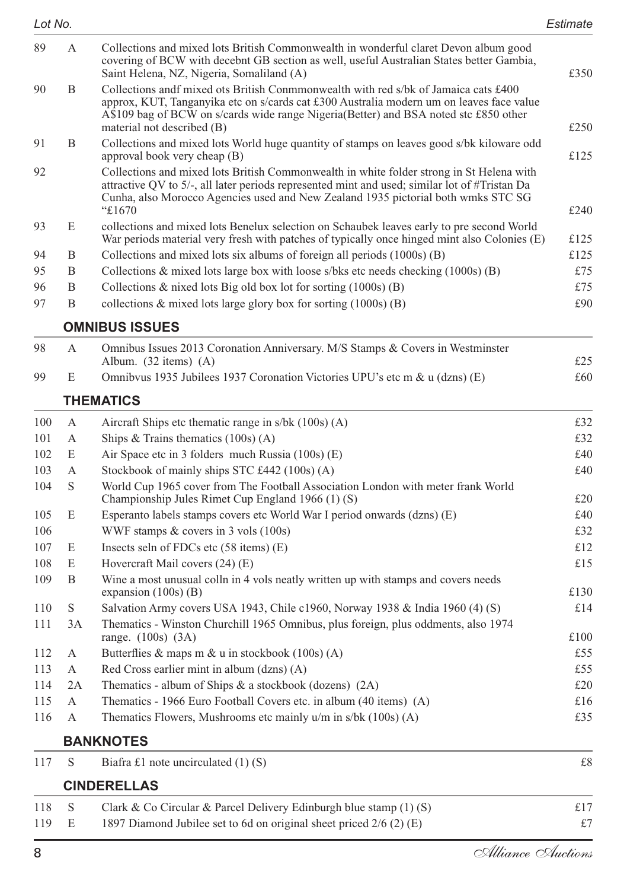| Lot No. | | | Estimate |
|---|---|---|---|
| 89 | A | Collections and mixed lots British Commonwealth in wonderful claret Devon album good covering of BCW with decebnt GB section as well, useful Australian States better Gambia, Saint Helena, NZ, Nigeria, Somaliland (A) | £350 |
| 90 | B | Collections andf mixed ots British Conmmonwealth with red s/bk of Jamaica cats £400 approx, KUT, Tanganyika etc on s/cards cat £300 Australia modern um on leaves face value A$109 bag of BCW on s/cards wide range Nigeria(Better) and BSA noted stc £850 other material not described (B) | £250 |
| 91 | B | Collections and mixed lots World huge quantity of stamps on leaves good s/bk kiloware odd approval book very cheap (B) | £125 |
| 92 | | Collections and mixed lots British Commonwealth in white folder strong in St Helena with attractive QV to 5/-, all later periods represented mint and used; similar lot of #Tristan Da Cunha, also Morocco Agencies used and New Zealand 1935 pictorial both wmks STC SG "£1670 | £240 |
| 93 | E | collections and mixed lots Benelux selection on Schaubek leaves early to pre second World War periods material very fresh with patches of typically once hinged mint also Colonies (E) | £125 |
| 94 | B | Collections and mixed lots six albums of foreign all periods (1000s) (B) | £125 |
| 95 | B | Collections & mixed lots large box with loose s/bks etc needs checking (1000s) (B) | £75 |
| 96 | B | Collections & nixed lots Big old box lot for sorting (1000s) (B) | £75 |
| 97 | B | collections & mixed lots large glory box for sorting (1000s) (B) | £90 |

## OMNIBUS ISSUES

| | | | |
|---|---|---|---|
| 98 | A | Omnibus Issues 2013 Coronation Anniversary. M/S Stamps & Covers in Westminster Album. (32 items) (A) | £25 |
| 99 | E | Omnibvus 1935 Jubilees 1937 Coronation Victories UPU's etc m & u (dzns) (E) | £60 |

## THEMATICS

| | | | |
|---|---|---|---|
| 100 | A | Aircraft Ships etc thematic range in s/bk (100s) (A) | £32 |
| 101 | A | Ships & Trains thematics (100s) (A) | £32 |
| 102 | E | Air Space etc in 3 folders much Russia (100s) (E) | £40 |
| 103 | A | Stockbook of mainly ships STC £442 (100s) (A) | £40 |
| 104 | S | World Cup 1965 cover from The Football Association London with meter frank World Championship Jules Rimet Cup England 1966 (1) (S) | £20 |
| 105 | E | Esperanto labels stamps covers etc World War I period onwards (dzns) (E) | £40 |
| 106 | | WWF stamps & covers in 3 vols (100s) | £32 |
| 107 | E | Insects seln of FDCs etc (58 items) (E) | £12 |
| 108 | E | Hovercraft Mail covers (24) (E) | £15 |
| 109 | B | Wine a most unusual colln in 4 vols neatly written up with stamps and covers needs expansion (100s) (B) | £130 |
| 110 | S | Salvation Army covers USA 1943, Chile c1960, Norway 1938 & India 1960 (4) (S) | £14 |
| 111 | 3A | Thematics - Winston Churchill 1965 Omnibus, plus foreign, plus oddments, also 1974 range. (100s) (3A) | £100 |
| 112 | A | Butterflies & maps m & u in stockbook (100s) (A) | £55 |
| 113 | A | Red Cross earlier mint in album (dzns) (A) | £55 |
| 114 | 2A | Thematics - album of Ships & a stockbook (dozens) (2A) | £20 |
| 115 | A | Thematics - 1966 Euro Football Covers etc. in album (40 items) (A) | £16 |
| 116 | A | Thematics Flowers, Mushrooms etc mainly u/m in s/bk (100s) (A) | £35 |

## BANKNOTES

| | | | |
|---|---|---|---|
| 117 | S | Biafra £1 note uncirculated (1) (S) | £8 |

## CINDERELLAS

| | | | |
|---|---|---|---|
| 118 | S | Clark & Co Circular & Parcel Delivery Edinburgh blue stamp (1) (S) | £17 |
| 119 | E | 1897 Diamond Jubilee set to 6d on original sheet priced 2/6 (2) (E) | £7 |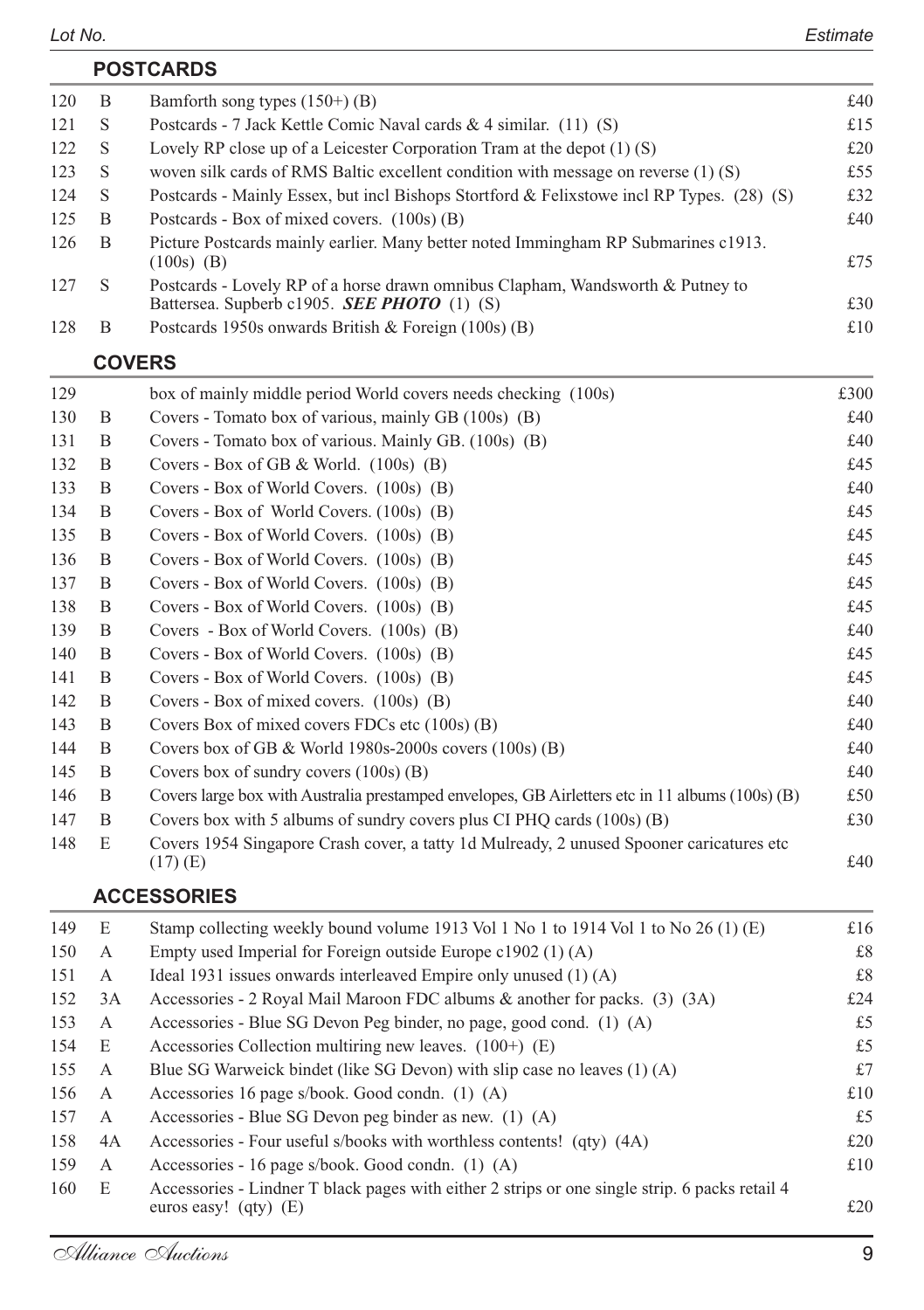| Lot No. | | | Estimate |
|---|---|---|---|

## POSTCARDS

| | | | |
|---|---|---|---|
| 120 | B | Bamforth song types (150+) (B) | £40 |
| 121 | S | Postcards - 7 Jack Kettle Comic Naval cards & 4 similar. (11) (S) | £15 |
| 122 | S | Lovely RP close up of a Leicester Corporation Tram at the depot (1) (S) | £20 |
| 123 | S | woven silk cards of RMS Baltic excellent condition with message on reverse (1) (S) | £55 |
| 124 | S | Postcards - Mainly Essex, but incl Bishops Stortford & Felixstowe incl RP Types. (28) (S) | £32 |
| 125 | B | Postcards - Box of mixed covers. (100s) (B) | £40 |
| 126 | B | Picture Postcards mainly earlier. Many better noted Immingham RP Submarines c1913. (100s) (B) | £75 |
| 127 | S | Postcards - Lovely RP of a horse drawn omnibus Clapham, Wandsworth & Putney to Battersea. Supberb c1905. ***SEE PHOTO*** (1) (S) | £30 |
| 128 | B | Postcards 1950s onwards British & Foreign (100s) (B) | £10 |

## COVERS

| | | | |
|---|---|---|---|
| 129 | | box of mainly middle period World covers needs checking (100s) | £300 |
| 130 | B | Covers - Tomato box of various, mainly GB (100s) (B) | £40 |
| 131 | B | Covers - Tomato box of various. Mainly GB. (100s) (B) | £40 |
| 132 | B | Covers - Box of GB & World. (100s) (B) | £45 |
| 133 | B | Covers - Box of World Covers. (100s) (B) | £40 |
| 134 | B | Covers - Box of World Covers. (100s) (B) | £45 |
| 135 | B | Covers - Box of World Covers. (100s) (B) | £45 |
| 136 | B | Covers - Box of World Covers. (100s) (B) | £45 |
| 137 | B | Covers - Box of World Covers. (100s) (B) | £45 |
| 138 | B | Covers - Box of World Covers. (100s) (B) | £45 |
| 139 | B | Covers - Box of World Covers. (100s) (B) | £40 |
| 140 | B | Covers - Box of World Covers. (100s) (B) | £45 |
| 141 | B | Covers - Box of World Covers. (100s) (B) | £45 |
| 142 | B | Covers - Box of mixed covers. (100s) (B) | £40 |
| 143 | B | Covers Box of mixed covers FDCs etc (100s) (B) | £40 |
| 144 | B | Covers box of GB & World 1980s-2000s covers (100s) (B) | £40 |
| 145 | B | Covers box of sundry covers (100s) (B) | £40 |
| 146 | B | Covers large box with Australia prestamped envelopes, GB Airletters etc in 11 albums (100s) (B) | £50 |
| 147 | B | Covers box with 5 albums of sundry covers plus CI PHQ cards (100s) (B) | £30 |
| 148 | E | Covers 1954 Singapore Crash cover, a tatty 1d Mulready, 2 unused Spooner caricatures etc (17) (E) | £40 |

## ACCESSORIES

| | | | |
|---|---|---|---|
| 149 | E | Stamp collecting weekly bound volume 1913 Vol 1 No 1 to 1914 Vol 1 to No 26 (1) (E) | £16 |
| 150 | A | Empty used Imperial for Foreign outside Europe c1902 (1) (A) | £8 |
| 151 | A | Ideal 1931 issues onwards interleaved Empire only unused (1) (A) | £8 |
| 152 | 3A | Accessories - 2 Royal Mail Maroon FDC albums & another for packs. (3) (3A) | £24 |
| 153 | A | Accessories - Blue SG Devon Peg binder, no page, good cond. (1) (A) | £5 |
| 154 | E | Accessories Collection multiring new leaves. (100+) (E) | £5 |
| 155 | A | Blue SG Warweick bindet (like SG Devon) with slip case no leaves (1) (A) | £7 |
| 156 | A | Accessories 16 page s/book. Good condn. (1) (A) | £10 |
| 157 | A | Accessories - Blue SG Devon peg binder as new. (1) (A) | £5 |
| 158 | 4A | Accessories - Four useful s/books with worthless contents! (qty) (4A) | £20 |
| 159 | A | Accessories - 16 page s/book. Good condn. (1) (A) | £10 |
| 160 | E | Accessories - Lindner T black pages with either 2 strips or one single strip. 6 packs retail 4 euros easy! (qty) (E) | £20 |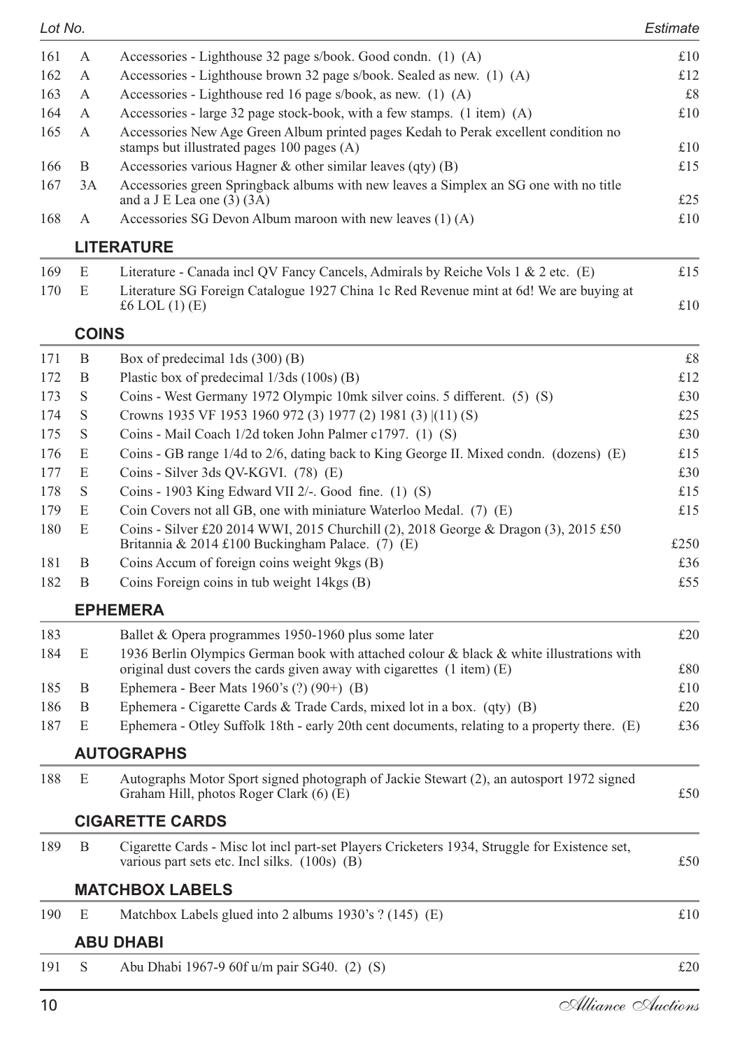| Lot No. | | | Estimate |
|---|---|---|---|
| 161 | A | Accessories - Lighthouse 32 page s/book. Good condn. (1) (A) | £10 |
| 162 | A | Accessories - Lighthouse brown 32 page s/book. Sealed as new. (1) (A) | £12 |
| 163 | A | Accessories - Lighthouse red 16 page s/book, as new. (1) (A) | £8 |
| 164 | A | Accessories - large 32 page stock-book, with a few stamps. (1 item) (A) | £10 |
| 165 | A | Accessories New Age Green Album printed pages Kedah to Perak excellent condition no stamps but illustrated pages 100 pages (A) | £10 |
| 166 | B | Accessories various Hagner & other similar leaves (qty) (B) | £15 |
| 167 | 3A | Accessories green Springback albums with new leaves a Simplex an SG one with no title and a J E Lea one (3) (3A) | £25 |
| 168 | A | Accessories SG Devon Album maroon with new leaves (1) (A) | £10 |

## LITERATURE

| | | | |
|---|---|---|---|
| 169 | E | Literature - Canada incl QV Fancy Cancels, Admirals by Reiche Vols 1 & 2 etc. (E) | £15 |
| 170 | E | Literature SG Foreign Catalogue 1927 China 1c Red Revenue mint at 6d! We are buying at £6 LOL (1) (E) | £10 |

## COINS

| | | | |
|---|---|---|---|
| 171 | B | Box of predecimal 1ds (300) (B) | £8 |
| 172 | B | Plastic box of predecimal 1/3ds (100s) (B) | £12 |
| 173 | S | Coins - West Germany 1972 Olympic 10mk silver coins. 5 different. (5) (S) | £30 |
| 174 | S | Crowns 1935 VF 1953 1960 972 (3) 1977 (2) 1981 (3) \|(11) (S) | £25 |
| 175 | S | Coins - Mail Coach 1/2d token John Palmer c1797. (1) (S) | £30 |
| 176 | E | Coins - GB range 1/4d to 2/6, dating back to King George II. Mixed condn. (dozens) (E) | £15 |
| 177 | E | Coins - Silver 3ds QV-KGVI. (78) (E) | £30 |
| 178 | S | Coins - 1903 King Edward VII 2/-. Good fine. (1) (S) | £15 |
| 179 | E | Coin Covers not all GB, one with miniature Waterloo Medal. (7) (E) | £15 |
| 180 | E | Coins - Silver £20 2014 WWI, 2015 Churchill (2), 2018 George & Dragon (3), 2015 £50 Britannia & 2014 £100 Buckingham Palace. (7) (E) | £250 |
| 181 | B | Coins Accum of foreign coins weight 9kgs (B) | £36 |
| 182 | B | Coins Foreign coins in tub weight 14kgs (B) | £55 |

## EPHEMERA

| | | | |
|---|---|---|---|
| 183 | | Ballet & Opera programmes 1950-1960 plus some later | £20 |
| 184 | E | 1936 Berlin Olympics German book with attached colour & black & white illustrations with original dust covers the cards given away with cigarettes (1 item) (E) | £80 |
| 185 | B | Ephemera - Beer Mats 1960's (?) (90+) (B) | £10 |
| 186 | B | Ephemera - Cigarette Cards & Trade Cards, mixed lot in a box. (qty) (B) | £20 |
| 187 | E | Ephemera - Otley Suffolk 18th - early 20th cent documents, relating to a property there. (E) | £36 |

## AUTOGRAPHS

| | | | |
|---|---|---|---|
| 188 | E | Autographs Motor Sport signed photograph of Jackie Stewart (2), an autosport 1972 signed Graham Hill, photos Roger Clark (6) (E) | £50 |

## CIGARETTE CARDS

| | | | |
|---|---|---|---|
| 189 | B | Cigarette Cards - Misc lot incl part-set Players Cricketers 1934, Struggle for Existence set, various part sets etc. Incl silks. (100s) (B) | £50 |

## MATCHBOX LABELS

| | | | |
|---|---|---|---|
| 190 | E | Matchbox Labels glued into 2 albums 1930's ? (145) (E) | £10 |

## ABU DHABI

| | | | |
|---|---|---|---|
| 191 | S | Abu Dhabi 1967-9 60f u/m pair SG40. (2) (S) | £20 |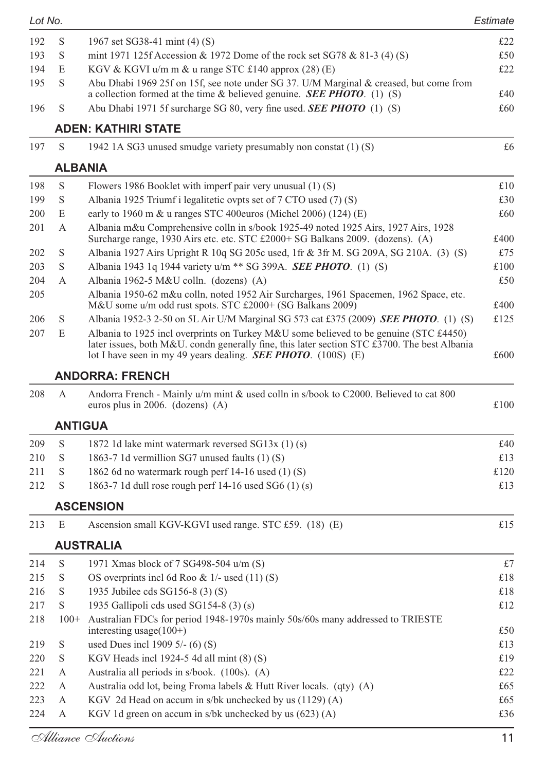| Lot No. | | | Estimate |
|---|---|---|---|
| 192 | S | 1967 set SG38-41 mint (4) (S) | £22 |
| 193 | S | mint 1971 125f Accession & 1972 Dome of the rock set SG78 & 81-3 (4) (S) | £50 |
| 194 | E | KGV & KGVI u/m m & u range STC £140 approx (28) (E) | £22 |
| 195 | S | Abu Dhabi 1969 25f on 15f, see note under SG 37. U/M Marginal & creased, but come from a collection formed at the time & believed genuine. ***SEE PHOTO***. (1) (S) | £40 |
| 196 | S | Abu Dhabi 1971 5f surcharge SG 80, very fine used. ***SEE PHOTO*** (1) (S) | £60 |

## ADEN: KATHIRI STATE

| | | | |
|---|---|---|---|
| 197 | S | 1942 1A SG3 unused smudge variety presumably non constat (1) (S) | £6 |

## ALBANIA

| | | | |
|---|---|---|---|
| 198 | S | Flowers 1986 Booklet with imperf pair very unusual (1) (S) | £10 |
| 199 | S | Albania 1925 Triumf i legalitetic ovpts set of 7 CTO used (7) (S) | £30 |
| 200 | E | early to 1960 m & u ranges STC 400euros (Michel 2006) (124) (E) | £60 |
| 201 | A | Albania m&u Comprehensive colln in s/book 1925-49 noted 1925 Airs, 1927 Airs, 1928 Surcharge range, 1930 Airs etc. etc. STC £2000+ SG Balkans 2009. (dozens). (A) | £400 |
| 202 | S | Albania 1927 Airs Upright R 10q SG 205c used, 1fr & 3fr M. SG 209A, SG 210A. (3) (S) | £75 |
| 203 | S | Albania 1943 1q 1944 variety u/m ** SG 399A. ***SEE PHOTO***. (1) (S) | £100 |
| 204 | A | Albania 1962-5 M&U colln. (dozens) (A) | £50 |
| 205 | | Albania 1950-62 m&u colln, noted 1952 Air Surcharges, 1961 Spacemen, 1962 Space, etc. M&U some u/m odd rust spots. STC £2000+ (SG Balkans 2009) | £400 |
| 206 | S | Albania 1952-3 2-50 on 5L Air U/M Marginal SG 573 cat £375 (2009) ***SEE PHOTO***. (1) (S) | £125 |
| 207 | E | Albania to 1925 incl overprints on Turkey M&U some believed to be genuine (STC £4450) later issues, both M&U. condn generally fine, this later section STC £3700. The best Albania lot I have seen in my 49 years dealing. ***SEE PHOTO***. (100S) (E) | £600 |

## ANDORRA: FRENCH

| | | | |
|---|---|---|---|
| 208 | A | Andorra French - Mainly u/m mint & used colln in s/book to C2000. Believed to cat 800 euros plus in 2006. (dozens) (A) | £100 |

## ANTIGUA

| | | | |
|---|---|---|---|
| 209 | S | 1872 1d lake mint watermark reversed SG13x (1) (s) | £40 |
| 210 | S | 1863-7 1d vermillion SG7 unused faults (1) (S) | £13 |
| 211 | S | 1862 6d no watermark rough perf 14-16 used (1) (S) | £120 |
| 212 | S | 1863-7 1d dull rose rough perf 14-16 used SG6 (1) (s) | £13 |

## ASCENSION

| | | | |
|---|---|---|---|
| 213 | E | Ascension small KGV-KGVI used range. STC £59. (18) (E) | £15 |

## AUSTRALIA

| | | | |
|---|---|---|---|
| 214 | S | 1971 Xmas block of 7 SG498-504 u/m (S) | £7 |
| 215 | S | OS overprints incl 6d Roo & 1/- used (11) (S) | £18 |
| 216 | S | 1935 Jubilee cds SG156-8 (3) (S) | £18 |
| 217 | S | 1935 Gallipoli cds used SG154-8 (3) (s) | £12 |
| 218 | 100+ | Australian FDCs for period 1948-1970s mainly 50s/60s many addressed to TRIESTE interesting usage(100+) | £50 |
| 219 | S | used Dues incl 1909 5/- (6) (S) | £13 |
| 220 | S | KGV Heads incl 1924-5 4d all mint (8) (S) | £19 |
| 221 | A | Australia all periods in s/book. (100s). (A) | £22 |
| 222 | A | Australia odd lot, being Froma labels & Hutt River locals. (qty) (A) | £65 |
| 223 | A | KGV 2d Head on accum in s/bk unchecked by us (1129) (A) | £65 |
| 224 | A | KGV 1d green on accum in s/bk unchecked by us (623) (A) | £36 |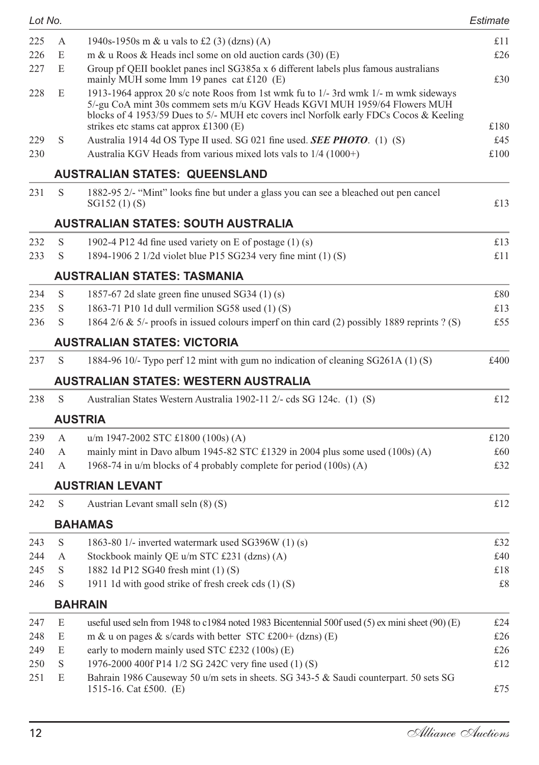| Lot No. | | | Estimate |
|---|---|---|---|
| 225 | A | 1940s-1950s m & u vals to £2 (3) (dzns) (A) | £11 |
| 226 | E | m & u Roos & Heads incl some on old auction cards (30) (E) | £26 |
| 227 | E | Group pf QEII booklet panes incl SG385a x 6 different labels plus famous australians mainly MUH some lmm 19 panes cat £120 (E) | £30 |
| 228 | E | 1913-1964 approx 20 s/c note Roos from 1st wmk fu to 1/- 3rd wmk 1/- m wmk sideways 5/-gu CoA mint 30s commem sets m/u KGV Heads KGVI MUH 1959/64 Flowers MUH blocks of 4 1953/59 Dues to 5/- MUH etc covers incl Norfolk early FDCs Cocos & Keeling strikes etc stams cat approx £1300 (E) | £180 |
| 229 | S | Australia 1914 4d OS Type II used. SG 021 fine used. ***SEE PHOTO***. (1) (S) | £45 |
| 230 | | Australia KGV Heads from various mixed lots vals to 1/4 (1000+) | £100 |

## AUSTRALIAN STATES: QUEENSLAND

| | | | |
|---|---|---|---|
| 231 | S | 1882-95 2/- “Mint” looks fine but under a glass you can see a bleached out pen cancel SG152 (1) (S) | £13 |

## AUSTRALIAN STATES: SOUTH AUSTRALIA

| | | | |
|---|---|---|---|
| 232 | S | 1902-4 P12 4d fine used variety on E of postage (1) (s) | £13 |
| 233 | S | 1894-1906 2 1/2d violet blue P15 SG234 very fine mint (1) (S) | £11 |

## AUSTRALIAN STATES: TASMANIA

| | | | |
|---|---|---|---|
| 234 | S | 1857-67 2d slate green fine unused SG34 (1) (s) | £80 |
| 235 | S | 1863-71 P10 1d dull vermilion SG58 used (1) (S) | £13 |
| 236 | S | 1864 2/6 & 5/- proofs in issued colours imperf on thin card (2) possibly 1889 reprints ? (S) | £55 |

## AUSTRALIAN STATES: VICTORIA

| | | | |
|---|---|---|---|
| 237 | S | 1884-96 10/- Typo perf 12 mint with gum no indication of cleaning SG261A (1) (S) | £400 |

## AUSTRALIAN STATES: WESTERN AUSTRALIA

| | | | |
|---|---|---|---|
| 238 | S | Australian States Western Australia 1902-11 2/- cds SG 124c. (1) (S) | £12 |

## AUSTRIA

| | | | |
|---|---|---|---|
| 239 | A | u/m 1947-2002 STC £1800 (100s) (A) | £120 |
| 240 | A | mainly mint in Davo album 1945-82 STC £1329 in 2004 plus some used (100s) (A) | £60 |
| 241 | A | 1968-74 in u/m blocks of 4 probably complete for period (100s) (A) | £32 |

## AUSTRIAN LEVANT

| | | | |
|---|---|---|---|
| 242 | S | Austrian Levant small seln (8) (S) | £12 |

## BAHAMAS

| | | | |
|---|---|---|---|
| 243 | S | 1863-80 1/- inverted watermark used SG396W (1) (s) | £32 |
| 244 | A | Stockbook mainly QE u/m STC £231 (dzns) (A) | £40 |
| 245 | S | 1882 1d P12 SG40 fresh mint (1) (S) | £18 |
| 246 | S | 1911 1d with good strike of fresh creek cds (1) (S) | £8 |

## BAHRAIN

| | | | |
|---|---|---|---|
| 247 | E | useful used seln from 1948 to c1984 noted 1983 Bicentennial 500f used (5) ex mini sheet (90) (E) | £24 |
| 248 | E | m & u on pages & s/cards with better STC £200+ (dzns) (E) | £26 |
| 249 | E | early to modern mainly used STC £232 (100s) (E) | £26 |
| 250 | S | 1976-2000 400f P14 1/2 SG 242C very fine used (1) (S) | £12 |
| 251 | E | Bahrain 1986 Causeway 50 u/m sets in sheets. SG 343-5 & Saudi counterpart. 50 sets SG 1515-16. Cat £500. (E) | £75 |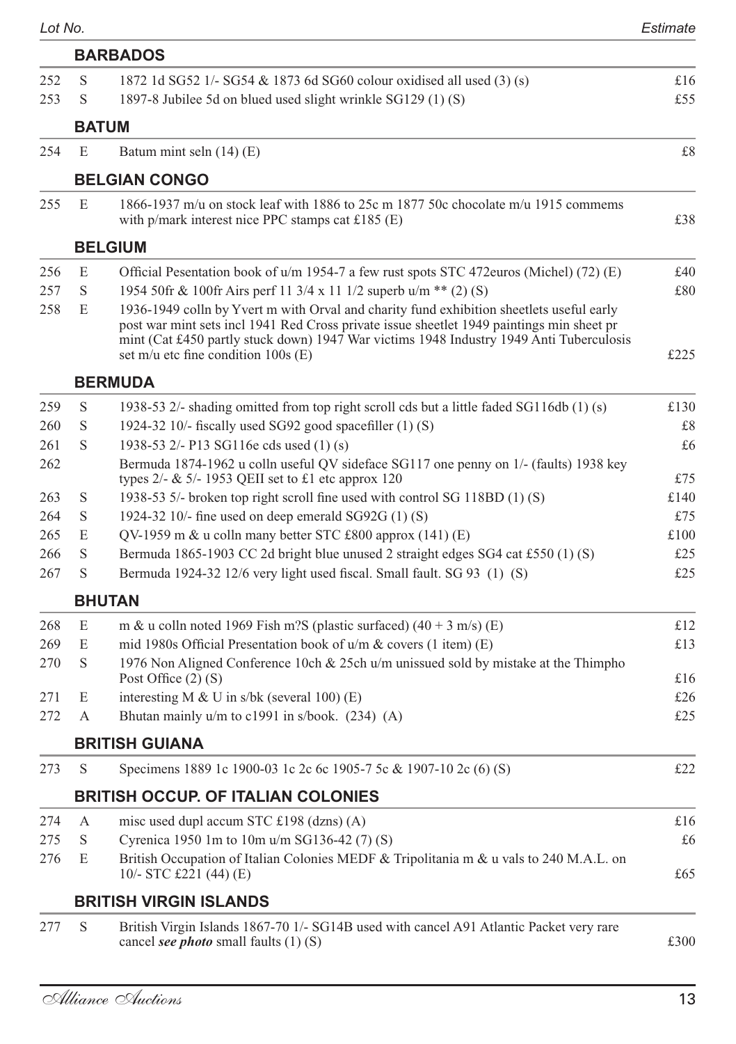| Lot No. | | | Estimate |
|---|---|---|---|
| | | **BARBADOS** | |
| 252 | S | 1872 1d SG52 1/- SG54 & 1873 6d SG60 colour oxidised all used (3) (s) | £16 |
| 253 | S | 1897-8 Jubilee 5d on blued used slight wrinkle SG129 (1) (S) | £55 |
| | | **BATUM** | |
| 254 | E | Batum mint seln (14) (E) | £8 |
| | | **BELGIAN CONGO** | |
| 255 | E | 1866-1937 m/u on stock leaf with 1886 to 25c m 1877 50c chocolate m/u 1915 commems with p/mark interest nice PPC stamps cat £185 (E) | £38 |
| | | **BELGIUM** | |
| 256 | E | Official Pesentation book of u/m 1954-7 a few rust spots STC 472euros (Michel) (72) (E) | £40 |
| 257 | S | 1954 50fr & 100fr Airs perf 11 3/4 x 11 1/2 superb u/m ** (2) (S) | £80 |
| 258 | E | 1936-1949 colln by Yvert m with Orval and charity fund exhibition sheetlets useful early post war mint sets incl 1941 Red Cross private issue sheetlet 1949 paintings min sheet pr mint (Cat £450 partly stuck down) 1947 War victims 1948 Industry 1949 Anti Tuberculosis set m/u etc fine condition 100s (E) | £225 |
| | | **BERMUDA** | |
| 259 | S | 1938-53 2/- shading omitted from top right scroll cds but a little faded SG116db (1) (s) | £130 |
| 260 | S | 1924-32 10/- fiscally used SG92 good spacefiller (1) (S) | £8 |
| 261 | S | 1938-53 2/- P13 SG116e cds used (1) (s) | £6 |
| 262 | | Bermuda 1874-1962 u colln useful QV sideface SG117 one penny on 1/- (faults) 1938 key types 2/- & 5/- 1953 QEII set to £1 etc approx 120 | £75 |
| 263 | S | 1938-53 5/- broken top right scroll fine used with control SG 118BD (1) (S) | £140 |
| 264 | S | 1924-32 10/- fine used on deep emerald SG92G (1) (S) | £75 |
| 265 | E | QV-1959 m & u colln many better STC £800 approx (141) (E) | £100 |
| 266 | S | Bermuda 1865-1903 CC 2d bright blue unused 2 straight edges SG4 cat £550 (1) (S) | £25 |
| 267 | S | Bermuda 1924-32 12/6 very light used fiscal. Small fault. SG 93 (1) (S) | £25 |
| | | **BHUTAN** | |
| 268 | E | m & u colln noted 1969 Fish m?S (plastic surfaced) (40 + 3 m/s) (E) | £12 |
| 269 | E | mid 1980s Official Presentation book of u/m & covers (1 item) (E) | £13 |
| 270 | S | 1976 Non Aligned Conference 10ch & 25ch u/m unissued sold by mistake at the Thimpho Post Office (2) (S) | £16 |
| 271 | E | interesting M & U in s/bk (several 100) (E) | £26 |
| 272 | A | Bhutan mainly u/m to c1991 in s/book. (234) (A) | £25 |
| | | **BRITISH GUIANA** | |
| 273 | S | Specimens 1889 1c 1900-03 1c 2c 6c 1905-7 5c & 1907-10 2c (6) (S) | £22 |
| | | **BRITISH OCCUP. OF ITALIAN COLONIES** | |
| 274 | A | misc used dupl accum STC £198 (dzns) (A) | £16 |
| 275 | S | Cyrenica 1950 1m to 10m u/m SG136-42 (7) (S) | £6 |
| 276 | E | British Occupation of Italian Colonies MEDF & Tripolitania m & u vals to 240 M.A.L. on 10/- STC £221 (44) (E) | £65 |
| | | **BRITISH VIRGIN ISLANDS** | |
| 277 | S | British Virgin Islands 1867-70 1/- SG14B used with cancel A91 Atlantic Packet very rare cancel ***see photo*** small faults (1) (S) | £300 |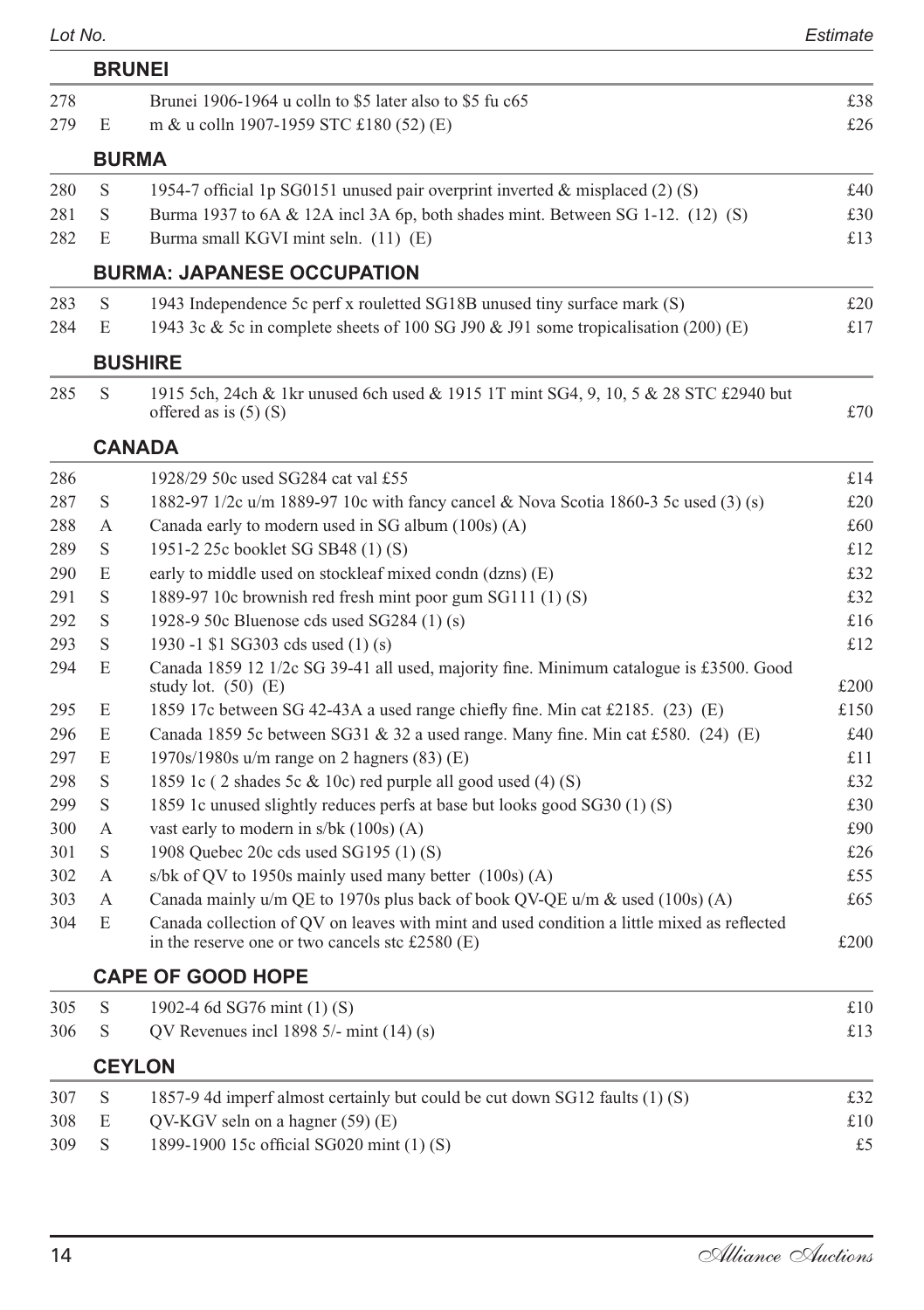| Lot No. | | | Estimate |
|---|---|---|---|
| | **BRUNEI** | | |
| 278 | | Brunei 1906-1964 u colln to $5 later also to $5 fu c65 | £38 |
| 279 | E | m & u colln 1907-1959 STC £180 (52) (E) | £26 |
| | **BURMA** | | |
| 280 | S | 1954-7 official 1p SG0151 unused pair overprint inverted & misplaced (2) (S) | £40 |
| 281 | S | Burma 1937 to 6A & 12A incl 3A 6p, both shades mint. Between SG 1-12. (12) (S) | £30 |
| 282 | E | Burma small KGVI mint seln. (11) (E) | £13 |
| | **BURMA: JAPANESE OCCUPATION** | | |
| 283 | S | 1943 Independence 5c perf x rouletted SG18B unused tiny surface mark (S) | £20 |
| 284 | E | 1943 3c & 5c in complete sheets of 100 SG J90 & J91 some tropicalisation (200) (E) | £17 |
| | **BUSHIRE** | | |
| 285 | S | 1915 5ch, 24ch & 1kr unused 6ch used & 1915 1T mint SG4, 9, 10, 5 & 28 STC £2940 but offered as is (5) (S) | £70 |
| | **CANADA** | | |
| 286 | | 1928/29 50c used SG284 cat val £55 | £14 |
| 287 | S | 1882-97 1/2c u/m 1889-97 10c with fancy cancel & Nova Scotia 1860-3 5c used (3) (s) | £20 |
| 288 | A | Canada early to modern used in SG album (100s) (A) | £60 |
| 289 | S | 1951-2 25c booklet SG SB48 (1) (S) | £12 |
| 290 | E | early to middle used on stockleaf mixed condn (dzns) (E) | £32 |
| 291 | S | 1889-97 10c brownish red fresh mint poor gum SG111 (1) (S) | £32 |
| 292 | S | 1928-9 50c Bluenose cds used SG284 (1) (s) | £16 |
| 293 | S | 1930 -1 $1 SG303 cds used (1) (s) | £12 |
| 294 | E | Canada 1859 12 1/2c SG 39-41 all used, majority fine. Minimum catalogue is £3500. Good study lot. (50) (E) | £200 |
| 295 | E | 1859 17c between SG 42-43A a used range chiefly fine. Min cat £2185. (23) (E) | £150 |
| 296 | E | Canada 1859 5c between SG31 & 32 a used range. Many fine. Min cat £580. (24) (E) | £40 |
| 297 | E | 1970s/1980s u/m range on 2 hagners (83) (E) | £11 |
| 298 | S | 1859 1c ( 2 shades 5c & 10c) red purple all good used (4) (S) | £32 |
| 299 | S | 1859 1c unused slightly reduces perfs at base but looks good SG30 (1) (S) | £30 |
| 300 | A | vast early to modern in s/bk (100s) (A) | £90 |
| 301 | S | 1908 Quebec 20c cds used SG195 (1) (S) | £26 |
| 302 | A | s/bk of QV to 1950s mainly used many better (100s) (A) | £55 |
| 303 | A | Canada mainly u/m QE to 1970s plus back of book QV-QE u/m & used (100s) (A) | £65 |
| 304 | E | Canada collection of QV on leaves with mint and used condition a little mixed as reflected in the reserve one or two cancels stc £2580 (E) | £200 |
| | **CAPE OF GOOD HOPE** | | |
| 305 | S | 1902-4 6d SG76 mint (1) (S) | £10 |
| 306 | S | QV Revenues incl 1898 5/- mint (14) (s) | £13 |
| | **CEYLON** | | |
| 307 | S | 1857-9 4d imperf almost certainly but could be cut down SG12 faults (1) (S) | £32 |
| 308 | E | QV-KGV seln on a hagner (59) (E) | £10 |
| 309 | S | 1899-1900 15c official SG020 mint (1) (S) | £5 |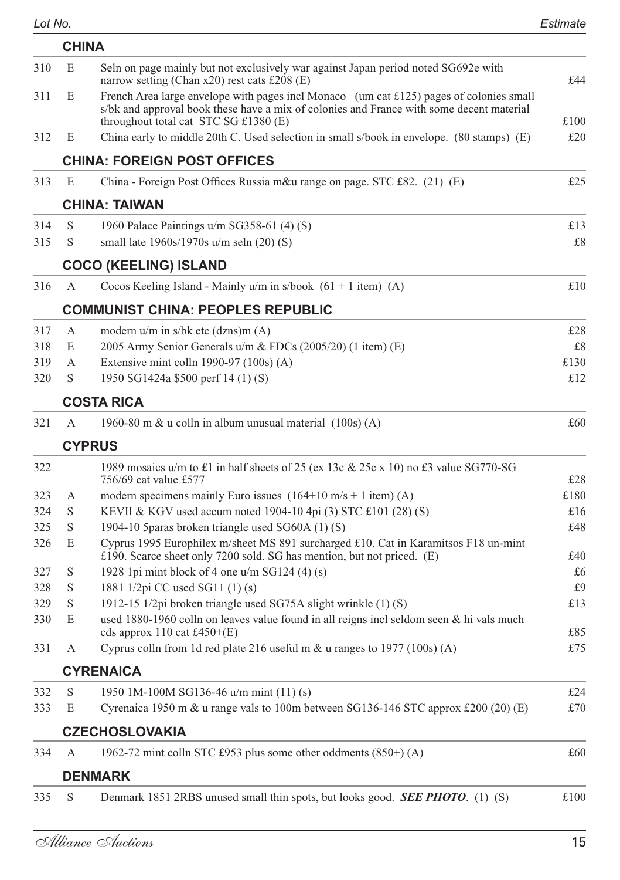| Lot No. | | | Estimate |
|---|---|---|---|
| | | **CHINA** | |
| 310 | E | Seln on page mainly but not exclusively war against Japan period noted SG692e with narrow setting (Chan x20) rest cats £208 (E) | £44 |
| 311 | E | French Area large envelope with pages incl Monaco (um cat £125) pages of colonies small s/bk and approval book these have a mix of colonies and France with some decent material throughout total cat STC SG £1380 (E) | £100 |
| 312 | E | China early to middle 20th C. Used selection in small s/book in envelope. (80 stamps) (E) | £20 |
| | | **CHINA: FOREIGN POST OFFICES** | |
| 313 | E | China - Foreign Post Offices Russia m&u range on page. STC £82. (21) (E) | £25 |
| | | **CHINA: TAIWAN** | |
| 314 | S | 1960 Palace Paintings u/m SG358-61 (4) (S) | £13 |
| 315 | S | small late 1960s/1970s u/m seln (20) (S) | £8 |
| | | **COCO (KEELING) ISLAND** | |
| 316 | A | Cocos Keeling Island - Mainly u/m in s/book (61 + 1 item) (A) | £10 |
| | | **COMMUNIST CHINA: PEOPLES REPUBLIC** | |
| 317 | A | modern u/m in s/bk etc (dzns)m (A) | £28 |
| 318 | E | 2005 Army Senior Generals u/m & FDCs (2005/20) (1 item) (E) | £8 |
| 319 | A | Extensive mint colln 1990-97 (100s) (A) | £130 |
| 320 | S | 1950 SG1424a $500 perf 14 (1) (S) | £12 |
| | | **COSTA RICA** | |
| 321 | A | 1960-80 m & u colln in album unusual material (100s) (A) | £60 |
| | | **CYPRUS** | |
| 322 | | 1989 mosaics u/m to £1 in half sheets of 25 (ex 13c & 25c x 10) no £3 value SG770-SG 756/69 cat value £577 | £28 |
| 323 | A | modern specimens mainly Euro issues (164+10 m/s + 1 item) (A) | £180 |
| 324 | S | KEVII & KGV used accum noted 1904-10 4pi (3) STC £101 (28) (S) | £16 |
| 325 | S | 1904-10 5paras broken triangle used SG60A (1) (S) | £48 |
| 326 | E | Cyprus 1995 Europhilex m/sheet MS 891 surcharged £10. Cat in Karamitsos F18 un-mint £190. Scarce sheet only 7200 sold. SG has mention, but not priced. (E) | £40 |
| 327 | S | 1928 1pi mint block of 4 one u/m SG124 (4) (s) | £6 |
| 328 | S | 1881 1/2pi CC used SG11 (1) (s) | £9 |
| 329 | S | 1912-15 1/2pi broken triangle used SG75A slight wrinkle (1) (S) | £13 |
| 330 | E | used 1880-1960 colln on leaves value found in all reigns incl seldom seen & hi vals much cds approx 110 cat £450+(E) | £85 |
| 331 | A | Cyprus colln from 1d red plate 216 useful m & u ranges to 1977 (100s) (A) | £75 |
| | | **CYRENAICA** | |
| 332 | S | 1950 1M-100M SG136-46 u/m mint (11) (s) | £24 |
| 333 | E | Cyrenaica 1950 m & u range vals to 100m between SG136-146 STC approx £200 (20) (E) | £70 |
| | | **CZECHOSLOVAKIA** | |
| 334 | A | 1962-72 mint colln STC £953 plus some other oddments (850+) (A) | £60 |
| | | **DENMARK** | |
| 335 | S | Denmark 1851 2RBS unused small thin spots, but looks good. ***SEE PHOTO***. (1) (S) | £100 |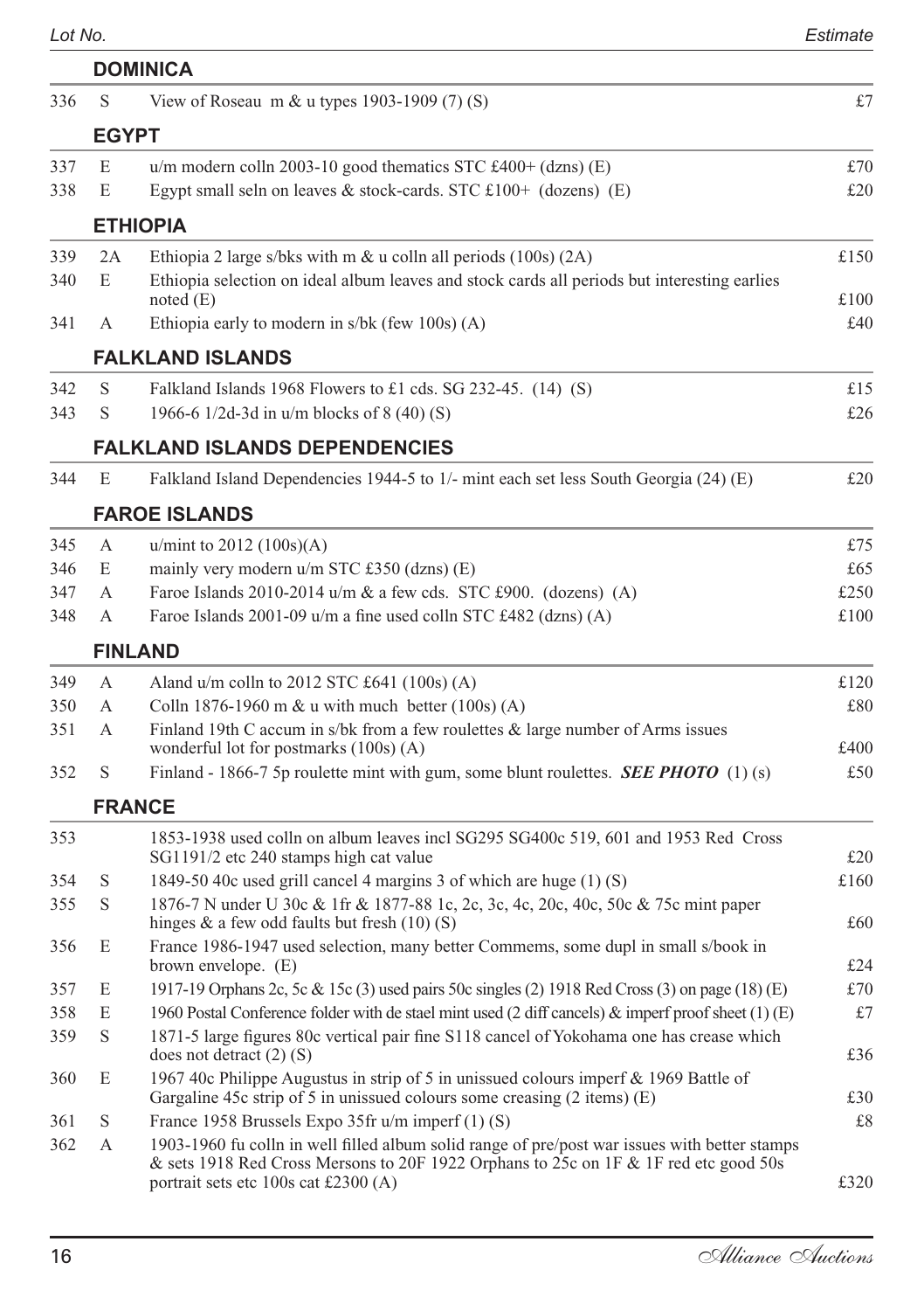| Lot No. | | | Estimate |
|---|---|---|---|
| | | **DOMINICA** | |
| 336 | S | View of Roseau m & u types 1903-1909 (7) (S) | £7 |
| | | **EGYPT** | |
| 337 | E | u/m modern colln 2003-10 good thematics STC £400+ (dzns) (E) | £70 |
| 338 | E | Egypt small seln on leaves & stock-cards. STC £100+ (dozens) (E) | £20 |
| | | **ETHIOPIA** | |
| 339 | 2A | Ethiopia 2 large s/bks with m & u colln all periods (100s) (2A) | £150 |
| 340 | E | Ethiopia selection on ideal album leaves and stock cards all periods but interesting earlies noted (E) | £100 |
| 341 | A | Ethiopia early to modern in s/bk (few 100s) (A) | £40 |
| | | **FALKLAND ISLANDS** | |
| 342 | S | Falkland Islands 1968 Flowers to £1 cds. SG 232-45. (14) (S) | £15 |
| 343 | S | 1966-6 1/2d-3d in u/m blocks of 8 (40) (S) | £26 |
| | | **FALKLAND ISLANDS DEPENDENCIES** | |
| 344 | E | Falkland Island Dependencies 1944-5 to 1/- mint each set less South Georgia (24) (E) | £20 |
| | | **FAROE ISLANDS** | |
| 345 | A | u/mint to 2012 (100s)(A) | £75 |
| 346 | E | mainly very modern u/m STC £350 (dzns) (E) | £65 |
| 347 | A | Faroe Islands 2010-2014 u/m & a few cds. STC £900. (dozens) (A) | £250 |
| 348 | A | Faroe Islands 2001-09 u/m a fine used colln STC £482 (dzns) (A) | £100 |
| | | **FINLAND** | |
| 349 | A | Aland u/m colln to 2012 STC £641 (100s) (A) | £120 |
| 350 | A | Colln 1876-1960 m & u with much better (100s) (A) | £80 |
| 351 | A | Finland 19th C accum in s/bk from a few roulettes & large number of Arms issues wonderful lot for postmarks (100s) (A) | £400 |
| 352 | S | Finland - 1866-7 5p roulette mint with gum, some blunt roulettes. ***SEE PHOTO*** (1) (s) | £50 |
| | | **FRANCE** | |
| 353 | | 1853-1938 used colln on album leaves incl SG295 SG400c 519, 601 and 1953 Red Cross SG1191/2 etc 240 stamps high cat value | £20 |
| 354 | S | 1849-50 40c used grill cancel 4 margins 3 of which are huge (1) (S) | £160 |
| 355 | S | 1876-7 N under U 30c & 1fr & 1877-88 1c, 2c, 3c, 4c, 20c, 40c, 50c & 75c mint paper hinges & a few odd faults but fresh (10) (S) | £60 |
| 356 | E | France 1986-1947 used selection, many better Commems, some dupl in small s/book in brown envelope. (E) | £24 |
| 357 | E | 1917-19 Orphans 2c, 5c & 15c (3) used pairs 50c singles (2) 1918 Red Cross (3) on page (18) (E) | £70 |
| 358 | E | 1960 Postal Conference folder with de stael mint used (2 diff cancels) & imperf proof sheet (1) (E) | £7 |
| 359 | S | 1871-5 large figures 80c vertical pair fine S118 cancel of Yokohama one has crease which does not detract (2) (S) | £36 |
| 360 | E | 1967 40c Philippe Augustus in strip of 5 in unissued colours imperf & 1969 Battle of Gargaline 45c strip of 5 in unissued colours some creasing (2 items) (E) | £30 |
| 361 | S | France 1958 Brussels Expo 35fr u/m imperf (1) (S) | £8 |
| 362 | A | 1903-1960 fu colln in well filled album solid range of pre/post war issues with better stamps & sets 1918 Red Cross Mersons to 20F 1922 Orphans to 25c on 1F & 1F red etc good 50s portrait sets etc 100s cat £2300 (A) | £320 |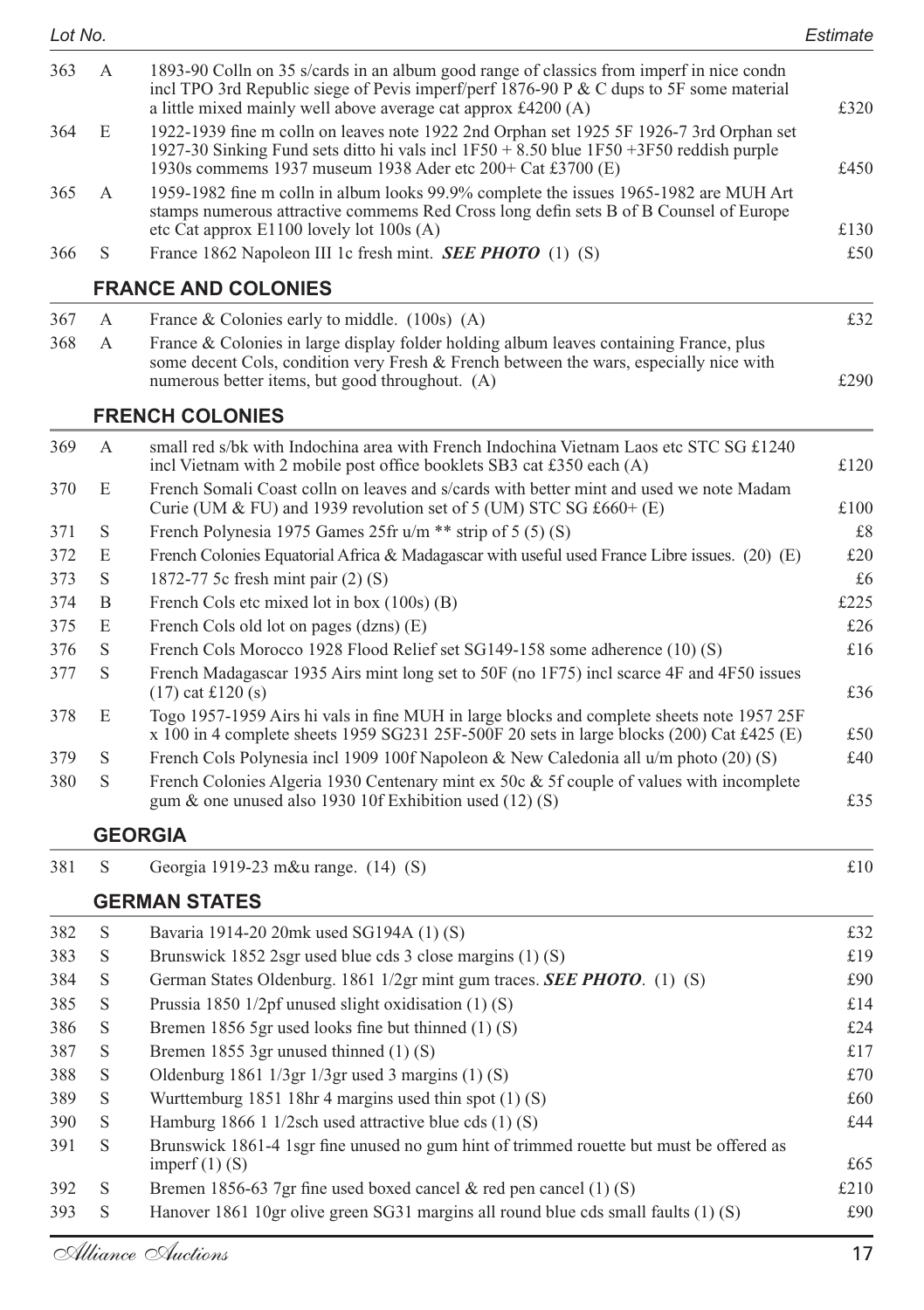| Lot No. | | | Estimate |
|---|---|---|---|
| 363 | A | 1893-90 Colln on 35 s/cards in an album good range of classics from imperf in nice condn incl TPO 3rd Republic siege of Pevis imperf/perf 1876-90 P & C dups to 5F some material a little mixed mainly well above average cat approx £4200 (A) | £320 |
| 364 | E | 1922-1939 fine m colln on leaves note 1922 2nd Orphan set 1925 5F 1926-7 3rd Orphan set 1927-30 Sinking Fund sets ditto hi vals incl 1F50 + 8.50 blue 1F50 +3F50 reddish purple 1930s commems 1937 museum 1938 Ader etc 200+ Cat £3700 (E) | £450 |
| 365 | A | 1959-1982 fine m colln in album looks 99.9% complete the issues 1965-1982 are MUH Art stamps numerous attractive commems Red Cross long defin sets B of B Counsel of Europe etc Cat approx E1100 lovely lot 100s (A) | £130 |
| 366 | S | France 1862 Napoleon III 1c fresh mint. ***SEE PHOTO*** (1) (S) | £50 |

## FRANCE AND COLONIES

| | | | |
|---|---|---|---|
| 367 | A | France & Colonies early to middle. (100s) (A) | £32 |
| 368 | A | France & Colonies in large display folder holding album leaves containing France, plus some decent Cols, condition very Fresh & French between the wars, especially nice with numerous better items, but good throughout. (A) | £290 |

## FRENCH COLONIES

| | | | |
|---|---|---|---|
| 369 | A | small red s/bk with Indochina area with French Indochina Vietnam Laos etc STC SG £1240 incl Vietnam with 2 mobile post office booklets SB3 cat £350 each (A) | £120 |
| 370 | E | French Somali Coast colln on leaves and s/cards with better mint and used we note Madam Curie (UM & FU) and 1939 revolution set of 5 (UM) STC SG £660+ (E) | £100 |
| 371 | S | French Polynesia 1975 Games 25fr u/m ** strip of 5 (5) (S) | £8 |
| 372 | E | French Colonies Equatorial Africa & Madagascar with useful used France Libre issues. (20) (E) | £20 |
| 373 | S | 1872-77 5c fresh mint pair (2) (S) | £6 |
| 374 | B | French Cols etc mixed lot in box (100s) (B) | £225 |
| 375 | E | French Cols old lot on pages (dzns) (E) | £26 |
| 376 | S | French Cols Morocco 1928 Flood Relief set SG149-158 some adherence (10) (S) | £16 |
| 377 | S | French Madagascar 1935 Airs mint long set to 50F (no 1F75) incl scarce 4F and 4F50 issues (17) cat £120 (s) | £36 |
| 378 | E | Togo 1957-1959 Airs hi vals in fine MUH in large blocks and complete sheets note 1957 25F x 100 in 4 complete sheets 1959 SG231 25F-500F 20 sets in large blocks (200) Cat £425 (E) | £50 |
| 379 | S | French Cols Polynesia incl 1909 100f Napoleon & New Caledonia all u/m photo (20) (S) | £40 |
| 380 | S | French Colonies Algeria 1930 Centenary mint ex 50c & 5f couple of values with incomplete gum & one unused also 1930 10f Exhibition used (12) (S) | £35 |

## GEORGIA

| | | | |
|---|---|---|---|
| 381 | S | Georgia 1919-23 m&u range. (14) (S) | £10 |

## GERMAN STATES

| | | | |
|---|---|---|---|
| 382 | S | Bavaria 1914-20 20mk used SG194A (1) (S) | £32 |
| 383 | S | Brunswick 1852 2sgr used blue cds 3 close margins (1) (S) | £19 |
| 384 | S | German States Oldenburg. 1861 1/2gr mint gum traces. ***SEE PHOTO***. (1) (S) | £90 |
| 385 | S | Prussia 1850 1/2pf unused slight oxidisation (1) (S) | £14 |
| 386 | S | Bremen 1856 5gr used looks fine but thinned (1) (S) | £24 |
| 387 | S | Bremen 1855 3gr unused thinned (1) (S) | £17 |
| 388 | S | Oldenburg 1861 1/3gr 1/3gr used 3 margins (1) (S) | £70 |
| 389 | S | Wurttemburg 1851 18hr 4 margins used thin spot (1) (S) | £60 |
| 390 | S | Hamburg 1866 1 1/2sch used attractive blue cds (1) (S) | £44 |
| 391 | S | Brunswick 1861-4 1sgr fine unused no gum hint of trimmed rouette but must be offered as imperf (1) (S) | £65 |
| 392 | S | Bremen 1856-63 7gr fine used boxed cancel & red pen cancel (1) (S) | £210 |
| 393 | S | Hanover 1861 10gr olive green SG31 margins all round blue cds small faults (1) (S) | £90 |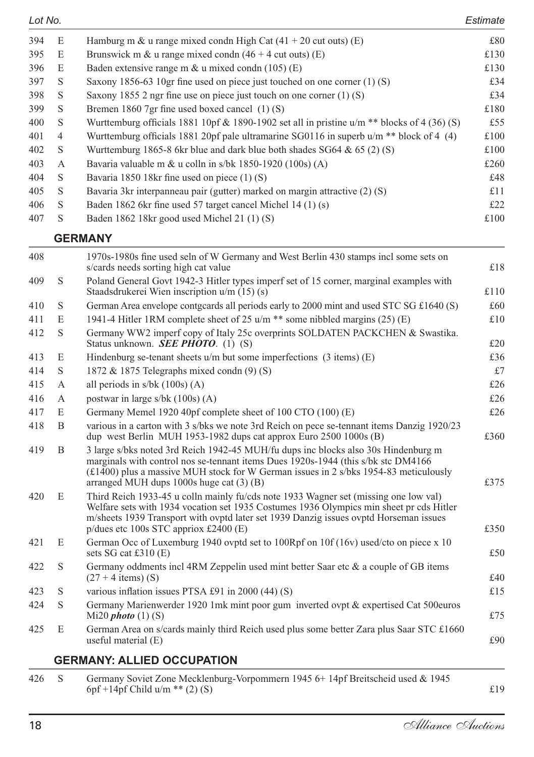| Lot No. | | | Estimate |
|---|---|---|---|
| 394 | E | Hamburg m & u range mixed condn High Cat (41 + 20 cut outs) (E) | £80 |
| 395 | E | Brunswick m & u range mixed condn (46 + 4 cut outs) (E) | £130 |
| 396 | E | Baden extensive range m & u mixed condn (105) (E) | £130 |
| 397 | S | Saxony 1856-63 10gr fine used on piece just touched on one corner (1) (S) | £34 |
| 398 | S | Saxony 1855 2 ngr fine use on piece just touch on one corner (1) (S) | £34 |
| 399 | S | Bremen 1860 7gr fine used boxed cancel (1) (S) | £180 |
| 400 | S | Wurttemburg officials 1881 10pf & 1890-1902 set all in pristine u/m ** blocks of 4 (36) (S) | £55 |
| 401 | 4 | Wurttemburg officials 1881 20pf pale ultramarine SG0116 in superb u/m ** block of 4 (4) | £100 |
| 402 | S | Wurttemburg 1865-8 6kr blue and dark blue both shades SG64 & 65 (2) (S) | £100 |
| 403 | A | Bavaria valuable m & u colln in s/bk 1850-1920 (100s) (A) | £260 |
| 404 | S | Bavaria 1850 18kr fine used on piece (1) (S) | £48 |
| 405 | S | Bavaria 3kr interpanneau pair (gutter) marked on margin attractive (2) (S) | £11 |
| 406 | S | Baden 1862 6kr fine used 57 target cancel Michel 14 (1) (s) | £22 |
| 407 | S | Baden 1862 18kr good used Michel 21 (1) (S) | £100 |

## GERMANY

| Lot No. | | | Estimate |
|---|---|---|---|
| 408 | | 1970s-1980s fine used seln of W Germany and West Berlin 430 stamps incl some sets on s/cards needs sorting high cat value | £18 |
| 409 | S | Poland General Govt 1942-3 Hitler types imperf set of 15 corner, marginal examples with Staadsdrukerei Wien inscription u/m (15) (s) | £110 |
| 410 | S | German Area envelope contgcards all periods early to 2000 mint and used STC SG £1640 (S) | £60 |
| 411 | E | 1941-4 Hitler 1RM complete sheet of 25 u/m ** some nibbled margins (25) (E) | £10 |
| 412 | S | Germany WW2 imperf copy of Italy 25c overprints SOLDATEN PACKCHEN & Swastika. Status unknown. ***SEE PHOTO***. (1) (S) | £20 |
| 413 | E | Hindenburg se-tenant sheets u/m but some imperfections (3 items) (E) | £36 |
| 414 | S | 1872 & 1875 Telegraphs mixed condn (9) (S) | £7 |
| 415 | A | all periods in s/bk (100s) (A) | £26 |
| 416 | A | postwar in large s/bk (100s) (A) | £26 |
| 417 | E | Germany Memel 1920 40pf complete sheet of 100 CTO (100) (E) | £26 |
| 418 | B | various in a carton with 3 s/bks we note 3rd Reich on pece se-tennant items Danzig 1920/23 dup west Berlin MUH 1953-1982 dups cat approx Euro 2500 1000s (B) | £360 |
| 419 | B | 3 large s/bks noted 3rd Reich 1942-45 MUH/fu dups inc blocks also 30s Hindenburg m marginals with control nos se-tennant items Dues 1920s-1944 (this s/bk stc DM4166 (£1400) plus a massive MUH stock for W German issues in 2 s/bks 1954-83 meticulously arranged MUH dups 1000s huge cat (3) (B) | £375 |
| 420 | E | Third Reich 1933-45 u colln mainly fu/cds note 1933 Wagner set (missing one low val) Welfare sets with 1934 vocation set 1935 Costumes 1936 Olympics min sheet pr cds Hitler m/sheets 1939 Transport with ovptd later set 1939 Danzig issues ovptd Horseman issues p/dues etc 100s STC appriox £2400 (E) | £350 |
| 421 | E | German Occ of Luxemburg 1940 ovptd set to 100Rpf on 10f (16v) used/cto on piece x 10 sets SG cat £310 (E) | £50 |
| 422 | S | Germany oddments incl 4RM Zeppelin used mint better Saar etc & a couple of GB items (27 + 4 items) (S) | £40 |
| 423 | S | various inflation issues PTSA £91 in 2000 (44) (S) | £15 |
| 424 | S | Germany Marienwerder 1920 1mk mint poor gum inverted ovpt & expertised Cat 500euros Mi20 ***photo*** (1) (S) | £75 |
| 425 | E | German Area on s/cards mainly third Reich used plus some better Zara plus Saar STC £1660 useful material (E) | £90 |

## GERMANY: ALLIED OCCUPATION

| Lot No. | | | Estimate |
|---|---|---|---|
| 426 | S | Germany Soviet Zone Mecklenburg-Vorpommern 1945 6+ 14pf Breitscheid used & 1945 6pf +14pf Child u/m ** (2) (S) | £19 |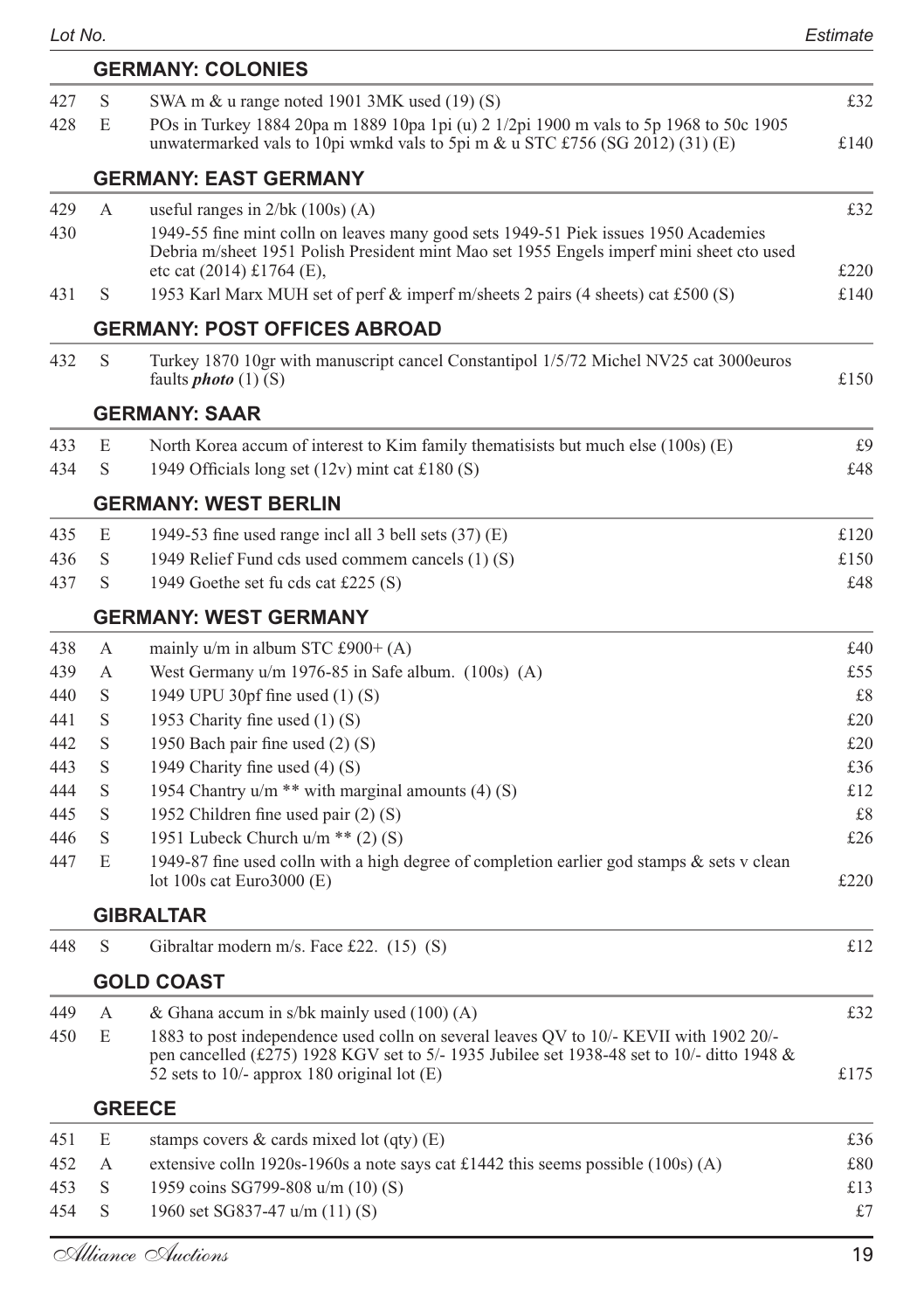| Lot No. | | | Estimate |
|---|---|---|---|

## GERMANY: COLONIES

| | | | |
|---|---|---|---|
| 427 | S | SWA m & u range noted 1901 3MK used (19) (S) | £32 |
| 428 | E | POs in Turkey 1884 20pa m 1889 10pa 1pi (u) 2 1/2pi 1900 m vals to 5p 1968 to 50c 1905 unwatermarked vals to 10pi wmkd vals to 5pi m & u STC £756 (SG 2012) (31) (E) | £140 |

## GERMANY: EAST GERMANY

| | | | |
|---|---|---|---|
| 429 | A | useful ranges in 2/bk (100s) (A) | £32 |
| 430 | | 1949-55 fine mint colln on leaves many good sets 1949-51 Piek issues 1950 Academies Debria m/sheet 1951 Polish President mint Mao set 1955 Engels imperf mini sheet cto used etc cat (2014) £1764 (E), | £220 |
| 431 | S | 1953 Karl Marx MUH set of perf & imperf m/sheets 2 pairs (4 sheets) cat £500 (S) | £140 |

## GERMANY: POST OFFICES ABROAD

| | | | |
|---|---|---|---|
| 432 | S | Turkey 1870 10gr with manuscript cancel Constantipol 1/5/72 Michel NV25 cat 3000euros faults ***photo*** (1) (S) | £150 |

## GERMANY: SAAR

| | | | |
|---|---|---|---|
| 433 | E | North Korea accum of interest to Kim family thematisists but much else (100s) (E) | £9 |
| 434 | S | 1949 Officials long set (12v) mint cat £180 (S) | £48 |

## GERMANY: WEST BERLIN

| | | | |
|---|---|---|---|
| 435 | E | 1949-53 fine used range incl all 3 bell sets (37) (E) | £120 |
| 436 | S | 1949 Relief Fund cds used commem cancels (1) (S) | £150 |
| 437 | S | 1949 Goethe set fu cds cat £225 (S) | £48 |

## GERMANY: WEST GERMANY

| | | | |
|---|---|---|---|
| 438 | A | mainly u/m in album STC £900+ (A) | £40 |
| 439 | A | West Germany u/m 1976-85 in Safe album. (100s) (A) | £55 |
| 440 | S | 1949 UPU 30pf fine used (1) (S) | £8 |
| 441 | S | 1953 Charity fine used (1) (S) | £20 |
| 442 | S | 1950 Bach pair fine used (2) (S) | £20 |
| 443 | S | 1949 Charity fine used (4) (S) | £36 |
| 444 | S | 1954 Chantry u/m ** with marginal amounts (4) (S) | £12 |
| 445 | S | 1952 Children fine used pair (2) (S) | £8 |
| 446 | S | 1951 Lubeck Church u/m ** (2) (S) | £26 |
| 447 | E | 1949-87 fine used colln with a high degree of completion earlier god stamps & sets v clean lot 100s cat Euro3000 (E) | £220 |

## GIBRALTAR

| | | | |
|---|---|---|---|
| 448 | S | Gibraltar modern m/s. Face £22. (15) (S) | £12 |

## GOLD COAST

| | | | |
|---|---|---|---|
| 449 | A | & Ghana accum in s/bk mainly used (100) (A) | £32 |
| 450 | E | 1883 to post independence used colln on several leaves QV to 10/- KEVII with 1902 20/- pen cancelled (£275) 1928 KGV set to 5/- 1935 Jubilee set 1938-48 set to 10/- ditto 1948 & 52 sets to 10/- approx 180 original lot (E) | £175 |

## GREECE

| | | | |
|---|---|---|---|
| 451 | E | stamps covers & cards mixed lot (qty) (E) | £36 |
| 452 | A | extensive colln 1920s-1960s a note says cat £1442 this seems possible (100s) (A) | £80 |
| 453 | S | 1959 coins SG799-808 u/m (10) (S) | £13 |
| 454 | S | 1960 set SG837-47 u/m (11) (S) | £7 |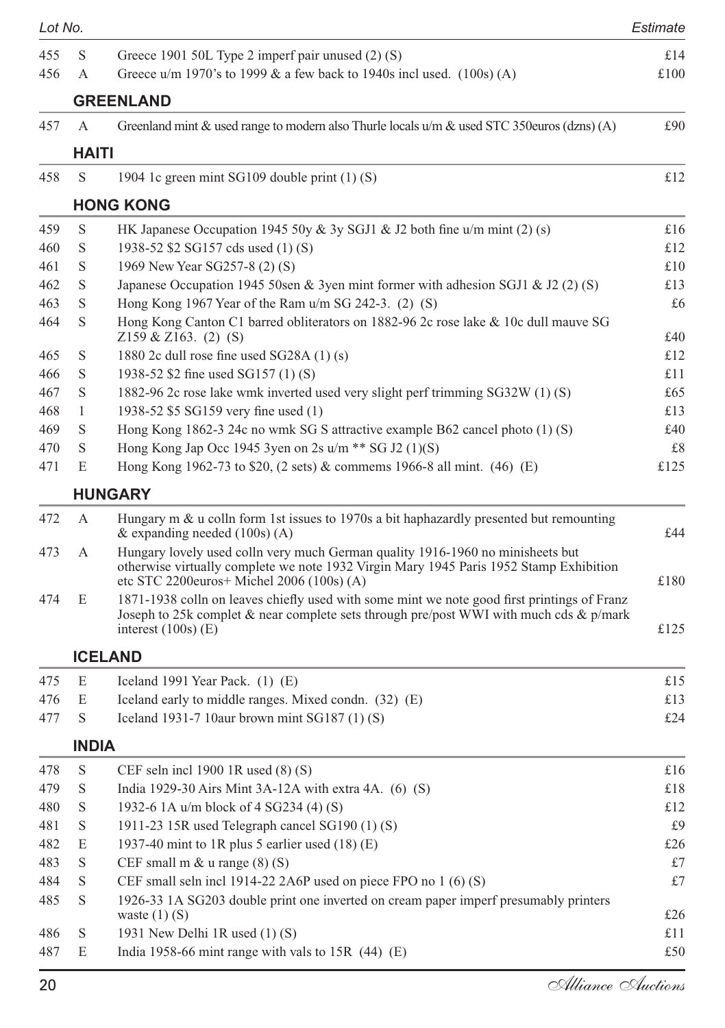| Lot No. | | | Estimate |
|---|---|---|---|
| 455 | S | Greece 1901 50L Type 2 imperf pair unused (2) (S) | £14 |
| 456 | A | Greece u/m 1970's to 1999 & a few back to 1940s incl used. (100s) (A) | £100 |

## GREENLAND

| | | | |
|---|---|---|---|
| 457 | A | Greenland mint & used range to modern also Thurle locals u/m & used STC 350euros (dzns) (A) | £90 |

## HAITI

| | | | |
|---|---|---|---|
| 458 | S | 1904 1c green mint SG109 double print (1) (S) | £12 |

## HONG KONG

| | | | |
|---|---|---|---|
| 459 | S | HK Japanese Occupation 1945 50y & 3y SGJ1 & J2 both fine u/m mint (2) (s) | £16 |
| 460 | S | 1938-52 $2 SG157 cds used (1) (S) | £12 |
| 461 | S | 1969 New Year SG257-8 (2) (S) | £10 |
| 462 | S | Japanese Occupation 1945 50sen & 3yen mint former with adhesion SGJ1 & J2 (2) (S) | £13 |
| 463 | S | Hong Kong 1967 Year of the Ram u/m SG 242-3. (2) (S) | £6 |
| 464 | S | Hong Kong Canton C1 barred obliterators on 1882-96 2c rose lake & 10c dull mauve SG Z159 & Z163. (2) (S) | £40 |
| 465 | S | 1880 2c dull rose fine used SG28A (1) (s) | £12 |
| 466 | S | 1938-52 $2 fine used SG157 (1) (S) | £11 |
| 467 | S | 1882-96 2c rose lake wmk inverted used very slight perf trimming SG32W (1) (S) | £65 |
| 468 | 1 | 1938-52 $5 SG159 very fine used (1) | £13 |
| 469 | S | Hong Kong 1862-3 24c no wmk SG S attractive example B62 cancel photo (1) (S) | £40 |
| 470 | S | Hong Kong Jap Occ 1945 3yen on 2s u/m ** SG J2 (1)(S) | £8 |
| 471 | E | Hong Kong 1962-73 to $20, (2 sets) & commems 1966-8 all mint. (46) (E) | £125 |

## HUNGARY

| | | | |
|---|---|---|---|
| 472 | A | Hungary m & u colln form 1st issues to 1970s a bit haphazardly presented but remounting & expanding needed (100s) (A) | £44 |
| 473 | A | Hungary lovely used colln very much German quality 1916-1960 no minisheets but otherwise virtually complete we note 1932 Virgin Mary 1945 Paris 1952 Stamp Exhibition etc STC 2200euros+ Michel 2006 (100s) (A) | £180 |
| 474 | E | 1871-1938 colln on leaves chiefly used with some mint we note good first printings of Franz Joseph to 25k complet & near complete sets through pre/post WWI with much cds & p/mark interest (100s) (E) | £125 |

## ICELAND

| | | | |
|---|---|---|---|
| 475 | E | Iceland 1991 Year Pack. (1) (E) | £15 |
| 476 | E | Iceland early to middle ranges. Mixed condn. (32) (E) | £13 |
| 477 | S | Iceland 1931-7 10aur brown mint SG187 (1) (S) | £24 |

## INDIA

| | | | |
|---|---|---|---|
| 478 | S | CEF seln incl 1900 1R used (8) (S) | £16 |
| 479 | S | India 1929-30 Airs Mint 3A-12A with extra 4A. (6) (S) | £18 |
| 480 | S | 1932-6 1A u/m block of 4 SG234 (4) (S) | £12 |
| 481 | S | 1911-23 15R used Telegraph cancel SG190 (1) (S) | £9 |
| 482 | E | 1937-40 mint to 1R plus 5 earlier used (18) (E) | £26 |
| 483 | S | CEF small m & u range (8) (S) | £7 |
| 484 | S | CEF small seln incl 1914-22 2A6P used on piece FPO no 1 (6) (S) | £7 |
| 485 | S | 1926-33 1A SG203 double print one inverted on cream paper imperf presumably printers waste (1) (S) | £26 |
| 486 | S | 1931 New Delhi 1R used (1) (S) | £11 |
| 487 | E | India 1958-66 mint range with vals to 15R (44) (E) | £50 |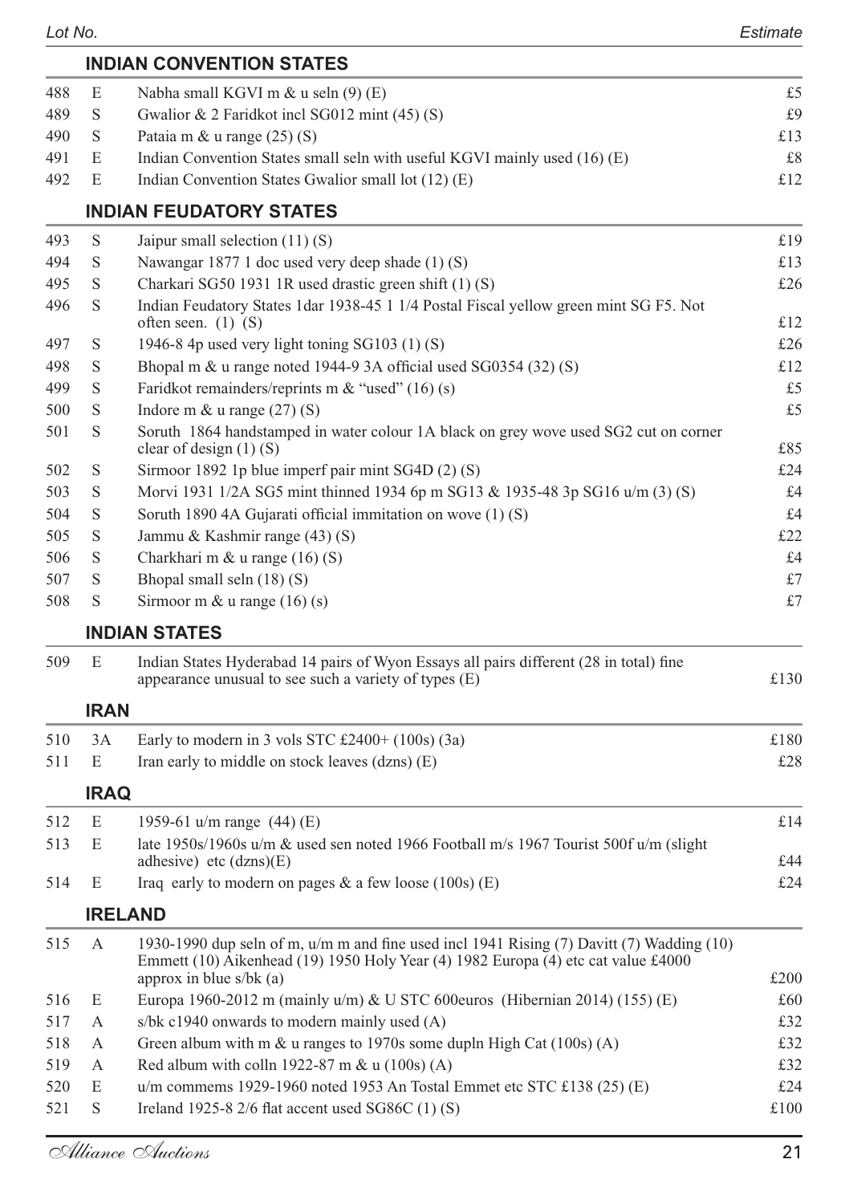| Lot No. | | | Estimate |
|---|---|---|---|

## INDIAN CONVENTION STATES

| | | | |
|---|---|---|---|
| 488 | E | Nabha small KGVI m & u seln (9) (E) | £5 |
| 489 | S | Gwalior & 2 Faridkot incl SG012 mint (45) (S) | £9 |
| 490 | S | Pataia m & u range (25) (S) | £13 |
| 491 | E | Indian Convention States small seln with useful KGVI mainly used (16) (E) | £8 |
| 492 | E | Indian Convention States Gwalior small lot (12) (E) | £12 |

## INDIAN FEUDATORY STATES

| | | | |
|---|---|---|---|
| 493 | S | Jaipur small selection (11) (S) | £19 |
| 494 | S | Nawangar 1877 1 doc used very deep shade (1) (S) | £13 |
| 495 | S | Charkari SG50 1931 1R used drastic green shift (1) (S) | £26 |
| 496 | S | Indian Feudatory States 1dar 1938-45 1 1/4 Postal Fiscal yellow green mint SG F5. Not often seen. (1) (S) | £12 |
| 497 | S | 1946-8 4p used very light toning SG103 (1) (S) | £26 |
| 498 | S | Bhopal m & u range noted 1944-9 3A official used SG0354 (32) (S) | £12 |
| 499 | S | Faridkot remainders/reprints m & "used" (16) (s) | £5 |
| 500 | S | Indore m & u range (27) (S) | £5 |
| 501 | S | Soruth 1864 handstamped in water colour 1A black on grey wove used SG2 cut on corner clear of design (1) (S) | £85 |
| 502 | S | Sirmoor 1892 1p blue imperf pair mint SG4D (2) (S) | £24 |
| 503 | S | Morvi 1931 1/2A SG5 mint thinned 1934 6p m SG13 & 1935-48 3p SG16 u/m (3) (S) | £4 |
| 504 | S | Soruth 1890 4A Gujarati official immitation on wove (1) (S) | £4 |
| 505 | S | Jammu & Kashmir range (43) (S) | £22 |
| 506 | S | Charkhari m & u range (16) (S) | £4 |
| 507 | S | Bhopal small seln (18) (S) | £7 |
| 508 | S | Sirmoor m & u range (16) (s) | £7 |

## INDIAN STATES

| | | | |
|---|---|---|---|
| 509 | E | Indian States Hyderabad 14 pairs of Wyon Essays all pairs different (28 in total) fine appearance unusual to see such a variety of types (E) | £130 |

## IRAN

| | | | |
|---|---|---|---|
| 510 | 3A | Early to modern in 3 vols STC £2400+ (100s) (3a) | £180 |
| 511 | E | Iran early to middle on stock leaves (dzns) (E) | £28 |

## IRAQ

| | | | |
|---|---|---|---|
| 512 | E | 1959-61 u/m range (44) (E) | £14 |
| 513 | E | late 1950s/1960s u/m & used sen noted 1966 Football m/s 1967 Tourist 500f u/m (slight adhesive) etc (dzns)(E) | £44 |
| 514 | E | Iraq early to modern on pages & a few loose (100s) (E) | £24 |

## IRELAND

| | | | |
|---|---|---|---|
| 515 | A | 1930-1990 dup seln of m, u/m m and fine used incl 1941 Rising (7) Davitt (7) Wadding (10) Emmett (10) Aikenhead (19) 1950 Holy Year (4) 1982 Europa (4) etc cat value £4000 approx in blue s/bk (a) | £200 |
| 516 | E | Europa 1960-2012 m (mainly u/m) & U STC 600euros (Hibernian 2014) (155) (E) | £60 |
| 517 | A | s/bk c1940 onwards to modern mainly used (A) | £32 |
| 518 | A | Green album with m & u ranges to 1970s some dupln High Cat (100s) (A) | £32 |
| 519 | A | Red album with colln 1922-87 m & u (100s) (A) | £32 |
| 520 | E | u/m commems 1929-1960 noted 1953 An Tostal Emmet etc STC £138 (25) (E) | £24 |
| 521 | S | Ireland 1925-8 2/6 flat accent used SG86C (1) (S) | £100 |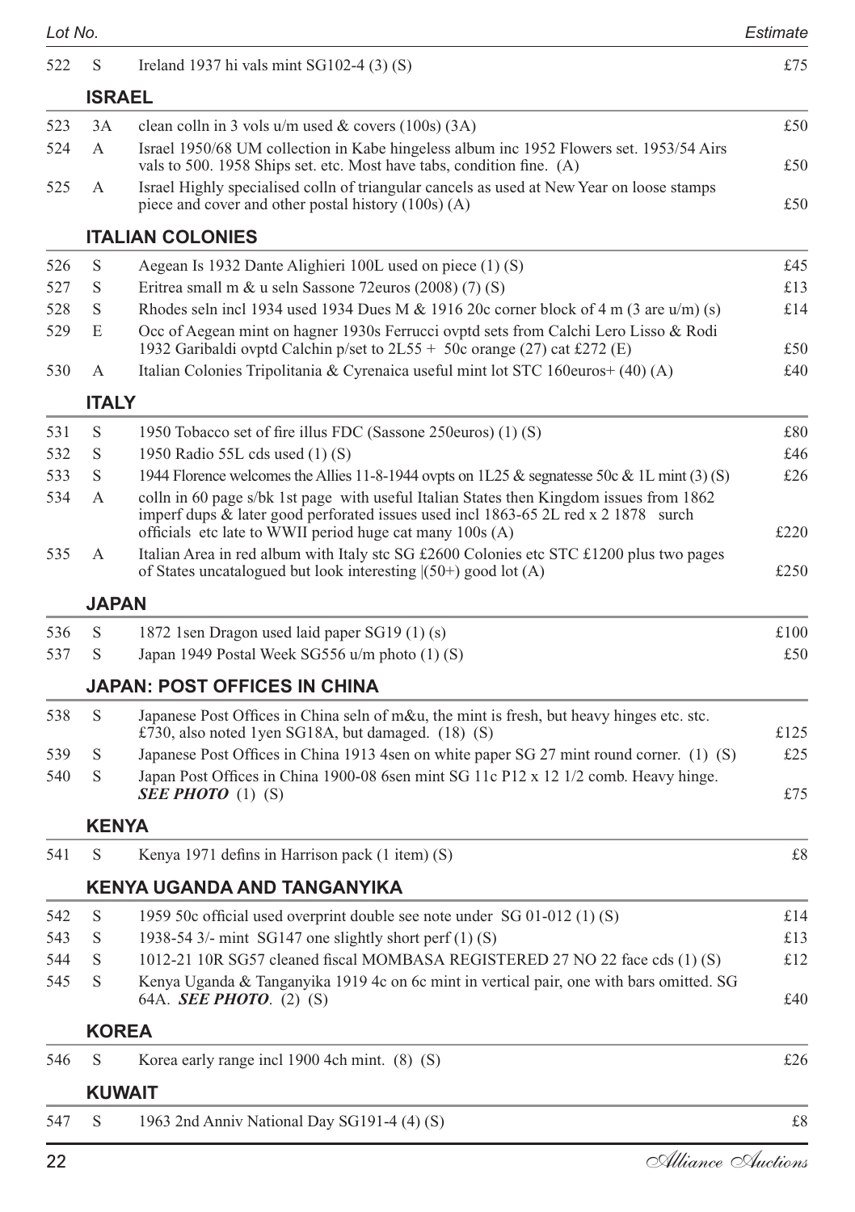| Lot No. | | | Estimate |
|---|---|---|---|
| 522 | S | Ireland 1937 hi vals mint SG102-4 (3) (S) | £75 |

## ISRAEL

| Lot No. | | | Estimate |
|---|---|---|---|
| 523 | 3A | clean colln in 3 vols u/m used & covers (100s) (3A) | £50 |
| 524 | A | Israel 1950/68 UM collection in Kabe hingeless album inc 1952 Flowers set. 1953/54 Airs vals to 500. 1958 Ships set. etc. Most have tabs, condition fine. (A) | £50 |
| 525 | A | Israel Highly specialised colln of triangular cancels as used at New Year on loose stamps piece and cover and other postal history (100s) (A) | £50 |

## ITALIAN COLONIES

| Lot No. | | | Estimate |
|---|---|---|---|
| 526 | S | Aegean Is 1932 Dante Alighieri 100L used on piece (1) (S) | £45 |
| 527 | S | Eritrea small m & u seln Sassone 72euros (2008) (7) (S) | £13 |
| 528 | S | Rhodes seln incl 1934 used 1934 Dues M & 1916 20c corner block of 4 m (3 are u/m) (s) | £14 |
| 529 | E | Occ of Aegean mint on hagner 1930s Ferrucci ovptd sets from Calchi Lero Lisso & Rodi 1932 Garibaldi ovptd Calchin p/set to 2L55 + 50c orange (27) cat £272 (E) | £50 |
| 530 | A | Italian Colonies Tripolitania & Cyrenaica useful mint lot STC 160euros+ (40) (A) | £40 |

## ITALY

| Lot No. | | | Estimate |
|---|---|---|---|
| 531 | S | 1950 Tobacco set of fire illus FDC (Sassone 250euros) (1) (S) | £80 |
| 532 | S | 1950 Radio 55L cds used (1) (S) | £46 |
| 533 | S | 1944 Florence welcomes the Allies 11-8-1944 ovpts on 1L25 & segnatesse 50c & 1L mint (3) (S) | £26 |
| 534 | A | colln in 60 page s/bk 1st page with useful Italian States then Kingdom issues from 1862 imperf dups & later good perforated issues used incl 1863-65 2L red x 2 1878 surch officials etc late to WWII period huge cat many 100s (A) | £220 |
| 535 | A | Italian Area in red album with Italy stc SG £2600 Colonies etc STC £1200 plus two pages of States uncatalogued but look interesting \|(50+) good lot (A) | £250 |

## JAPAN

| Lot No. | | | Estimate |
|---|---|---|---|
| 536 | S | 1872 1sen Dragon used laid paper SG19 (1) (s) | £100 |
| 537 | S | Japan 1949 Postal Week SG556 u/m photo (1) (S) | £50 |

## JAPAN: POST OFFICES IN CHINA

| Lot No. | | | Estimate |
|---|---|---|---|
| 538 | S | Japanese Post Offices in China seln of m&u, the mint is fresh, but heavy hinges etc. stc. £730, also noted 1yen SG18A, but damaged. (18) (S) | £125 |
| 539 | S | Japanese Post Offices in China 1913 4sen on white paper SG 27 mint round corner. (1) (S) | £25 |
| 540 | S | Japan Post Offices in China 1900-08 6sen mint SG 11c P12 x 12 1/2 comb. Heavy hinge. ***SEE PHOTO*** (1) (S) | £75 |

## KENYA

| Lot No. | | | Estimate |
|---|---|---|---|
| 541 | S | Kenya 1971 defins in Harrison pack (1 item) (S) | £8 |

## KENYA UGANDA AND TANGANYIKA

| Lot No. | | | Estimate |
|---|---|---|---|
| 542 | S | 1959 50c official used overprint double see note under SG 01-012 (1) (S) | £14 |
| 543 | S | 1938-54 3/- mint SG147 one slightly short perf (1) (S) | £13 |
| 544 | S | 1012-21 10R SG57 cleaned fiscal MOMBASA REGISTERED 27 NO 22 face cds (1) (S) | £12 |
| 545 | S | Kenya Uganda & Tanganyika 1919 4c on 6c mint in vertical pair, one with bars omitted. SG 64A. ***SEE PHOTO***. (2) (S) | £40 |

## KOREA

| Lot No. | | | Estimate |
|---|---|---|---|
| 546 | S | Korea early range incl 1900 4ch mint. (8) (S) | £26 |

## KUWAIT

| Lot No. | | | Estimate |
|---|---|---|---|
| 547 | S | 1963 2nd Anniv National Day SG191-4 (4) (S) | £8 |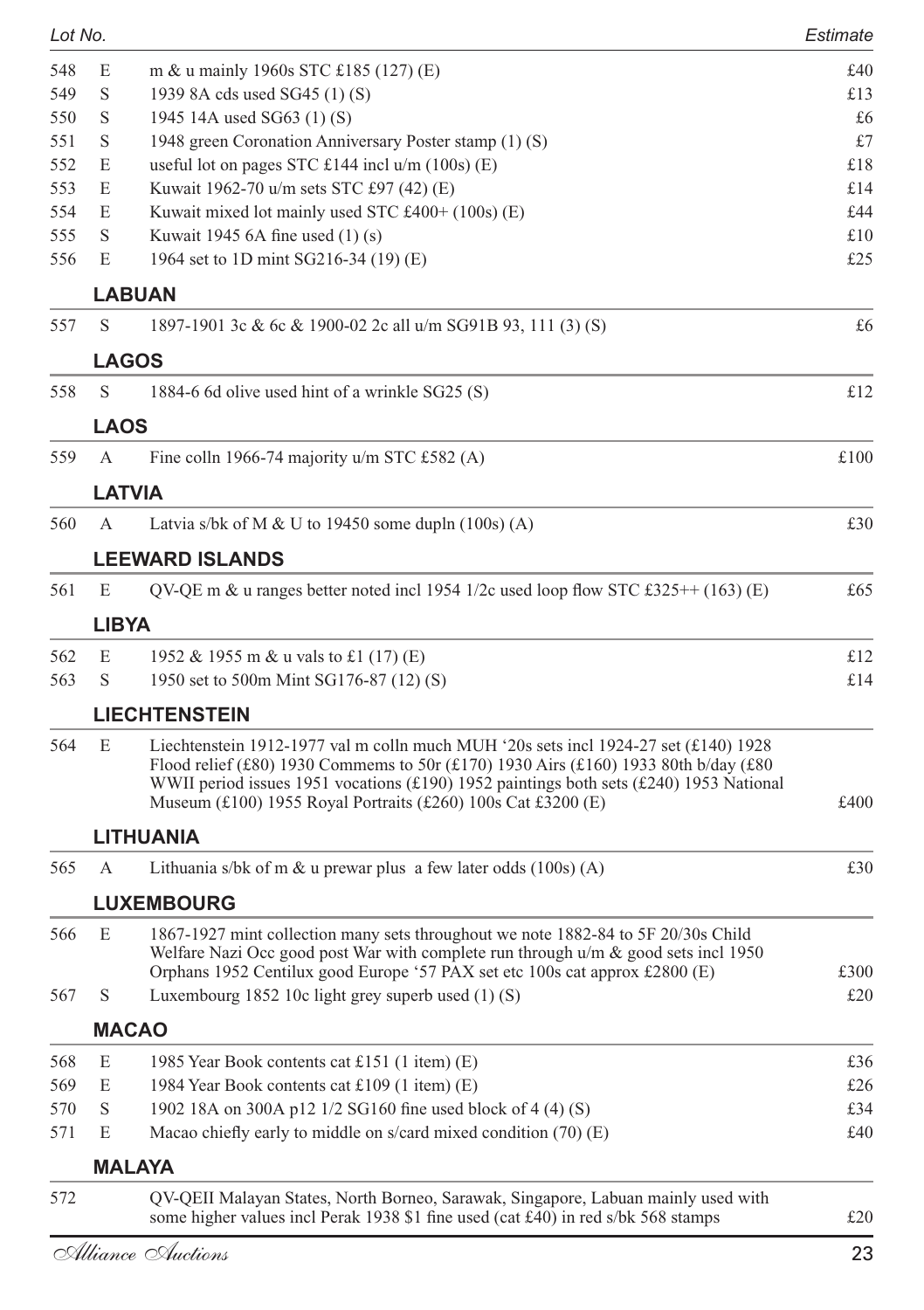| Lot No. | | | Estimate |
|---|---|---|---|
| 548 | E | m & u mainly 1960s STC £185 (127) (E) | £40 |
| 549 | S | 1939 8A cds used SG45 (1) (S) | £13 |
| 550 | S | 1945 14A used SG63 (1) (S) | £6 |
| 551 | S | 1948 green Coronation Anniversary Poster stamp (1) (S) | £7 |
| 552 | E | useful lot on pages STC £144 incl u/m (100s) (E) | £18 |
| 553 | E | Kuwait 1962-70 u/m sets STC £97 (42) (E) | £14 |
| 554 | E | Kuwait mixed lot mainly used STC £400+ (100s) (E) | £44 |
| 555 | S | Kuwait 1945 6A fine used (1) (s) | £10 |
| 556 | E | 1964 set to 1D mint SG216-34 (19) (E) | £25 |

## LABUAN

| | | | |
|---|---|---|---|
| 557 | S | 1897-1901 3c & 6c & 1900-02 2c all u/m SG91B 93, 111 (3) (S) | £6 |

## LAGOS

| | | | |
|---|---|---|---|
| 558 | S | 1884-6 6d olive used hint of a wrinkle SG25 (S) | £12 |

## LAOS

| | | | |
|---|---|---|---|
| 559 | A | Fine colln 1966-74 majority u/m STC £582 (A) | £100 |

## LATVIA

| | | | |
|---|---|---|---|
| 560 | A | Latvia s/bk of M & U to 19450 some dupln (100s) (A) | £30 |

## LEEWARD ISLANDS

| | | | |
|---|---|---|---|
| 561 | E | QV-QE m & u ranges better noted incl 1954 1/2c used loop flow STC £325++ (163) (E) | £65 |

## LIBYA

| | | | |
|---|---|---|---|
| 562 | E | 1952 & 1955 m & u vals to £1 (17) (E) | £12 |
| 563 | S | 1950 set to 500m Mint SG176-87 (12) (S) | £14 |

## LIECHTENSTEIN

| | | | |
|---|---|---|---|
| 564 | E | Liechtenstein 1912-1977 val m colln much MUH '20s sets incl 1924-27 set (£140) 1928 Flood relief (£80) 1930 Commems to 50r (£170) 1930 Airs (£160) 1933 80th b/day (£80 WWII period issues 1951 vocations (£190) 1952 paintings both sets (£240) 1953 National Museum (£100) 1955 Royal Portraits (£260) 100s Cat £3200 (E) | £400 |

## LITHUANIA

| | | | |
|---|---|---|---|
| 565 | A | Lithuania s/bk of m & u prewar plus a few later odds (100s) (A) | £30 |

## LUXEMBOURG

| | | | |
|---|---|---|---|
| 566 | E | 1867-1927 mint collection many sets throughout we note 1882-84 to 5F 20/30s Child Welfare Nazi Occ good post War with complete run through u/m & good sets incl 1950 Orphans 1952 Centilux good Europe '57 PAX set etc 100s cat approx £2800 (E) | £300 |
| 567 | S | Luxembourg 1852 10c light grey superb used (1) (S) | £20 |

## MACAO

| | | | |
|---|---|---|---|
| 568 | E | 1985 Year Book contents cat £151 (1 item) (E) | £36 |
| 569 | E | 1984 Year Book contents cat £109 (1 item) (E) | £26 |
| 570 | S | 1902 18A on 300A p12 1/2 SG160 fine used block of 4 (4) (S) | £34 |
| 571 | E | Macao chiefly early to middle on s/card mixed condition (70) (E) | £40 |

## MALAYA

| | | | |
|---|---|---|---|
| 572 | | QV-QEII Malayan States, North Borneo, Sarawak, Singapore, Labuan mainly used with some higher values incl Perak 1938 $1 fine used (cat £40) in red s/bk 568 stamps | £20 |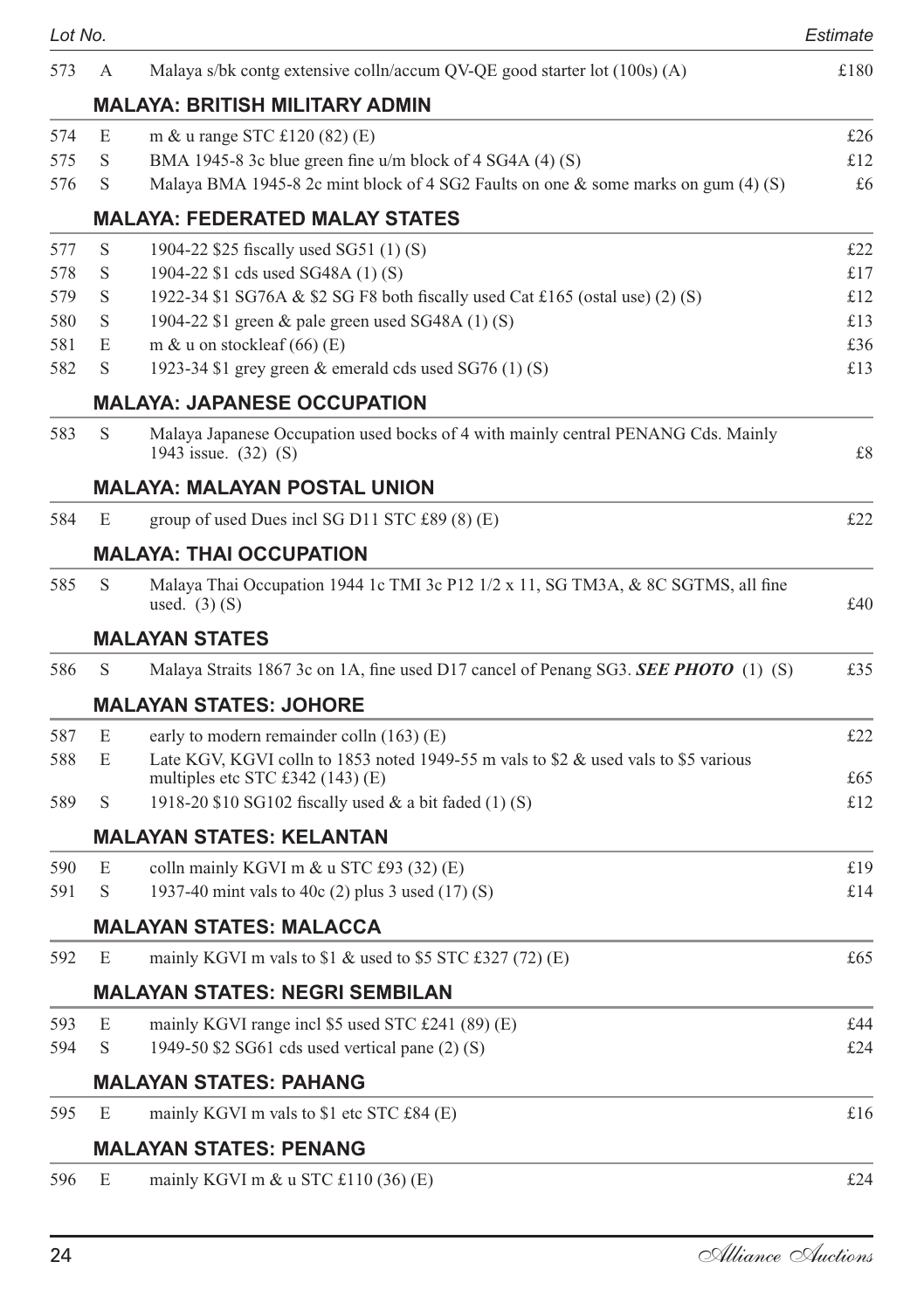| Lot No. | | | Estimate |
|---|---|---|---|
| 573 | A | Malaya s/bk contg extensive colln/accum QV-QE good starter lot (100s) (A) | £180 |

### MALAYA: BRITISH MILITARY ADMIN

| | | | |
|---|---|---|---|
| 574 | E | m & u range STC £120 (82) (E) | £26 |
| 575 | S | BMA 1945-8 3c blue green fine u/m block of 4 SG4A (4) (S) | £12 |
| 576 | S | Malaya BMA 1945-8 2c mint block of 4 SG2 Faults on one & some marks on gum (4) (S) | £6 |

### MALAYA: FEDERATED MALAY STATES

| | | | |
|---|---|---|---|
| 577 | S | 1904-22 $25 fiscally used SG51 (1) (S) | £22 |
| 578 | S | 1904-22 $1 cds used SG48A (1) (S) | £17 |
| 579 | S | 1922-34 $1 SG76A & $2 SG F8 both fiscally used Cat £165 (ostal use) (2) (S) | £12 |
| 580 | S | 1904-22 $1 green & pale green used SG48A (1) (S) | £13 |
| 581 | E | m & u on stockleaf (66) (E) | £36 |
| 582 | S | 1923-34 $1 grey green & emerald cds used SG76 (1) (S) | £13 |

### MALAYA: JAPANESE OCCUPATION

| | | | |
|---|---|---|---|
| 583 | S | Malaya Japanese Occupation used bocks of 4 with mainly central PENANG Cds. Mainly 1943 issue. (32) (S) | £8 |

### MALAYA: MALAYAN POSTAL UNION

| | | | |
|---|---|---|---|
| 584 | E | group of used Dues incl SG D11 STC £89 (8) (E) | £22 |

### MALAYA: THAI OCCUPATION

| | | | |
|---|---|---|---|
| 585 | S | Malaya Thai Occupation 1944 1c TMI 3c P12 1/2 x 11, SG TM3A, & 8C SGTMS, all fine used. (3) (S) | £40 |

### MALAYAN STATES

| | | | |
|---|---|---|---|
| 586 | S | Malaya Straits 1867 3c on 1A, fine used D17 cancel of Penang SG3. ***SEE PHOTO*** (1) (S) | £35 |

### MALAYAN STATES: JOHORE

| | | | |
|---|---|---|---|
| 587 | E | early to modern remainder colln (163) (E) | £22 |
| 588 | E | Late KGV, KGVI colln to 1853 noted 1949-55 m vals to $2 & used vals to $5 various multiples etc STC £342 (143) (E) | £65 |
| 589 | S | 1918-20 $10 SG102 fiscally used & a bit faded (1) (S) | £12 |

### MALAYAN STATES: KELANTAN

| | | | |
|---|---|---|---|
| 590 | E | colln mainly KGVI m & u STC £93 (32) (E) | £19 |
| 591 | S | 1937-40 mint vals to 40c (2) plus 3 used (17) (S) | £14 |

### MALAYAN STATES: MALACCA

| | | | |
|---|---|---|---|
| 592 | E | mainly KGVI m vals to $1 & used to $5 STC £327 (72) (E) | £65 |

### MALAYAN STATES: NEGRI SEMBILAN

| | | | |
|---|---|---|---|
| 593 | E | mainly KGVI range incl $5 used STC £241 (89) (E) | £44 |
| 594 | S | 1949-50 $2 SG61 cds used vertical pane (2) (S) | £24 |

### MALAYAN STATES: PAHANG

| | | | |
|---|---|---|---|
| 595 | E | mainly KGVI m vals to $1 etc STC £84 (E) | £16 |

### MALAYAN STATES: PENANG

| | | | |
|---|---|---|---|
| 596 | E | mainly KGVI m & u STC £110 (36) (E) | £24 |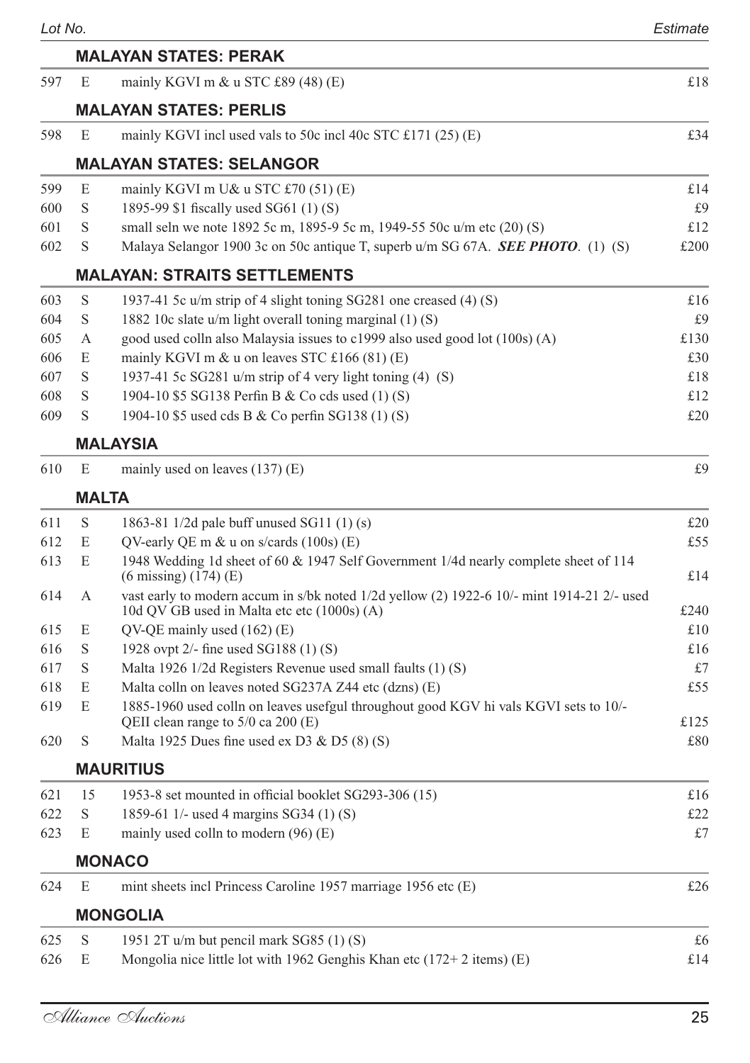| Lot No. | | | Estimate |
|---|---|---|---|

## MALAYAN STATES: PERAK

| | | | |
|---|---|---|---|
| 597 | E | mainly KGVI m & u STC £89 (48) (E) | £18 |

## MALAYAN STATES: PERLIS

| | | | |
|---|---|---|---|
| 598 | E | mainly KGVI incl used vals to 50c incl 40c STC £171 (25) (E) | £34 |

## MALAYAN STATES: SELANGOR

| | | | |
|---|---|---|---|
| 599 | E | mainly KGVI m U& u STC £70 (51) (E) | £14 |
| 600 | S | 1895-99 $1 fiscally used SG61 (1) (S) | £9 |
| 601 | S | small seln we note 1892 5c m, 1895-9 5c m, 1949-55 50c u/m etc (20) (S) | £12 |
| 602 | S | Malaya Selangor 1900 3c on 50c antique T, superb u/m SG 67A. ***SEE PHOTO***. (1) (S) | £200 |

## MALAYAN: STRAITS SETTLEMENTS

| | | | |
|---|---|---|---|
| 603 | S | 1937-41 5c u/m strip of 4 slight toning SG281 one creased (4) (S) | £16 |
| 604 | S | 1882 10c slate u/m light overall toning marginal (1) (S) | £9 |
| 605 | A | good used colln also Malaysia issues to c1999 also used good lot (100s) (A) | £130 |
| 606 | E | mainly KGVI m & u on leaves STC £166 (81) (E) | £30 |
| 607 | S | 1937-41 5c SG281 u/m strip of 4 very light toning (4) (S) | £18 |
| 608 | S | 1904-10 $5 SG138 Perfin B & Co cds used (1) (S) | £12 |
| 609 | S | 1904-10 $5 used cds B & Co perfin SG138 (1) (S) | £20 |

## MALAYSIA

| | | | |
|---|---|---|---|
| 610 | E | mainly used on leaves (137) (E) | £9 |

## MALTA

| | | | |
|---|---|---|---|
| 611 | S | 1863-81 1/2d pale buff unused SG11 (1) (s) | £20 |
| 612 | E | QV-early QE m & u on s/cards (100s) (E) | £55 |
| 613 | E | 1948 Wedding 1d sheet of 60 & 1947 Self Government 1/4d nearly complete sheet of 114 (6 missing) (174) (E) | £14 |
| 614 | A | vast early to modern accum in s/bk noted 1/2d yellow (2) 1922-6 10/- mint 1914-21 2/- used 10d QV GB used in Malta etc etc (1000s) (A) | £240 |
| 615 | E | QV-QE mainly used (162) (E) | £10 |
| 616 | S | 1928 ovpt 2/- fine used SG188 (1) (S) | £16 |
| 617 | S | Malta 1926 1/2d Registers Revenue used small faults (1) (S) | £7 |
| 618 | E | Malta colln on leaves noted SG237A Z44 etc (dzns) (E) | £55 |
| 619 | E | 1885-1960 used colln on leaves usefgul throughout good KGV hi vals KGVI sets to 10/- QEII clean range to 5/0 ca 200 (E) | £125 |
| 620 | S | Malta 1925 Dues fine used ex D3 & D5 (8) (S) | £80 |

## MAURITIUS

| | | | |
|---|---|---|---|
| 621 | 15 | 1953-8 set mounted in official booklet SG293-306 (15) | £16 |
| 622 | S | 1859-61 1/- used 4 margins SG34 (1) (S) | £22 |
| 623 | E | mainly used colln to modern (96) (E) | £7 |

## MONACO

| | | | |
|---|---|---|---|
| 624 | E | mint sheets incl Princess Caroline 1957 marriage 1956 etc (E) | £26 |

## MONGOLIA

| | | | |
|---|---|---|---|
| 625 | S | 1951 2T u/m but pencil mark SG85 (1) (S) | £6 |
| 626 | E | Mongolia nice little lot with 1962 Genghis Khan etc (172+ 2 items) (E) | £14 |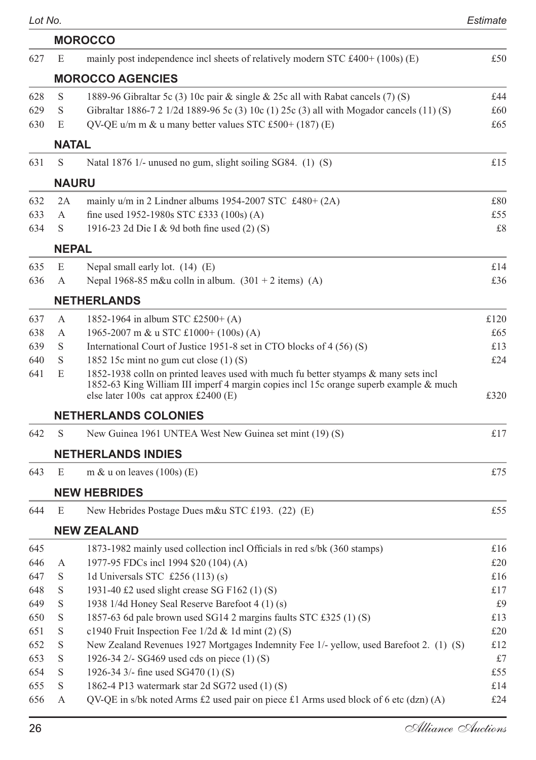| Lot No. | | | Estimate |
|---|---|---|---|
| | | **MOROCCO** | |
| 627 | E | mainly post independence incl sheets of relatively modern STC £400+ (100s) (E) | £50 |
| | | **MOROCCO AGENCIES** | |
| 628 | S | 1889-96 Gibraltar 5c (3) 10c pair & single & 25c all with Rabat cancels (7) (S) | £44 |
| 629 | S | Gibraltar 1886-7 2 1/2d 1889-96 5c (3) 10c (1) 25c (3) all with Mogador cancels (11) (S) | £60 |
| 630 | E | QV-QE u/m m & u many better values STC £500+ (187) (E) | £65 |
| | | **NATAL** | |
| 631 | S | Natal 1876 1/- unused no gum, slight soiling SG84. (1) (S) | £15 |
| | | **NAURU** | |
| 632 | 2A | mainly u/m in 2 Lindner albums 1954-2007 STC £480+ (2A) | £80 |
| 633 | A | fine used 1952-1980s STC £333 (100s) (A) | £55 |
| 634 | S | 1916-23 2d Die I & 9d both fine used (2) (S) | £8 |
| | | **NEPAL** | |
| 635 | E | Nepal small early lot. (14) (E) | £14 |
| 636 | A | Nepal 1968-85 m&u colln in album. (301 + 2 items) (A) | £36 |
| | | **NETHERLANDS** | |
| 637 | A | 1852-1964 in album STC £2500+ (A) | £120 |
| 638 | A | 1965-2007 m & u STC £1000+ (100s) (A) | £65 |
| 639 | S | International Court of Justice 1951-8 set in CTO blocks of 4 (56) (S) | £13 |
| 640 | S | 1852 15c mint no gum cut close (1) (S) | £24 |
| 641 | E | 1852-1938 colln on printed leaves used with much fu better styamps & many sets incl 1852-63 King William III imperf 4 margin copies incl 15c orange superb example & much else later 100s cat approx £2400 (E) | £320 |
| | | **NETHERLANDS COLONIES** | |
| 642 | S | New Guinea 1961 UNTEA West New Guinea set mint (19) (S) | £17 |
| | | **NETHERLANDS INDIES** | |
| 643 | E | m & u on leaves (100s) (E) | £75 |
| | | **NEW HEBRIDES** | |
| 644 | E | New Hebrides Postage Dues m&u STC £193. (22) (E) | £55 |
| | | **NEW ZEALAND** | |
| 645 | | 1873-1982 mainly used collection incl Officials in red s/bk (360 stamps) | £16 |
| 646 | A | 1977-95 FDCs incl 1994 $20 (104) (A) | £20 |
| 647 | S | 1d Universals STC £256 (113) (s) | £16 |
| 648 | S | 1931-40 £2 used slight crease SG F162 (1) (S) | £17 |
| 649 | S | 1938 1/4d Honey Seal Reserve Barefoot 4 (1) (s) | £9 |
| 650 | S | 1857-63 6d pale brown used SG14 2 margins faults STC £325 (1) (S) | £13 |
| 651 | S | c1940 Fruit Inspection Fee 1/2d & 1d mint (2) (S) | £20 |
| 652 | S | New Zealand Revenues 1927 Mortgages Indemnity Fee 1/- yellow, used Barefoot 2. (1) (S) | £12 |
| 653 | S | 1926-34 2/- SG469 used cds on piece (1) (S) | £7 |
| 654 | S | 1926-34 3/- fine used SG470 (1) (S) | £55 |
| 655 | S | 1862-4 P13 watermark star 2d SG72 used (1) (S) | £14 |
| 656 | A | QV-QE in s/bk noted Arms £2 used pair on piece £1 Arms used block of 6 etc (dzn) (A) | £24 |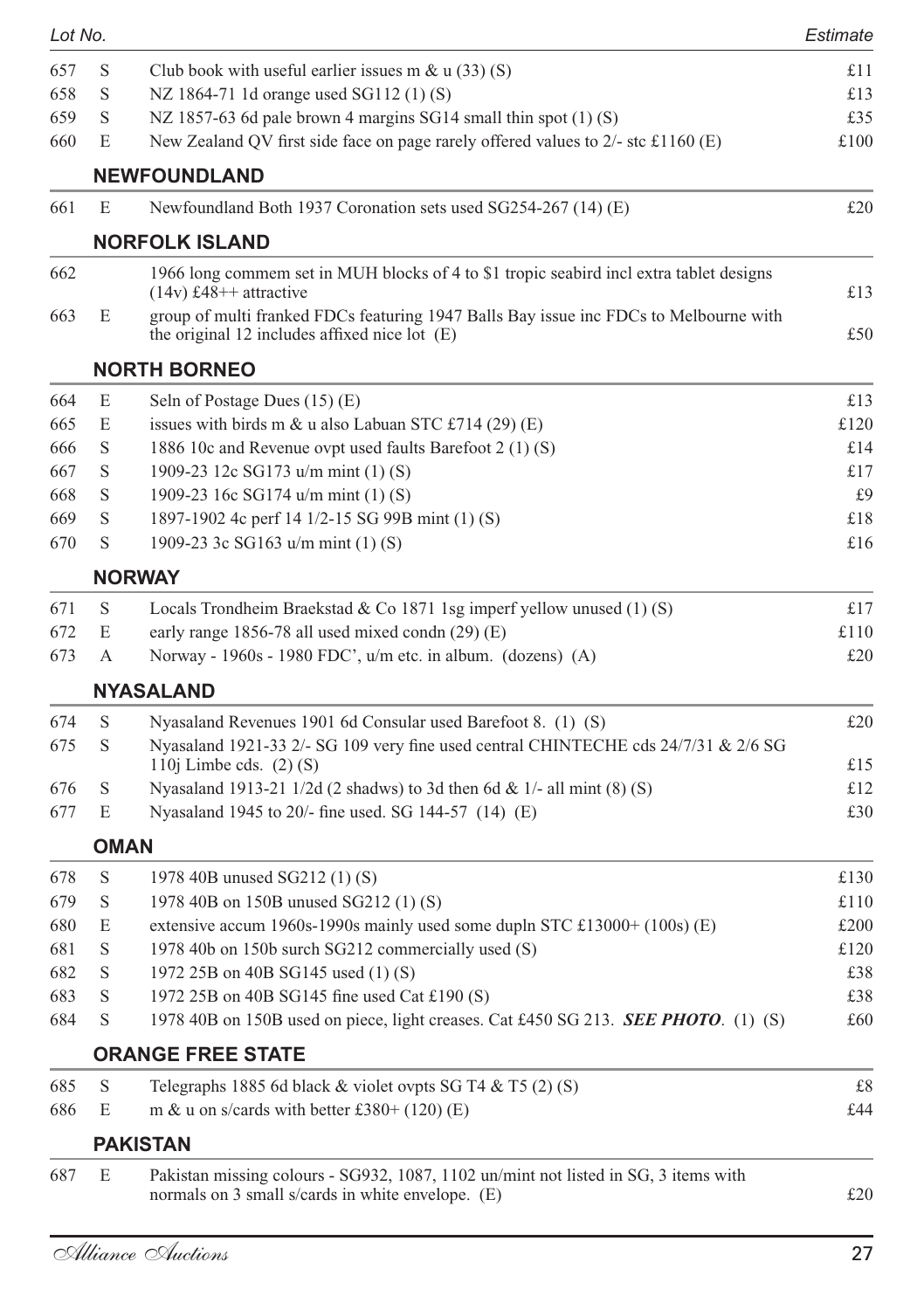| Lot No. | | | Estimate |
|---|---|---|---|
| 657 | S | Club book with useful earlier issues m & u (33) (S) | £11 |
| 658 | S | NZ 1864-71 1d orange used SG112 (1) (S) | £13 |
| 659 | S | NZ 1857-63 6d pale brown 4 margins SG14 small thin spot (1) (S) | £35 |
| 660 | E | New Zealand QV first side face on page rarely offered values to 2/- stc £1160 (E) | £100 |

## NEWFOUNDLAND

| | | | |
|---|---|---|---|
| 661 | E | Newfoundland Both 1937 Coronation sets used SG254-267 (14) (E) | £20 |

## NORFOLK ISLAND

| | | | |
|---|---|---|---|
| 662 | | 1966 long commem set in MUH blocks of 4 to $1 tropic seabird incl extra tablet designs (14v) £48++ attractive | £13 |
| 663 | E | group of multi franked FDCs featuring 1947 Balls Bay issue inc FDCs to Melbourne with the original 12 includes affixed nice lot (E) | £50 |

## NORTH BORNEO

| | | | |
|---|---|---|---|
| 664 | E | Seln of Postage Dues (15) (E) | £13 |
| 665 | E | issues with birds m & u also Labuan STC £714 (29) (E) | £120 |
| 666 | S | 1886 10c and Revenue ovpt used faults Barefoot 2 (1) (S) | £14 |
| 667 | S | 1909-23 12c SG173 u/m mint (1) (S) | £17 |
| 668 | S | 1909-23 16c SG174 u/m mint (1) (S) | £9 |
| 669 | S | 1897-1902 4c perf 14 1/2-15 SG 99B mint (1) (S) | £18 |
| 670 | S | 1909-23 3c SG163 u/m mint (1) (S) | £16 |

## NORWAY

| | | | |
|---|---|---|---|
| 671 | S | Locals Trondheim Braekstad & Co 1871 1sg imperf yellow unused (1) (S) | £17 |
| 672 | E | early range 1856-78 all used mixed condn (29) (E) | £110 |
| 673 | A | Norway - 1960s - 1980 FDC', u/m etc. in album. (dozens) (A) | £20 |

## NYASALAND

| | | | |
|---|---|---|---|
| 674 | S | Nyasaland Revenues 1901 6d Consular used Barefoot 8. (1) (S) | £20 |
| 675 | S | Nyasaland 1921-33 2/- SG 109 very fine used central CHINTECHE cds 24/7/31 & 2/6 SG 110j Limbe cds. (2) (S) | £15 |
| 676 | S | Nyasaland 1913-21 1/2d (2 shadws) to 3d then 6d & 1/- all mint (8) (S) | £12 |
| 677 | E | Nyasaland 1945 to 20/- fine used. SG 144-57 (14) (E) | £30 |

## OMAN

| | | | |
|---|---|---|---|
| 678 | S | 1978 40B unused SG212 (1) (S) | £130 |
| 679 | S | 1978 40B on 150B unused SG212 (1) (S) | £110 |
| 680 | E | extensive accum 1960s-1990s mainly used some dupln STC £13000+ (100s) (E) | £200 |
| 681 | S | 1978 40b on 150b surch SG212 commercially used (S) | £120 |
| 682 | S | 1972 25B on 40B SG145 used (1) (S) | £38 |
| 683 | S | 1972 25B on 40B SG145 fine used Cat £190 (S) | £38 |
| 684 | S | 1978 40B on 150B used on piece, light creases. Cat £450 SG 213. ***SEE PHOTO***. (1) (S) | £60 |

## ORANGE FREE STATE

| | | | |
|---|---|---|---|
| 685 | S | Telegraphs 1885 6d black & violet ovpts SG T4 & T5 (2) (S) | £8 |
| 686 | E | m & u on s/cards with better £380+ (120) (E) | £44 |

## PAKISTAN

| | | | |
|---|---|---|---|
| 687 | E | Pakistan missing colours - SG932, 1087, 1102 un/mint not listed in SG, 3 items with normals on 3 small s/cards in white envelope. (E) | £20 |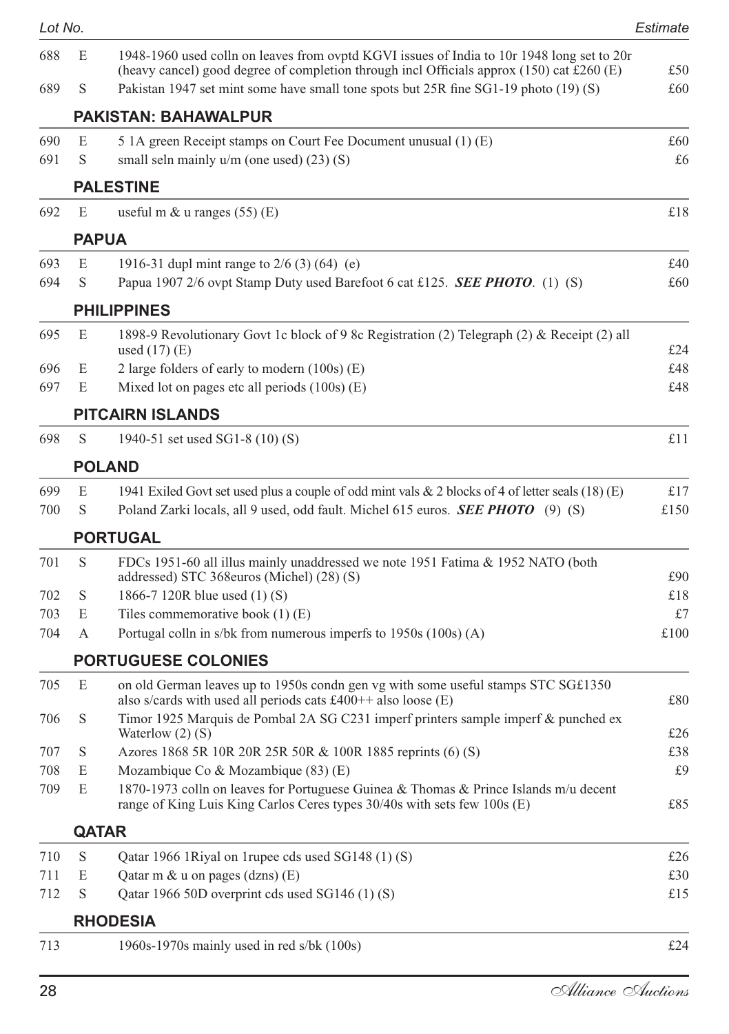| Lot No. | | | Estimate |
|---|---|---|---|
| 688 | E | 1948-1960 used colln on leaves from ovptd KGVI issues of India to 10r 1948 long set to 20r (heavy cancel) good degree of completion through incl Officials approx (150) cat £260 (E) | £50 |
| 689 | S | Pakistan 1947 set mint some have small tone spots but 25R fine SG1-19 photo (19) (S) | £60 |

### PAKISTAN: BAHAWALPUR

| | | | |
|---|---|---|---|
| 690 | E | 5 1A green Receipt stamps on Court Fee Document unusual (1) (E) | £60 |
| 691 | S | small seln mainly u/m (one used) (23) (S) | £6 |

### PALESTINE

| | | | |
|---|---|---|---|
| 692 | E | useful m & u ranges (55) (E) | £18 |

### PAPUA

| | | | |
|---|---|---|---|
| 693 | E | 1916-31 dupl mint range to 2/6 (3) (64) (e) | £40 |
| 694 | S | Papua 1907 2/6 ovpt Stamp Duty used Barefoot 6 cat £125. ***SEE PHOTO***. (1) (S) | £60 |

### PHILIPPINES

| | | | |
|---|---|---|---|
| 695 | E | 1898-9 Revolutionary Govt 1c block of 9 8c Registration (2) Telegraph (2) & Receipt (2) all used (17) (E) | £24 |
| 696 | E | 2 large folders of early to modern (100s) (E) | £48 |
| 697 | E | Mixed lot on pages etc all periods (100s) (E) | £48 |

### PITCAIRN ISLANDS

| | | | |
|---|---|---|---|
| 698 | S | 1940-51 set used SG1-8 (10) (S) | £11 |

### POLAND

| | | | |
|---|---|---|---|
| 699 | E | 1941 Exiled Govt set used plus a couple of odd mint vals & 2 blocks of 4 of letter seals (18) (E) | £17 |
| 700 | S | Poland Zarki locals, all 9 used, odd fault. Michel 615 euros. ***SEE PHOTO*** (9) (S) | £150 |

### PORTUGAL

| | | | |
|---|---|---|---|
| 701 | S | FDCs 1951-60 all illus mainly unaddressed we note 1951 Fatima & 1952 NATO (both addressed) STC 368euros (Michel) (28) (S) | £90 |
| 702 | S | 1866-7 120R blue used (1) (S) | £18 |
| 703 | E | Tiles commemorative book (1) (E) | £7 |
| 704 | A | Portugal colln in s/bk from numerous imperfs to 1950s (100s) (A) | £100 |

### PORTUGUESE COLONIES

| | | | |
|---|---|---|---|
| 705 | E | on old German leaves up to 1950s condn gen vg with some useful stamps STC SG£1350 also s/cards with used all periods cats £400++ also loose (E) | £80 |
| 706 | S | Timor 1925 Marquis de Pombal 2A SG C231 imperf printers sample imperf & punched ex Waterlow (2) (S) | £26 |
| 707 | S | Azores 1868 5R 10R 20R 25R 50R & 100R 1885 reprints (6) (S) | £38 |
| 708 | E | Mozambique Co & Mozambique (83) (E) | £9 |
| 709 | E | 1870-1973 colln on leaves for Portuguese Guinea & Thomas & Prince Islands m/u decent range of King Luis King Carlos Ceres types 30/40s with sets few 100s (E) | £85 |

### QATAR

| | | | |
|---|---|---|---|
| 710 | S | Qatar 1966 1Riyal on 1rupee cds used SG148 (1) (S) | £26 |
| 711 | E | Qatar m & u on pages (dzns) (E) | £30 |
| 712 | S | Qatar 1966 50D overprint cds used SG146 (1) (S) | £15 |

### RHODESIA

| | | | |
|---|---|---|---|
| 713 | | 1960s-1970s mainly used in red s/bk (100s) | £24 |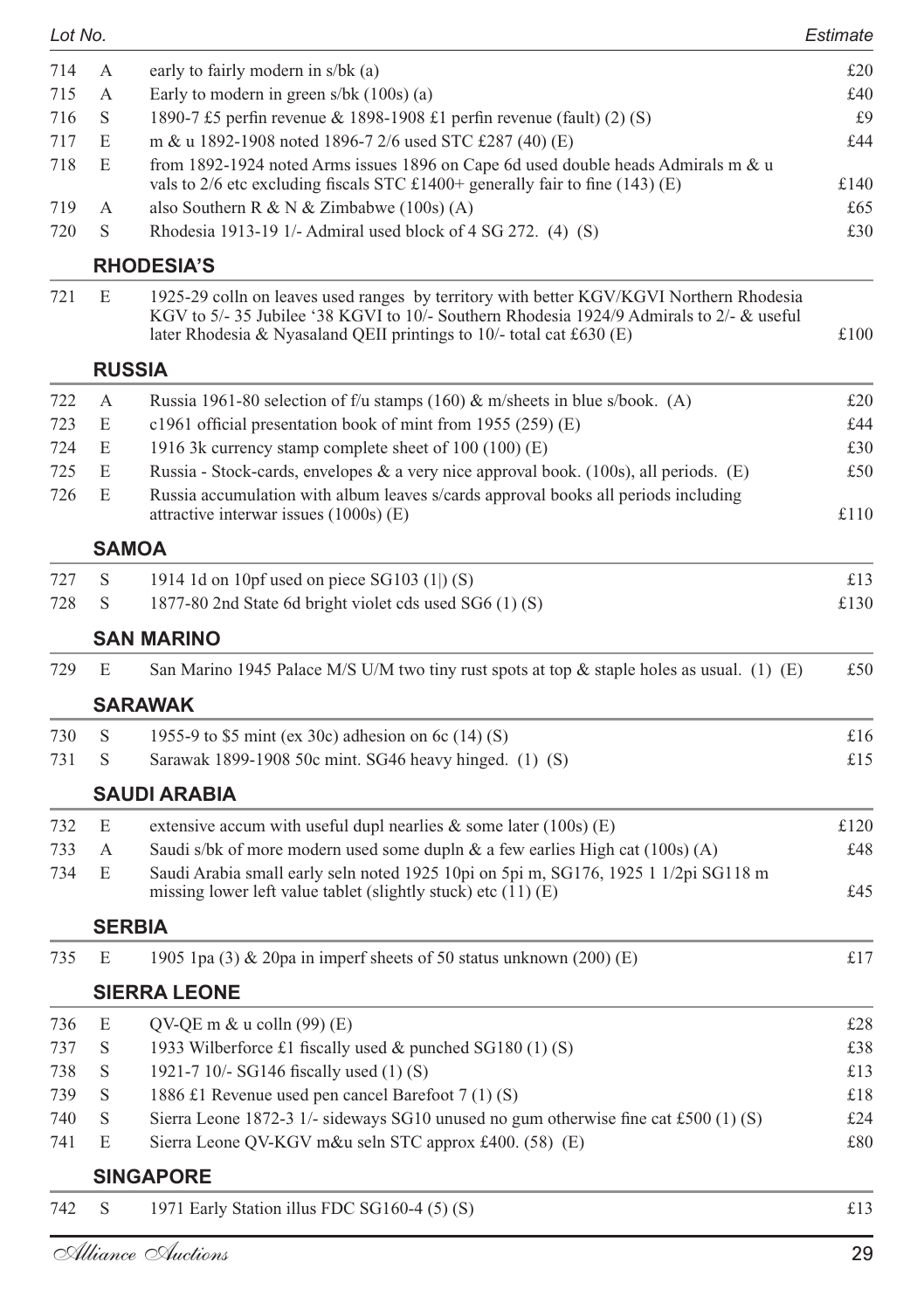| Lot No. | | | Estimate |
|---|---|---|---|
| 714 | A | early to fairly modern in s/bk (a) | £20 |
| 715 | A | Early to modern in green s/bk (100s) (a) | £40 |
| 716 | S | 1890-7 £5 perfin revenue & 1898-1908 £1 perfin revenue (fault) (2) (S) | £9 |
| 717 | E | m & u 1892-1908 noted 1896-7 2/6 used STC £287 (40) (E) | £44 |
| 718 | E | from 1892-1924 noted Arms issues 1896 on Cape 6d used double heads Admirals m & u vals to 2/6 etc excluding fiscals STC £1400+ generally fair to fine (143) (E) | £140 |
| 719 | A | also Southern R & N & Zimbabwe (100s) (A) | £65 |
| 720 | S | Rhodesia 1913-19 1/- Admiral used block of 4 SG 272. (4) (S) | £30 |

## RHODESIA'S

| Lot No. | | | Estimate |
|---|---|---|---|
| 721 | E | 1925-29 colln on leaves used ranges by territory with better KGV/KGVI Northern Rhodesia KGV to 5/- 35 Jubilee '38 KGVI to 10/- Southern Rhodesia 1924/9 Admirals to 2/- & useful later Rhodesia & Nyasaland QEII printings to 10/- total cat £630 (E) | £100 |

## RUSSIA

| Lot No. | | | Estimate |
|---|---|---|---|
| 722 | A | Russia 1961-80 selection of f/u stamps (160) & m/sheets in blue s/book. (A) | £20 |
| 723 | E | c1961 official presentation book of mint from 1955 (259) (E) | £44 |
| 724 | E | 1916 3k currency stamp complete sheet of 100 (100) (E) | £30 |
| 725 | E | Russia - Stock-cards, envelopes & a very nice approval book. (100s), all periods. (E) | £50 |
| 726 | E | Russia accumulation with album leaves s/cards approval books all periods including attractive interwar issues (1000s) (E) | £110 |

## SAMOA

| Lot No. | | | Estimate |
|---|---|---|---|
| 727 | S | 1914 1d on 10pf used on piece SG103 (1|) (S) | £13 |
| 728 | S | 1877-80 2nd State 6d bright violet cds used SG6 (1) (S) | £130 |

## SAN MARINO

| Lot No. | | | Estimate |
|---|---|---|---|
| 729 | E | San Marino 1945 Palace M/S U/M two tiny rust spots at top & staple holes as usual. (1) (E) | £50 |

## SARAWAK

| Lot No. | | | Estimate |
|---|---|---|---|
| 730 | S | 1955-9 to $5 mint (ex 30c) adhesion on 6c (14) (S) | £16 |
| 731 | S | Sarawak 1899-1908 50c mint. SG46 heavy hinged. (1) (S) | £15 |

## SAUDI ARABIA

| Lot No. | | | Estimate |
|---|---|---|---|
| 732 | E | extensive accum with useful dupl nearlies & some later (100s) (E) | £120 |
| 733 | A | Saudi s/bk of more modern used some dupln & a few earlies High cat (100s) (A) | £48 |
| 734 | E | Saudi Arabia small early seln noted 1925 10pi on 5pi m, SG176, 1925 1 1/2pi SG118 m missing lower left value tablet (slightly stuck) etc (11) (E) | £45 |

## SERBIA

| Lot No. | | | Estimate |
|---|---|---|---|
| 735 | E | 1905 1pa (3) & 20pa in imperf sheets of 50 status unknown (200) (E) | £17 |

## SIERRA LEONE

| Lot No. | | | Estimate |
|---|---|---|---|
| 736 | E | QV-QE m & u colln (99) (E) | £28 |
| 737 | S | 1933 Wilberforce £1 fiscally used & punched SG180 (1) (S) | £38 |
| 738 | S | 1921-7 10/- SG146 fiscally used (1) (S) | £13 |
| 739 | S | 1886 £1 Revenue used pen cancel Barefoot 7 (1) (S) | £18 |
| 740 | S | Sierra Leone 1872-3 1/- sideways SG10 unused no gum otherwise fine cat £500 (1) (S) | £24 |
| 741 | E | Sierra Leone QV-KGV m&u seln STC approx £400. (58) (E) | £80 |

## SINGAPORE

| Lot No. | | | Estimate |
|---|---|---|---|
| 742 | S | 1971 Early Station illus FDC SG160-4 (5) (S) | £13 |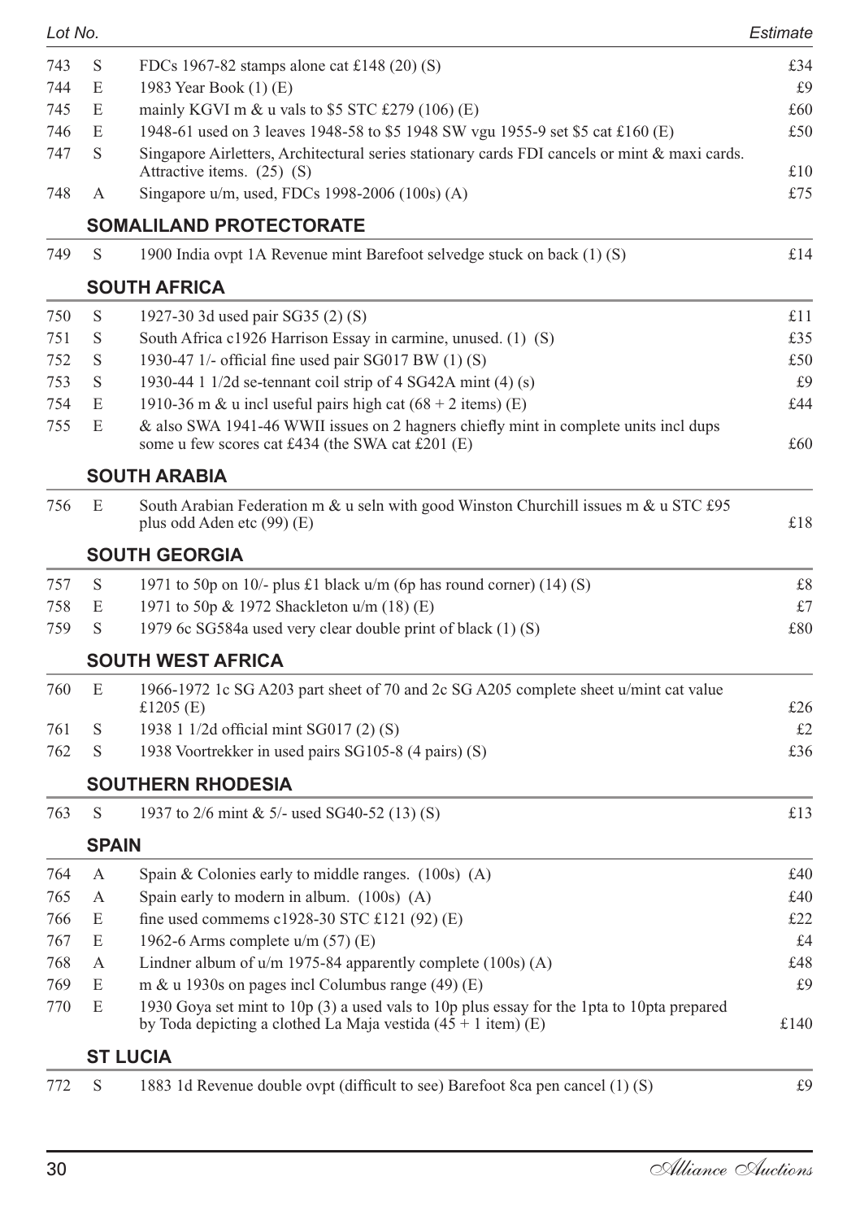| Lot No. | | | Estimate |
|---|---|---|---|
| 743 | S | FDCs 1967-82 stamps alone cat £148 (20) (S) | £34 |
| 744 | E | 1983 Year Book (1) (E) | £9 |
| 745 | E | mainly KGVI m & u vals to $5 STC £279 (106) (E) | £60 |
| 746 | E | 1948-61 used on 3 leaves 1948-58 to $5 1948 SW vgu 1955-9 set $5 cat £160 (E) | £50 |
| 747 | S | Singapore Airletters, Architectural series stationary cards FDI cancels or mint & maxi cards. Attractive items. (25) (S) | £10 |
| 748 | A | Singapore u/m, used, FDCs 1998-2006 (100s) (A) | £75 |

## SOMALILAND PROTECTORATE

| | | | |
|---|---|---|---|
| 749 | S | 1900 India ovpt 1A Revenue mint Barefoot selvedge stuck on back (1) (S) | £14 |

## SOUTH AFRICA

| | | | |
|---|---|---|---|
| 750 | S | 1927-30 3d used pair SG35 (2) (S) | £11 |
| 751 | S | South Africa c1926 Harrison Essay in carmine, unused. (1) (S) | £35 |
| 752 | S | 1930-47 1/- official fine used pair SG017 BW (1) (S) | £50 |
| 753 | S | 1930-44 1 1/2d se-tennant coil strip of 4 SG42A mint (4) (s) | £9 |
| 754 | E | 1910-36 m & u incl useful pairs high cat (68 + 2 items) (E) | £44 |
| 755 | E | & also SWA 1941-46 WWII issues on 2 hagners chiefly mint in complete units incl dups some u few scores cat £434 (the SWA cat £201 (E) | £60 |

## SOUTH ARABIA

| | | | |
|---|---|---|---|
| 756 | E | South Arabian Federation m & u seln with good Winston Churchill issues m & u STC £95 plus odd Aden etc (99) (E) | £18 |

## SOUTH GEORGIA

| | | | |
|---|---|---|---|
| 757 | S | 1971 to 50p on 10/- plus £1 black u/m (6p has round corner) (14) (S) | £8 |
| 758 | E | 1971 to 50p & 1972 Shackleton u/m (18) (E) | £7 |
| 759 | S | 1979 6c SG584a used very clear double print of black (1) (S) | £80 |

## SOUTH WEST AFRICA

| | | | |
|---|---|---|---|
| 760 | E | 1966-1972 1c SG A203 part sheet of 70 and 2c SG A205 complete sheet u/mint cat value £1205 (E) | £26 |
| 761 | S | 1938 1 1/2d official mint SG017 (2) (S) | £2 |
| 762 | S | 1938 Voortrekker in used pairs SG105-8 (4 pairs) (S) | £36 |

## SOUTHERN RHODESIA

| | | | |
|---|---|---|---|
| 763 | S | 1937 to 2/6 mint & 5/- used SG40-52 (13) (S) | £13 |

## SPAIN

| | | | |
|---|---|---|---|
| 764 | A | Spain & Colonies early to middle ranges. (100s) (A) | £40 |
| 765 | A | Spain early to modern in album. (100s) (A) | £40 |
| 766 | E | fine used commems c1928-30 STC £121 (92) (E) | £22 |
| 767 | E | 1962-6 Arms complete u/m (57) (E) | £4 |
| 768 | A | Lindner album of u/m 1975-84 apparently complete (100s) (A) | £48 |
| 769 | E | m & u 1930s on pages incl Columbus range (49) (E) | £9 |
| 770 | E | 1930 Goya set mint to 10p (3) a used vals to 10p plus essay for the 1pta to 10pta prepared by Toda depicting a clothed La Maja vestida (45 + 1 item) (E) | £140 |

## ST LUCIA

| | | | |
|---|---|---|---|
| 772 | S | 1883 1d Revenue double ovpt (difficult to see) Barefoot 8ca pen cancel (1) (S) | £9 |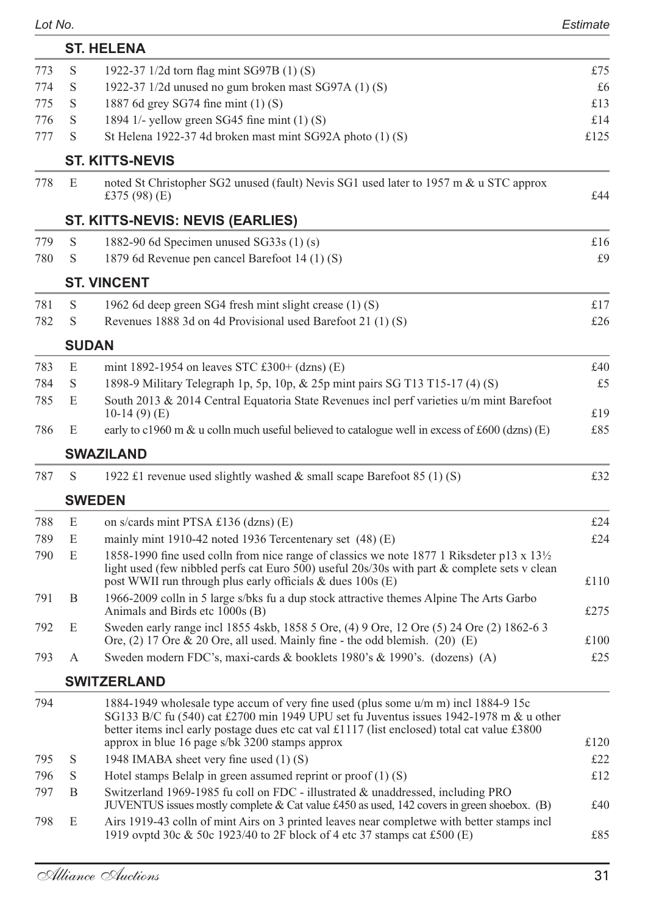| Lot No. | | | Estimate |
|---|---|---|---|
| | | **ST. HELENA** | |
| 773 | S | 1922-37 1/2d torn flag mint SG97B (1) (S) | £75 |
| 774 | S | 1922-37 1/2d unused no gum broken mast SG97A (1) (S) | £6 |
| 775 | S | 1887 6d grey SG74 fine mint (1) (S) | £13 |
| 776 | S | 1894 1/- yellow green SG45 fine mint (1) (S) | £14 |
| 777 | S | St Helena 1922-37 4d broken mast mint SG92A photo (1) (S) | £125 |
| | | **ST. KITTS-NEVIS** | |
| 778 | E | noted St Christopher SG2 unused (fault) Nevis SG1 used later to 1957 m & u STC approx £375 (98) (E) | £44 |
| | | **ST. KITTS-NEVIS: NEVIS (EARLIES)** | |
| 779 | S | 1882-90 6d Specimen unused SG33s (1) (s) | £16 |
| 780 | S | 1879 6d Revenue pen cancel Barefoot 14 (1) (S) | £9 |
| | | **ST. VINCENT** | |
| 781 | S | 1962 6d deep green SG4 fresh mint slight crease (1) (S) | £17 |
| 782 | S | Revenues 1888 3d on 4d Provisional used Barefoot 21 (1) (S) | £26 |
| | | **SUDAN** | |
| 783 | E | mint 1892-1954 on leaves STC £300+ (dzns) (E) | £40 |
| 784 | S | 1898-9 Military Telegraph 1p, 5p, 10p, & 25p mint pairs SG T13 T15-17 (4) (S) | £5 |
| 785 | E | South 2013 & 2014 Central Equatoria State Revenues incl perf varieties u/m mint Barefoot 10-14 (9) (E) | £19 |
| 786 | E | early to c1960 m & u colln much useful believed to catalogue well in excess of £600 (dzns) (E) | £85 |
| | | **SWAZILAND** | |
| 787 | S | 1922 £1 revenue used slightly washed & small scape Barefoot 85 (1) (S) | £32 |
| | | **SWEDEN** | |
| 788 | E | on s/cards mint PTSA £136 (dzns) (E) | £24 |
| 789 | E | mainly mint 1910-42 noted 1936 Tercentenary set (48) (E) | £24 |
| 790 | E | 1858-1990 fine used colln from nice range of classics we note 1877 1 Riksdeter p13 x 13½ light used (few nibbled perfs cat Euro 500) useful 20s/30s with part & complete sets v clean post WWII run through plus early officials & dues 100s (E) | £110 |
| 791 | B | 1966-2009 colln in 5 large s/bks fu a dup stock attractive themes Alpine The Arts Garbo Animals and Birds etc 1000s (B) | £275 |
| 792 | E | Sweden early range incl 1855 4skb, 1858 5 Ore, (4) 9 Ore, 12 Ore (5) 24 Ore (2) 1862-6 3 Ore, (2) 17 Ore & 20 Ore, all used. Mainly fine - the odd blemish. (20) (E) | £100 |
| 793 | A | Sweden modern FDC's, maxi-cards & booklets 1980's & 1990's. (dozens) (A) | £25 |
| | | **SWITZERLAND** | |
| 794 | | 1884-1949 wholesale type accum of very fine used (plus some u/m m) incl 1884-9 15c SG133 B/C fu (540) cat £2700 min 1949 UPU set fu Juventus issues 1942-1978 m & u other better items incl early postage dues etc cat val £1117 (list enclosed) total cat value £3800 approx in blue 16 page s/bk 3200 stamps approx | £120 |
| 795 | S | 1948 IMABA sheet very fine used (1) (S) | £22 |
| 796 | S | Hotel stamps Belalp in green assumed reprint or proof (1) (S) | £12 |
| 797 | B | Switzerland 1969-1985 fu coll on FDC - illustrated & unaddressed, including PRO JUVENTUS issues mostly complete & Cat value £450 as used, 142 covers in green shoebox. (B) | £40 |
| 798 | E | Airs 1919-43 colln of mint Airs on 3 printed leaves near completwe with better stamps incl 1919 ovptd 30c & 50c 1923/40 to 2F block of 4 etc 37 stamps cat £500 (E) | £85 |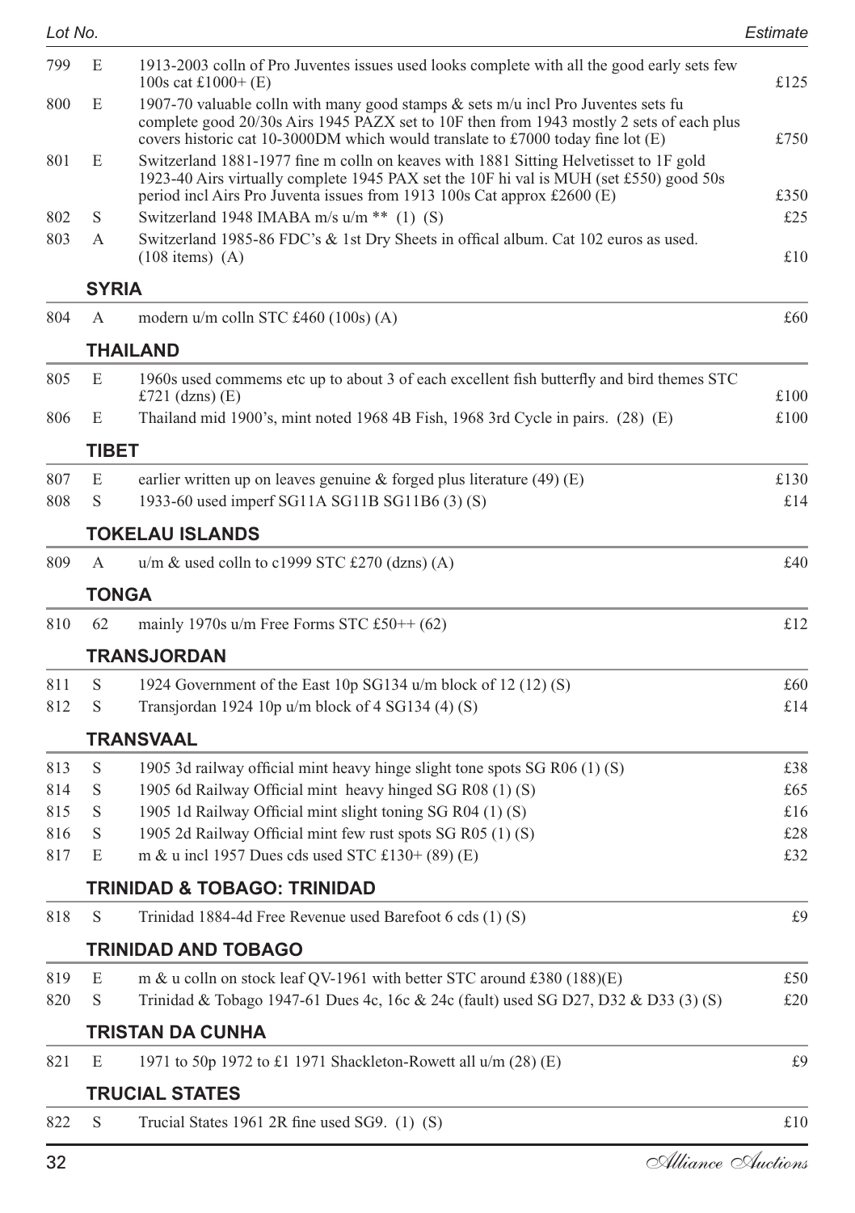| Lot No. | | | Estimate |
|---|---|---|---|
| 799 | E | 1913-2003 colln of Pro Juventes issues used looks complete with all the good early sets few 100s cat £1000+ (E) | £125 |
| 800 | E | 1907-70 valuable colln with many good stamps & sets m/u incl Pro Juventes sets fu complete good 20/30s Airs 1945 PAZX set to 10F then from 1943 mostly 2 sets of each plus covers historic cat 10-3000DM which would translate to £7000 today fine lot (E) | £750 |
| 801 | E | Switzerland 1881-1977 fine m colln on keaves with 1881 Sitting Helvetisset to 1F gold 1923-40 Airs virtually complete 1945 PAX set the 10F hi val is MUH (set £550) good 50s period incl Airs Pro Juventa issues from 1913 100s Cat approx £2600 (E) | £350 |
| 802 | S | Switzerland 1948 IMABA m/s u/m ** (1) (S) | £25 |
| 803 | A | Switzerland 1985-86 FDC's & 1st Dry Sheets in offical album. Cat 102 euros as used. (108 items) (A) | £10 |

## SYRIA

| | | | |
|---|---|---|---|
| 804 | A | modern u/m colln STC £460 (100s) (A) | £60 |

## THAILAND

| | | | |
|---|---|---|---|
| 805 | E | 1960s used commems etc up to about 3 of each excellent fish butterfly and bird themes STC £721 (dzns) (E) | £100 |
| 806 | E | Thailand mid 1900's, mint noted 1968 4B Fish, 1968 3rd Cycle in pairs. (28) (E) | £100 |

## TIBET

| | | | |
|---|---|---|---|
| 807 | E | earlier written up on leaves genuine & forged plus literature (49) (E) | £130 |
| 808 | S | 1933-60 used imperf SG11A SG11B SG11B6 (3) (S) | £14 |

## TOKELAU ISLANDS

| | | | |
|---|---|---|---|
| 809 | A | u/m & used colln to c1999 STC £270 (dzns) (A) | £40 |

## TONGA

| | | | |
|---|---|---|---|
| 810 | 62 | mainly 1970s u/m Free Forms STC £50++ (62) | £12 |

## TRANSJORDAN

| | | | |
|---|---|---|---|
| 811 | S | 1924 Government of the East 10p SG134 u/m block of 12 (12) (S) | £60 |
| 812 | S | Transjordan 1924 10p u/m block of 4 SG134 (4) (S) | £14 |

## TRANSVAAL

| | | | |
|---|---|---|---|
| 813 | S | 1905 3d railway official mint heavy hinge slight tone spots SG R06 (1) (S) | £38 |
| 814 | S | 1905 6d Railway Official mint heavy hinged SG R08 (1) (S) | £65 |
| 815 | S | 1905 1d Railway Official mint slight toning SG R04 (1) (S) | £16 |
| 816 | S | 1905 2d Railway Official mint few rust spots SG R05 (1) (S) | £28 |
| 817 | E | m & u incl 1957 Dues cds used STC £130+ (89) (E) | £32 |

## TRINIDAD & TOBAGO: TRINIDAD

| | | | |
|---|---|---|---|
| 818 | S | Trinidad 1884-4d Free Revenue used Barefoot 6 cds (1) (S) | £9 |

## TRINIDAD AND TOBAGO

| | | | |
|---|---|---|---|
| 819 | E | m & u colln on stock leaf QV-1961 with better STC around £380 (188)(E) | £50 |
| 820 | S | Trinidad & Tobago 1947-61 Dues 4c, 16c & 24c (fault) used SG D27, D32 & D33 (3) (S) | £20 |

## TRISTAN DA CUNHA

| | | | |
|---|---|---|---|
| 821 | E | 1971 to 50p 1972 to £1 1971 Shackleton-Rowett all u/m (28) (E) | £9 |

## TRUCIAL STATES

| | | | |
|---|---|---|---|
| 822 | S | Trucial States 1961 2R fine used SG9. (1) (S) | £10 |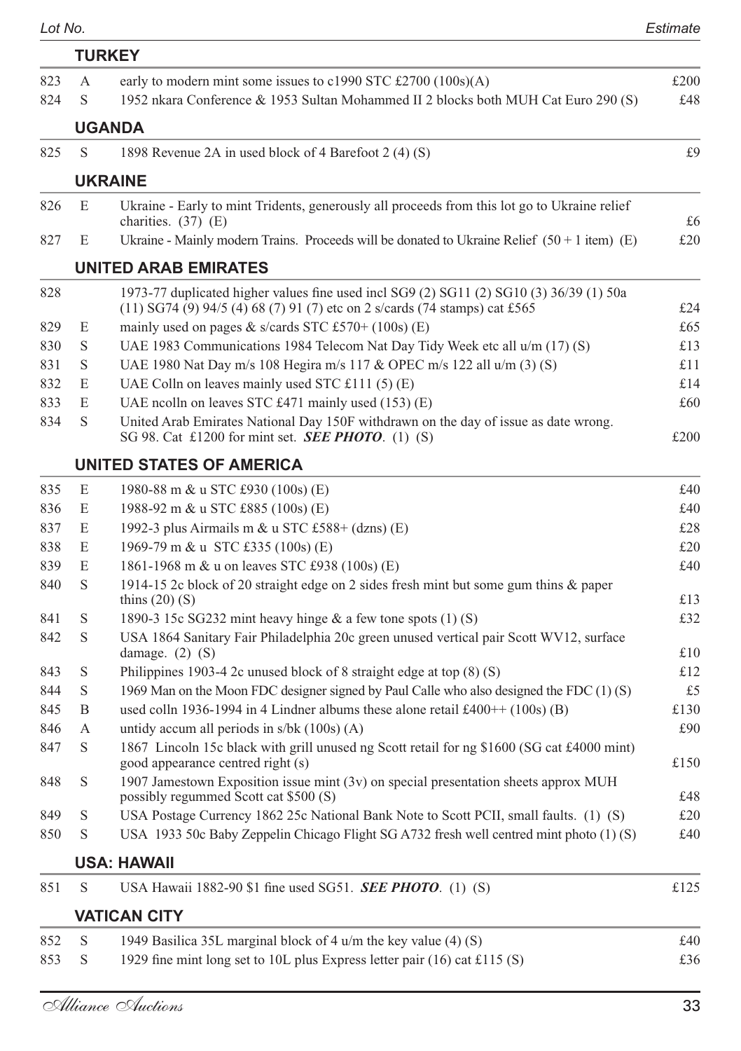| Lot No. | | | Estimate |
|---|---|---|---|

## TURKEY

| Lot No. | | Description | Estimate |
|---|---|---|---|
| 823 | A | early to modern mint some issues to c1990 STC £2700 (100s)(A) | £200 |
| 824 | S | 1952 nkara Conference & 1953 Sultan Mohammed II 2 blocks both MUH Cat Euro 290 (S) | £48 |

## UGANDA

| Lot No. | | Description | Estimate |
|---|---|---|---|
| 825 | S | 1898 Revenue 2A in used block of 4 Barefoot 2 (4) (S) | £9 |

## UKRAINE

| Lot No. | | Description | Estimate |
|---|---|---|---|
| 826 | E | Ukraine - Early to mint Tridents, generously all proceeds from this lot go to Ukraine relief charities. (37) (E) | £6 |
| 827 | E | Ukraine - Mainly modern Trains. Proceeds will be donated to Ukraine Relief (50 + 1 item) (E) | £20 |

## UNITED ARAB EMIRATES

| Lot No. | | Description | Estimate |
|---|---|---|---|
| 828 | | 1973-77 duplicated higher values fine used incl SG9 (2) SG11 (2) SG10 (3) 36/39 (1) 50a (11) SG74 (9) 94/5 (4) 68 (7) 91 (7) etc on 2 s/cards (74 stamps) cat £565 | £24 |
| 829 | E | mainly used on pages & s/cards STC £570+ (100s) (E) | £65 |
| 830 | S | UAE 1983 Communications 1984 Telecom Nat Day Tidy Week etc all u/m (17) (S) | £13 |
| 831 | S | UAE 1980 Nat Day m/s 108 Hegira m/s 117 & OPEC m/s 122 all u/m (3) (S) | £11 |
| 832 | E | UAE Colln on leaves mainly used STC £111 (5) (E) | £14 |
| 833 | E | UAE ncolln on leaves STC £471 mainly used (153) (E) | £60 |
| 834 | S | United Arab Emirates National Day 150F withdrawn on the day of issue as date wrong. SG 98. Cat £1200 for mint set. ***SEE PHOTO***. (1) (S) | £200 |

## UNITED STATES OF AMERICA

| Lot No. | | Description | Estimate |
|---|---|---|---|
| 835 | E | 1980-88 m & u STC £930 (100s) (E) | £40 |
| 836 | E | 1988-92 m & u STC £885 (100s) (E) | £40 |
| 837 | E | 1992-3 plus Airmails m & u STC £588+ (dzns) (E) | £28 |
| 838 | E | 1969-79 m & u STC £335 (100s) (E) | £20 |
| 839 | E | 1861-1968 m & u on leaves STC £938 (100s) (E) | £40 |
| 840 | S | 1914-15 2c block of 20 straight edge on 2 sides fresh mint but some gum thins & paper thins (20) (S) | £13 |
| 841 | S | 1890-3 15c SG232 mint heavy hinge & a few tone spots (1) (S) | £32 |
| 842 | S | USA 1864 Sanitary Fair Philadelphia 20c green unused vertical pair Scott WV12, surface damage. (2) (S) | £10 |
| 843 | S | Philippines 1903-4 2c unused block of 8 straight edge at top (8) (S) | £12 |
| 844 | S | 1969 Man on the Moon FDC designer signed by Paul Calle who also designed the FDC (1) (S) | £5 |
| 845 | B | used colln 1936-1994 in 4 Lindner albums these alone retail £400++ (100s) (B) | £130 |
| 846 | A | untidy accum all periods in s/bk (100s) (A) | £90 |
| 847 | S | 1867 Lincoln 15c black with grill unused ng Scott retail for ng $1600 (SG cat £4000 mint) good appearance centred right (s) | £150 |
| 848 | S | 1907 Jamestown Exposition issue mint (3v) on special presentation sheets approx MUH possibly regummed Scott cat $500 (S) | £48 |
| 849 | S | USA Postage Currency 1862 25c National Bank Note to Scott PCII, small faults. (1) (S) | £20 |
| 850 | S | USA 1933 50c Baby Zeppelin Chicago Flight SG A732 fresh well centred mint photo (1) (S) | £40 |

## USA: HAWAII

| Lot No. | | Description | Estimate |
|---|---|---|---|
| 851 | S | USA Hawaii 1882-90 $1 fine used SG51. ***SEE PHOTO***. (1) (S) | £125 |

## VATICAN CITY

| Lot No. | | Description | Estimate |
|---|---|---|---|
| 852 | S | 1949 Basilica 35L marginal block of 4 u/m the key value (4) (S) | £40 |
| 853 | S | 1929 fine mint long set to 10L plus Express letter pair (16) cat £115 (S) | £36 |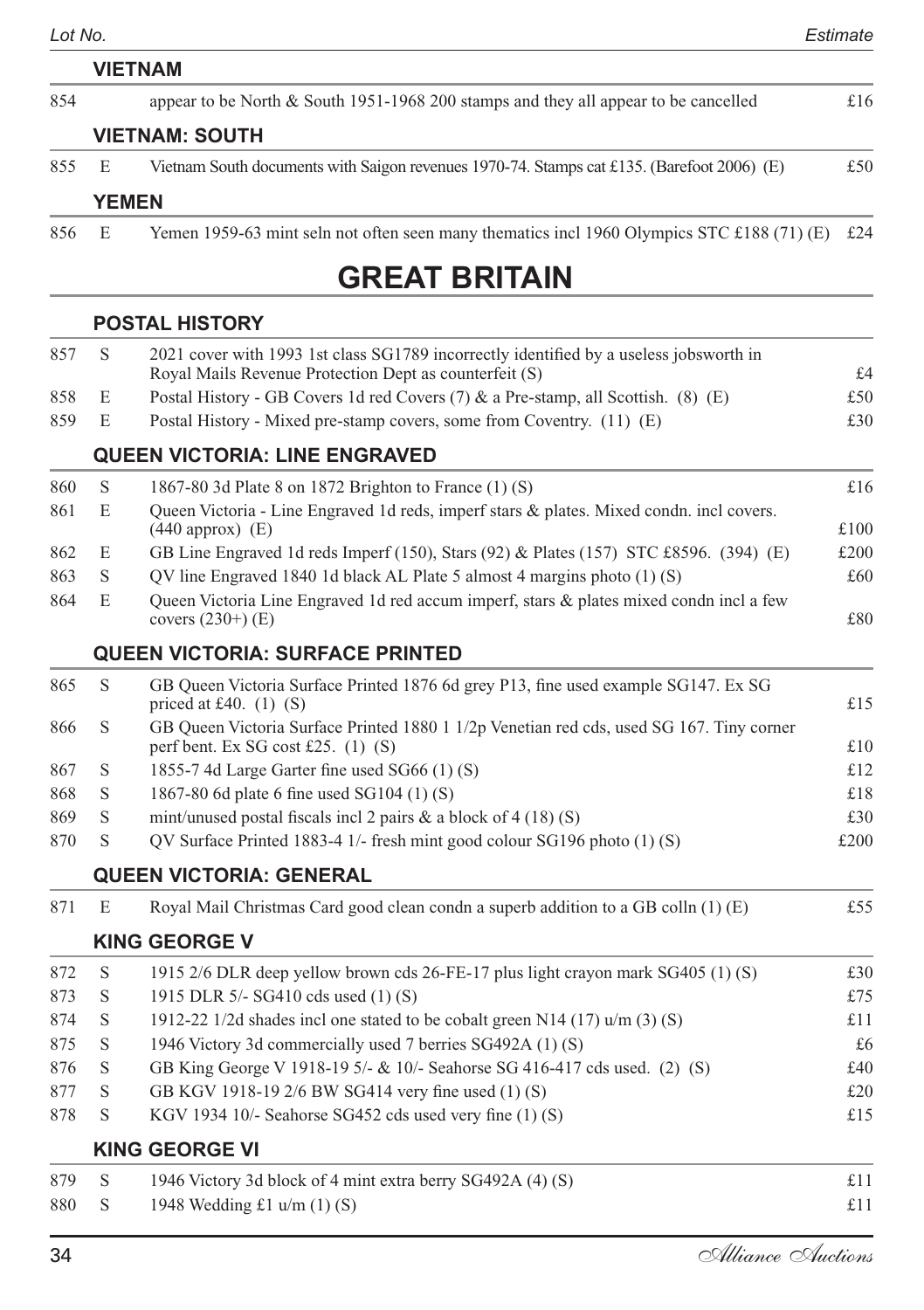| Lot No. | | | Estimate |
|---|---|---|---|
| | | **VIETNAM** | |
| 854 | | appear to be North & South 1951-1968 200 stamps and they all appear to be cancelled | £16 |
| | | **VIETNAM: SOUTH** | |
| 855 | E | Vietnam South documents with Saigon revenues 1970-74. Stamps cat £135. (Barefoot 2006) (E) | £50 |
| | | **YEMEN** | |
| 856 | E | Yemen 1959-63 mint seln not often seen many thematics incl 1960 Olympics STC £188 (71) (E) | £24 |

# GREAT BRITAIN

| Lot No. | | | Estimate |
|---|---|---|---|
| | | **POSTAL HISTORY** | |
| 857 | S | 2021 cover with 1993 1st class SG1789 incorrectly identified by a useless jobsworth in Royal Mails Revenue Protection Dept as counterfeit (S) | £4 |
| 858 | E | Postal History - GB Covers 1d red Covers (7) & a Pre-stamp, all Scottish. (8) (E) | £50 |
| 859 | E | Postal History - Mixed pre-stamp covers, some from Coventry. (11) (E) | £30 |
| | | **QUEEN VICTORIA: LINE ENGRAVED** | |
| 860 | S | 1867-80 3d Plate 8 on 1872 Brighton to France (1) (S) | £16 |
| 861 | E | Queen Victoria - Line Engraved 1d reds, imperf stars & plates. Mixed condn. incl covers. (440 approx) (E) | £100 |
| 862 | E | GB Line Engraved 1d reds Imperf (150), Stars (92) & Plates (157) STC £8596. (394) (E) | £200 |
| 863 | S | QV line Engraved 1840 1d black AL Plate 5 almost 4 margins photo (1) (S) | £60 |
| 864 | E | Queen Victoria Line Engraved 1d red accum imperf, stars & plates mixed condn incl a few covers (230+) (E) | £80 |
| | | **QUEEN VICTORIA: SURFACE PRINTED** | |
| 865 | S | GB Queen Victoria Surface Printed 1876 6d grey P13, fine used example SG147. Ex SG priced at £40. (1) (S) | £15 |
| 866 | S | GB Queen Victoria Surface Printed 1880 1 1/2p Venetian red cds, used SG 167. Tiny corner perf bent. Ex SG cost £25. (1) (S) | £10 |
| 867 | S | 1855-7 4d Large Garter fine used SG66 (1) (S) | £12 |
| 868 | S | 1867-80 6d plate 6 fine used SG104 (1) (S) | £18 |
| 869 | S | mint/unused postal fiscals incl 2 pairs & a block of 4 (18) (S) | £30 |
| 870 | S | QV Surface Printed 1883-4 1/- fresh mint good colour SG196 photo (1) (S) | £200 |
| | | **QUEEN VICTORIA: GENERAL** | |
| 871 | E | Royal Mail Christmas Card good clean condn a superb addition to a GB colln (1) (E) | £55 |
| | | **KING GEORGE V** | |
| 872 | S | 1915 2/6 DLR deep yellow brown cds 26-FE-17 plus light crayon mark SG405 (1) (S) | £30 |
| 873 | S | 1915 DLR 5/- SG410 cds used (1) (S) | £75 |
| 874 | S | 1912-22 1/2d shades incl one stated to be cobalt green N14 (17) u/m (3) (S) | £11 |
| 875 | S | 1946 Victory 3d commercially used 7 berries SG492A (1) (S) | £6 |
| 876 | S | GB King George V 1918-19 5/- & 10/- Seahorse SG 416-417 cds used. (2) (S) | £40 |
| 877 | S | GB KGV 1918-19 2/6 BW SG414 very fine used (1) (S) | £20 |
| 878 | S | KGV 1934 10/- Seahorse SG452 cds used very fine (1) (S) | £15 |
| | | **KING GEORGE VI** | |
| 879 | S | 1946 Victory 3d block of 4 mint extra berry SG492A (4) (S) | £11 |
| 880 | S | 1948 Wedding £1 u/m (1) (S) | £11 |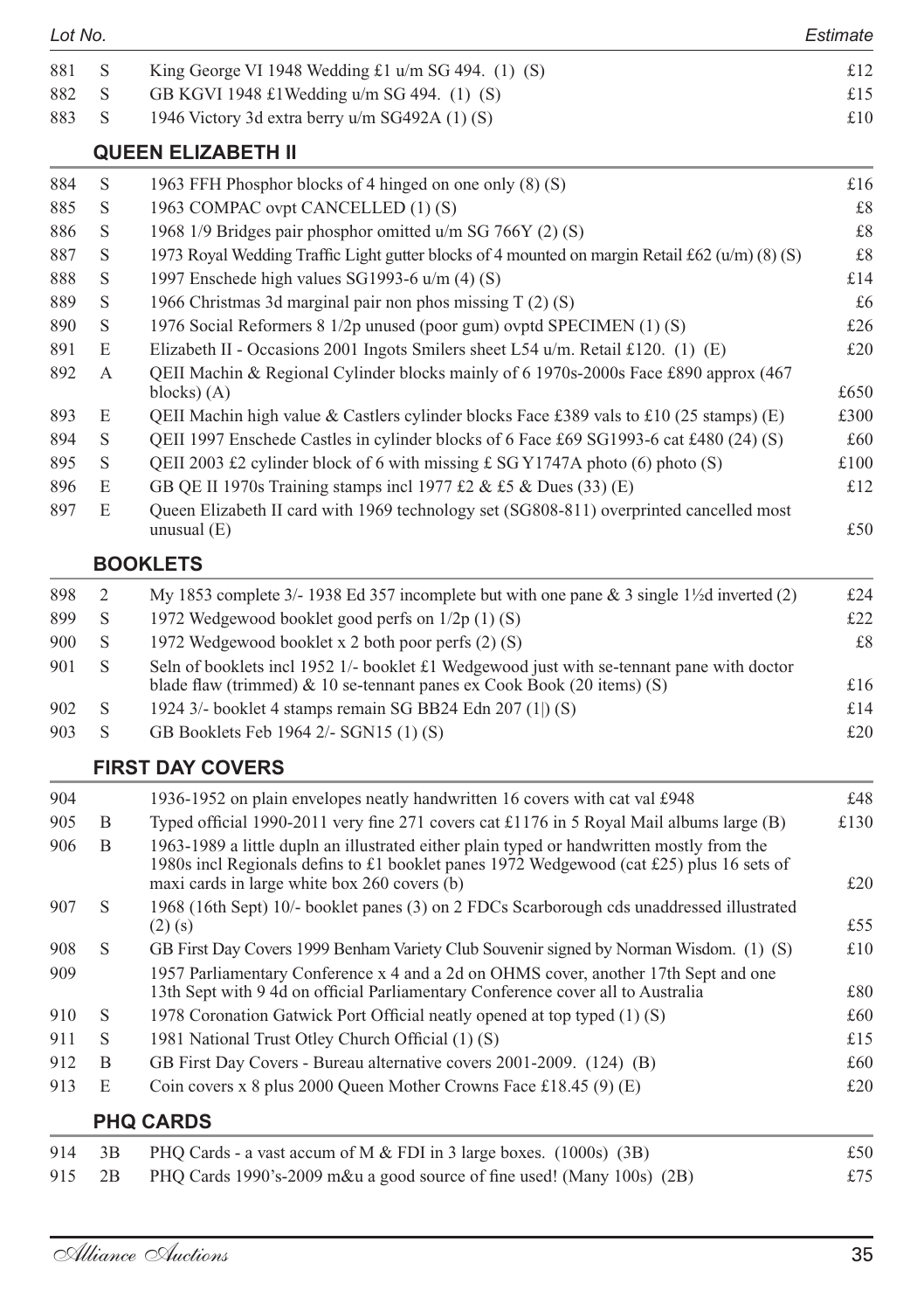| Lot No. | | | Estimate |
|---|---|---|---|
| 881 | S | King George VI 1948 Wedding £1 u/m SG 494. (1) (S) | £12 |
| 882 | S | GB KGVI 1948 £1Wedding u/m SG 494. (1) (S) | £15 |
| 883 | S | 1946 Victory 3d extra berry u/m SG492A (1) (S) | £10 |

## QUEEN ELIZABETH II

| Lot No. | | | Estimate |
|---|---|---|---|
| 884 | S | 1963 FFH Phosphor blocks of 4 hinged on one only (8) (S) | £16 |
| 885 | S | 1963 COMPAC ovpt CANCELLED (1) (S) | £8 |
| 886 | S | 1968 1/9 Bridges pair phosphor omitted u/m SG 766Y (2) (S) | £8 |
| 887 | S | 1973 Royal Wedding Traffic Light gutter blocks of 4 mounted on margin Retail £62 (u/m) (8) (S) | £8 |
| 888 | S | 1997 Enschede high values SG1993-6 u/m (4) (S) | £14 |
| 889 | S | 1966 Christmas 3d marginal pair non phos missing T (2) (S) | £6 |
| 890 | S | 1976 Social Reformers 8 1/2p unused (poor gum) ovptd SPECIMEN (1) (S) | £26 |
| 891 | E | Elizabeth II - Occasions 2001 Ingots Smilers sheet L54 u/m. Retail £120. (1) (E) | £20 |
| 892 | A | QEII Machin & Regional Cylinder blocks mainly of 6 1970s-2000s Face £890 approx (467 blocks) (A) | £650 |
| 893 | E | QEII Machin high value & Castlers cylinder blocks Face £389 vals to £10 (25 stamps) (E) | £300 |
| 894 | S | QEII 1997 Enschede Castles in cylinder blocks of 6 Face £69 SG1993-6 cat £480 (24) (S) | £60 |
| 895 | S | QEII 2003 £2 cylinder block of 6 with missing £ SG Y1747A photo (6) photo (S) | £100 |
| 896 | E | GB QE II 1970s Training stamps incl 1977 £2 & £5 & Dues (33) (E) | £12 |
| 897 | E | Queen Elizabeth II card with 1969 technology set (SG808-811) overprinted cancelled most unusual (E) | £50 |

## BOOKLETS

| Lot No. | | | Estimate |
|---|---|---|---|
| 898 | 2 | My 1853 complete 3/- 1938 Ed 357 incomplete but with one pane & 3 single 1½d inverted (2) | £24 |
| 899 | S | 1972 Wedgewood booklet good perfs on 1/2p (1) (S) | £22 |
| 900 | S | 1972 Wedgewood booklet x 2 both poor perfs (2) (S) | £8 |
| 901 | S | Seln of booklets incl 1952 1/- booklet £1 Wedgewood just with se-tennant pane with doctor blade flaw (trimmed) & 10 se-tennant panes ex Cook Book (20 items) (S) | £16 |
| 902 | S | 1924 3/- booklet 4 stamps remain SG BB24 Edn 207 (1\|) (S) | £14 |
| 903 | S | GB Booklets Feb 1964 2/- SGN15 (1) (S) | £20 |

## FIRST DAY COVERS

| Lot No. | | | Estimate |
|---|---|---|---|
| 904 | | 1936-1952 on plain envelopes neatly handwritten 16 covers with cat val £948 | £48 |
| 905 | B | Typed official 1990-2011 very fine 271 covers cat £1176 in 5 Royal Mail albums large (B) | £130 |
| 906 | B | 1963-1989 a little dupln an illustrated either plain typed or handwritten mostly from the 1980s incl Regionals defins to £1 booklet panes 1972 Wedgewood (cat £25) plus 16 sets of maxi cards in large white box 260 covers (b) | £20 |
| 907 | S | 1968 (16th Sept) 10/- booklet panes (3) on 2 FDCs Scarborough cds unaddressed illustrated (2) (s) | £55 |
| 908 | S | GB First Day Covers 1999 Benham Variety Club Souvenir signed by Norman Wisdom. (1) (S) | £10 |
| 909 | | 1957 Parliamentary Conference x 4 and a 2d on OHMS cover, another 17th Sept and one 13th Sept with 9 4d on official Parliamentary Conference cover all to Australia | £80 |
| 910 | S | 1978 Coronation Gatwick Port Official neatly opened at top typed (1) (S) | £60 |
| 911 | S | 1981 National Trust Otley Church Official (1) (S) | £15 |
| 912 | B | GB First Day Covers - Bureau alternative covers 2001-2009. (124) (B) | £60 |
| 913 | E | Coin covers x 8 plus 2000 Queen Mother Crowns Face £18.45 (9) (E) | £20 |

## PHQ CARDS

| Lot No. | | | Estimate |
|---|---|---|---|
| 914 | 3B | PHQ Cards - a vast accum of M & FDI in 3 large boxes. (1000s) (3B) | £50 |
| 915 | 2B | PHQ Cards 1990's-2009 m&u a good source of fine used! (Many 100s) (2B) | £75 |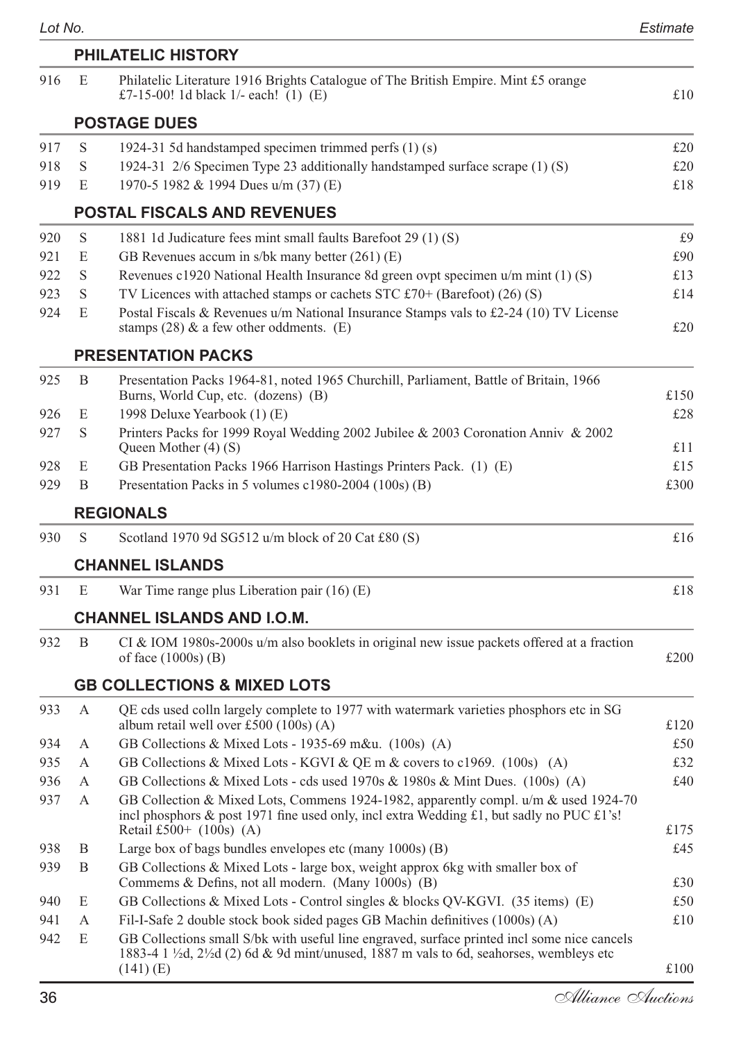| Lot No. | | | Estimate |
|---|---|---|---|

## PHILATELIC HISTORY

| | | | |
|---|---|---|---|
| 916 | E | Philatelic Literature 1916 Brights Catalogue of The British Empire. Mint £5 orange £7-15-00! 1d black 1/- each! (1) (E) | £10 |

## POSTAGE DUES

| | | | |
|---|---|---|---|
| 917 | S | 1924-31 5d handstamped specimen trimmed perfs (1) (s) | £20 |
| 918 | S | 1924-31 2/6 Specimen Type 23 additionally handstamped surface scrape (1) (S) | £20 |
| 919 | E | 1970-5 1982 & 1994 Dues u/m (37) (E) | £18 |

## POSTAL FISCALS AND REVENUES

| | | | |
|---|---|---|---|
| 920 | S | 1881 1d Judicature fees mint small faults Barefoot 29 (1) (S) | £9 |
| 921 | E | GB Revenues accum in s/bk many better (261) (E) | £90 |
| 922 | S | Revenues c1920 National Health Insurance 8d green ovpt specimen u/m mint (1) (S) | £13 |
| 923 | S | TV Licences with attached stamps or cachets STC £70+ (Barefoot) (26) (S) | £14 |
| 924 | E | Postal Fiscals & Revenues u/m National Insurance Stamps vals to £2-24 (10) TV License stamps (28) & a few other oddments. (E) | £20 |

## PRESENTATION PACKS

| | | | |
|---|---|---|---|
| 925 | B | Presentation Packs 1964-81, noted 1965 Churchill, Parliament, Battle of Britain, 1966 Burns, World Cup, etc. (dozens) (B) | £150 |
| 926 | E | 1998 Deluxe Yearbook (1) (E) | £28 |
| 927 | S | Printers Packs for 1999 Royal Wedding 2002 Jubilee & 2003 Coronation Anniv & 2002 Queen Mother (4) (S) | £11 |
| 928 | E | GB Presentation Packs 1966 Harrison Hastings Printers Pack. (1) (E) | £15 |
| 929 | B | Presentation Packs in 5 volumes c1980-2004 (100s) (B) | £300 |

## REGIONALS

| | | | |
|---|---|---|---|
| 930 | S | Scotland 1970 9d SG512 u/m block of 20 Cat £80 (S) | £16 |

## CHANNEL ISLANDS

| | | | |
|---|---|---|---|
| 931 | E | War Time range plus Liberation pair (16) (E) | £18 |

## CHANNEL ISLANDS AND I.O.M.

| | | | |
|---|---|---|---|
| 932 | B | CI & IOM 1980s-2000s u/m also booklets in original new issue packets offered at a fraction of face (1000s) (B) | £200 |

## GB COLLECTIONS & MIXED LOTS

| | | | |
|---|---|---|---|
| 933 | A | QE cds used colln largely complete to 1977 with watermark varieties phosphors etc in SG album retail well over £500 (100s) (A) | £120 |
| 934 | A | GB Collections & Mixed Lots - 1935-69 m&u. (100s) (A) | £50 |
| 935 | A | GB Collections & Mixed Lots - KGVI & QE m & covers to c1969. (100s) (A) | £32 |
| 936 | A | GB Collections & Mixed Lots - cds used 1970s & 1980s & Mint Dues. (100s) (A) | £40 |
| 937 | A | GB Collection & Mixed Lots, Commens 1924-1982, apparently compl. u/m & used 1924-70 incl phosphors & post 1971 fine used only, incl extra Wedding £1, but sadly no PUC £1's! Retail £500+ (100s) (A) | £175 |
| 938 | B | Large box of bags bundles envelopes etc (many 1000s) (B) | £45 |
| 939 | B | GB Collections & Mixed Lots - large box, weight approx 6kg with smaller box of Commems & Defins, not all modern. (Many 1000s) (B) | £30 |
| 940 | E | GB Collections & Mixed Lots - Control singles & blocks QV-KGVI. (35 items) (E) | £50 |
| 941 | A | Fil-I-Safe 2 double stock book sided pages GB Machin definitives (1000s) (A) | £10 |
| 942 | E | GB Collections small S/bk with useful line engraved, surface printed incl some nice cancels 1883-4 1 ½d, 2½d (2) 6d & 9d mint/unused, 1887 m vals to 6d, seahorses, wembleys etc (141) (E) | £100 |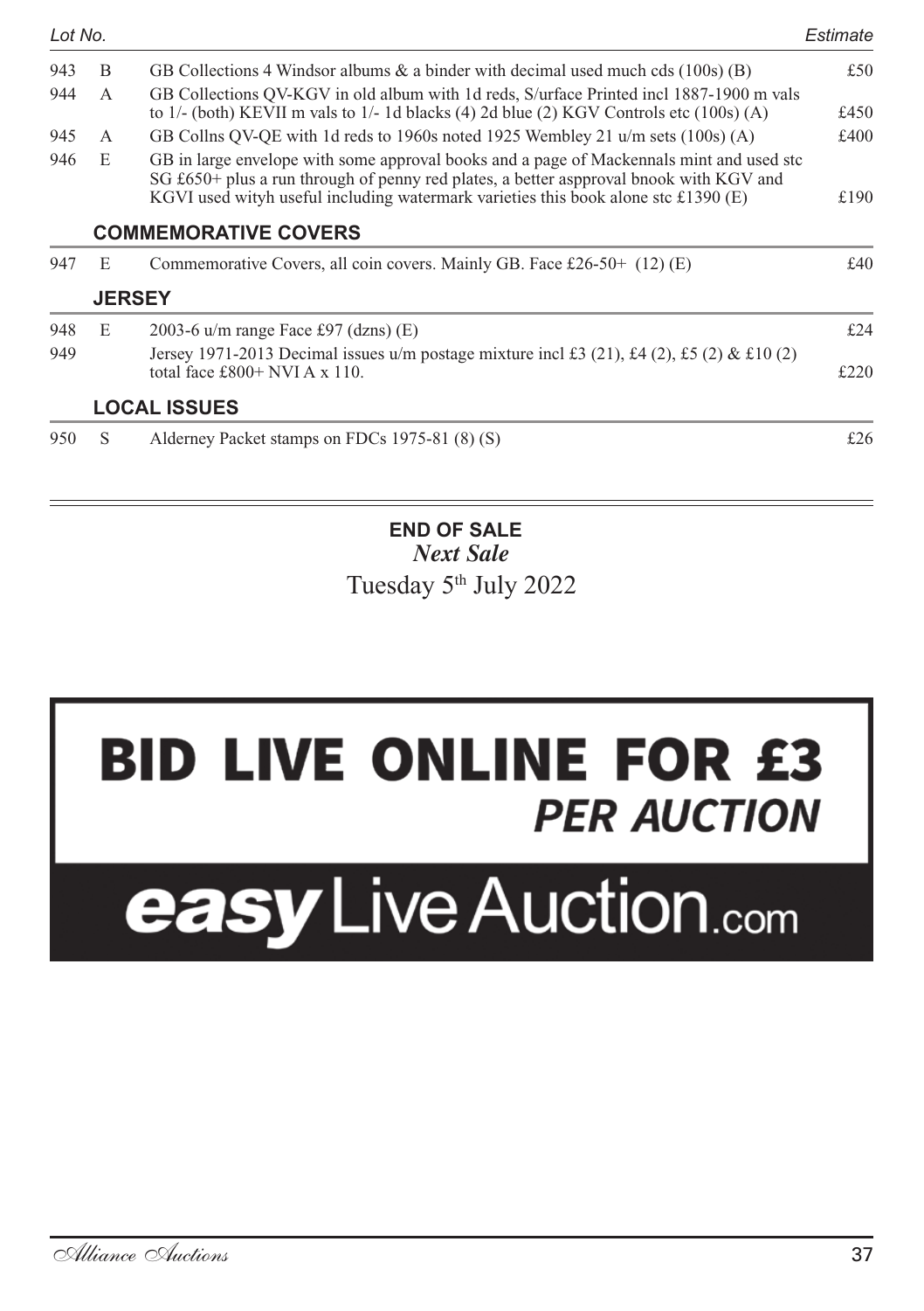| Lot No. | | | Estimate |
|---|---|---|---|
| 943 | B | GB Collections 4 Windsor albums & a binder with decimal used much cds (100s) (B) | £50 |
| 944 | A | GB Collections QV-KGV in old album with 1d reds, S/urface Printed incl 1887-1900 m vals to 1/- (both) KEVII m vals to 1/- 1d blacks (4) 2d blue (2) KGV Controls etc (100s) (A) | £450 |
| 945 | A | GB Collns QV-QE with 1d reds to 1960s noted 1925 Wembley 21 u/m sets (100s) (A) | £400 |
| 946 | E | GB in large envelope with some approval books and a page of Mackennals mint and used stc SG £650+ plus a run through of penny red plates, a better aspproval bnook with KGV and KGVI used wityh useful including watermark varieties this book alone stc £1390 (E) | £190 |

## COMMEMORATIVE COVERS

| | | | |
|---|---|---|---|
| 947 | E | Commemorative Covers, all coin covers. Mainly GB. Face £26-50+ (12) (E) | £40 |

## JERSEY

| | | | |
|---|---|---|---|
| 948 | E | 2003-6 u/m range Face £97 (dzns) (E) | £24 |
| 949 | | Jersey 1971-2013 Decimal issues u/m postage mixture incl £3 (21), £4 (2), £5 (2) & £10 (2) total face £800+ NVI A x 110. | £220 |

## LOCAL ISSUES

| | | | |
|---|---|---|---|
| 950 | S | Alderney Packet stamps on FDCs 1975-81 (8) (S) | £26 |

**END OF SALE**

***Next Sale***

Tuesday 5th July 2022

**BID LIVE ONLINE FOR £3**
***PER AUCTION***

**easy**Live Auction.com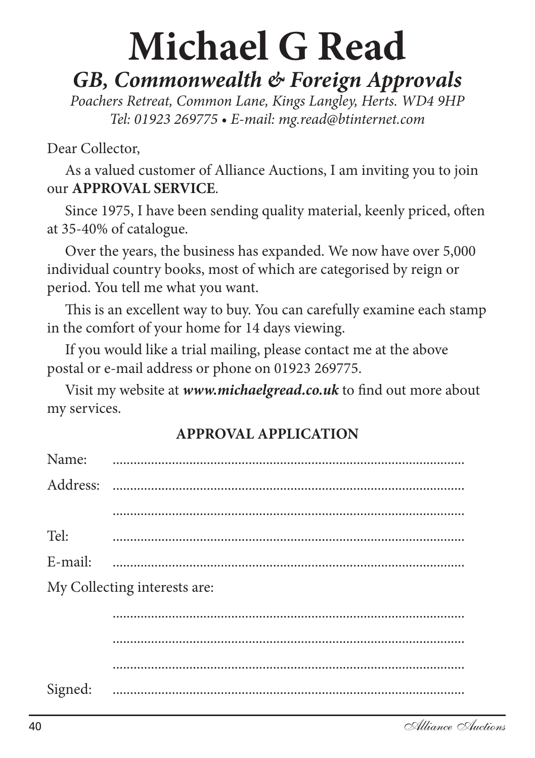# Michael G Read

## *GB, Commonwealth & Foreign Approvals*

*Poachers Retreat, Common Lane, Kings Langley, Herts. WD4 9HP*
*Tel: 01923 269775 • E-mail: mg.read@btinternet.com*

Dear Collector,

As a valued customer of Alliance Auctions, I am inviting you to join our **APPROVAL SERVICE**.

Since 1975, I have been sending quality material, keenly priced, often at 35-40% of catalogue.

Over the years, the business has expanded. We now have over 5,000 individual country books, most of which are categorised by reign or period. You tell me what you want.

This is an excellent way to buy. You can carefully examine each stamp in the comfort of your home for 14 days viewing.

If you would like a trial mailing, please contact me at the above postal or e-mail address or phone on 01923 269775.

Visit my website at ***www.michaelgread.co.uk*** to find out more about my services.

**APPROVAL APPLICATION**

Name: ..................................................................................................

Address: ..................................................................................................

..................................................................................................

Tel: ..................................................................................................

E-mail: ..................................................................................................

My Collecting interests are:

..................................................................................................

..................................................................................................

..................................................................................................

Signed: ..................................................................................................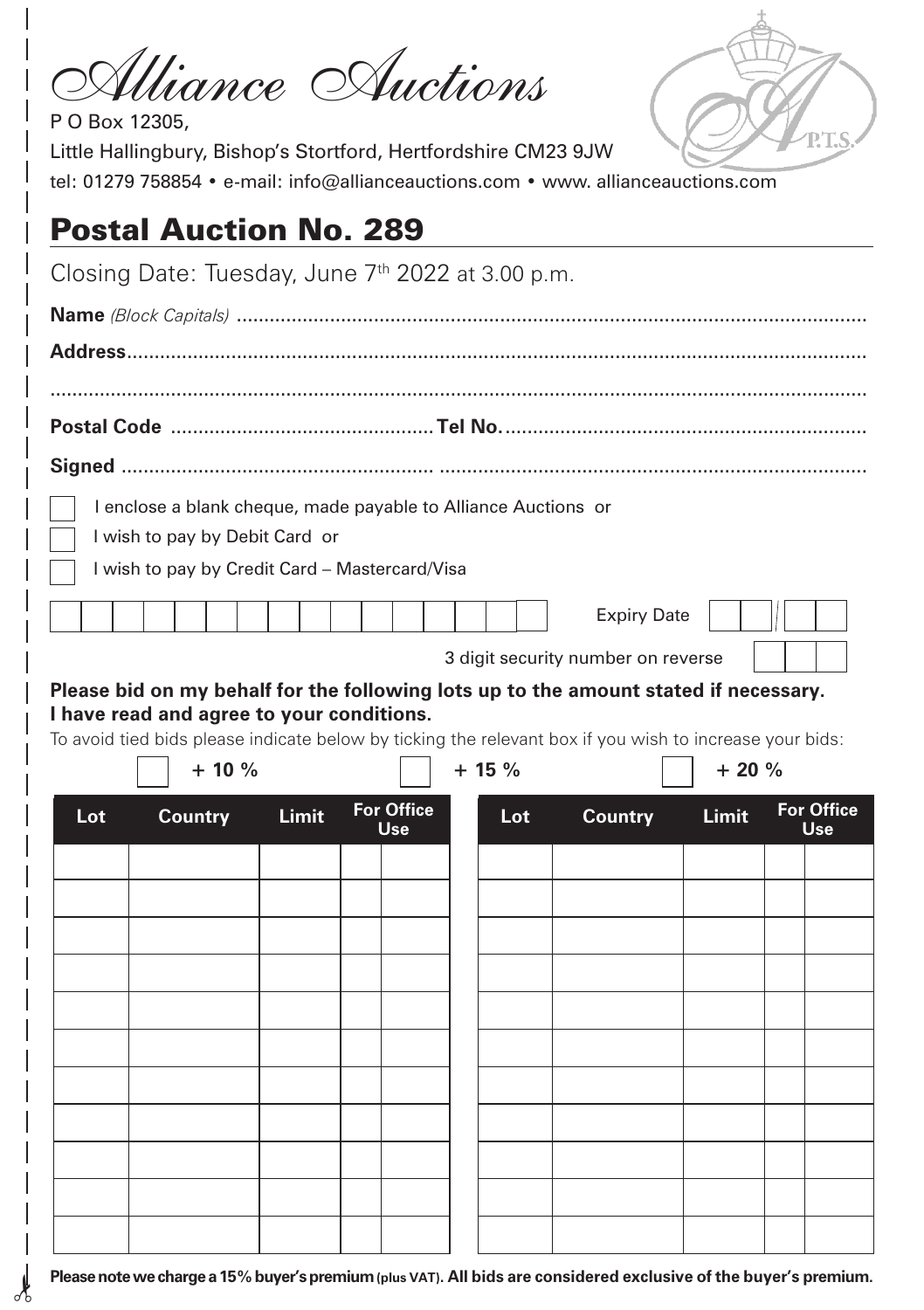# Alliance Auctions

P O Box 12305,
Little Hallingbury, Bishop's Stortford, Hertfordshire CM23 9JW
tel: 01279 758854 • e-mail: info@allianceauctions.com • www. allianceauctions.com

## Postal Auction No. 289

Closing Date: Tuesday, June 7th 2022 at 3.00 p.m.

**Name** *(Block Capitals)* ..........................................................................................................

**Address**...........................................................................................................................

...........................................................................................................................................

**Postal Code** .............................................. **Tel No.**.....................................................

**Signed** ............................................................................................................................

☐ I enclose a blank cheque, made payable to Alliance Auctions or

☐ I wish to pay by Debit Card or

☐ I wish to pay by Credit Card – Mastercard/Visa

| | | | | | | | | | | | | | | | |
|---|---|---|---|---|---|---|---|---|---|---|---|---|---|---|---|

Expiry Date ☐☐ / ☐☐

3 digit security number on reverse ☐☐☐

**Please bid on my behalf for the following lots up to the amount stated if necessary. I have read and agree to your conditions.**

To avoid tied bids please indicate below by ticking the relevant box if you wish to increase your bids:

☐ **+ 10 %** ☐ **+ 15 %** ☐ **+ 20 %**

| Lot | Country | Limit | For Office Use | | Lot | Country | Limit | For Office Use | |
|---|---|---|---|---|---|---|---|---|---|
| | | | | | | | | | |
| | | | | | | | | | |
| | | | | | | | | | |
| | | | | | | | | | |
| | | | | | | | | | |
| | | | | | | | | | |
| | | | | | | | | | |
| | | | | | | | | | |
| | | | | | | | | | |
| | | | | | | | | | |
| | | | | | | | | | |

**Please note we charge a 15% buyer's premium (plus VAT). All bids are considered exclusive of the buyer's premium.**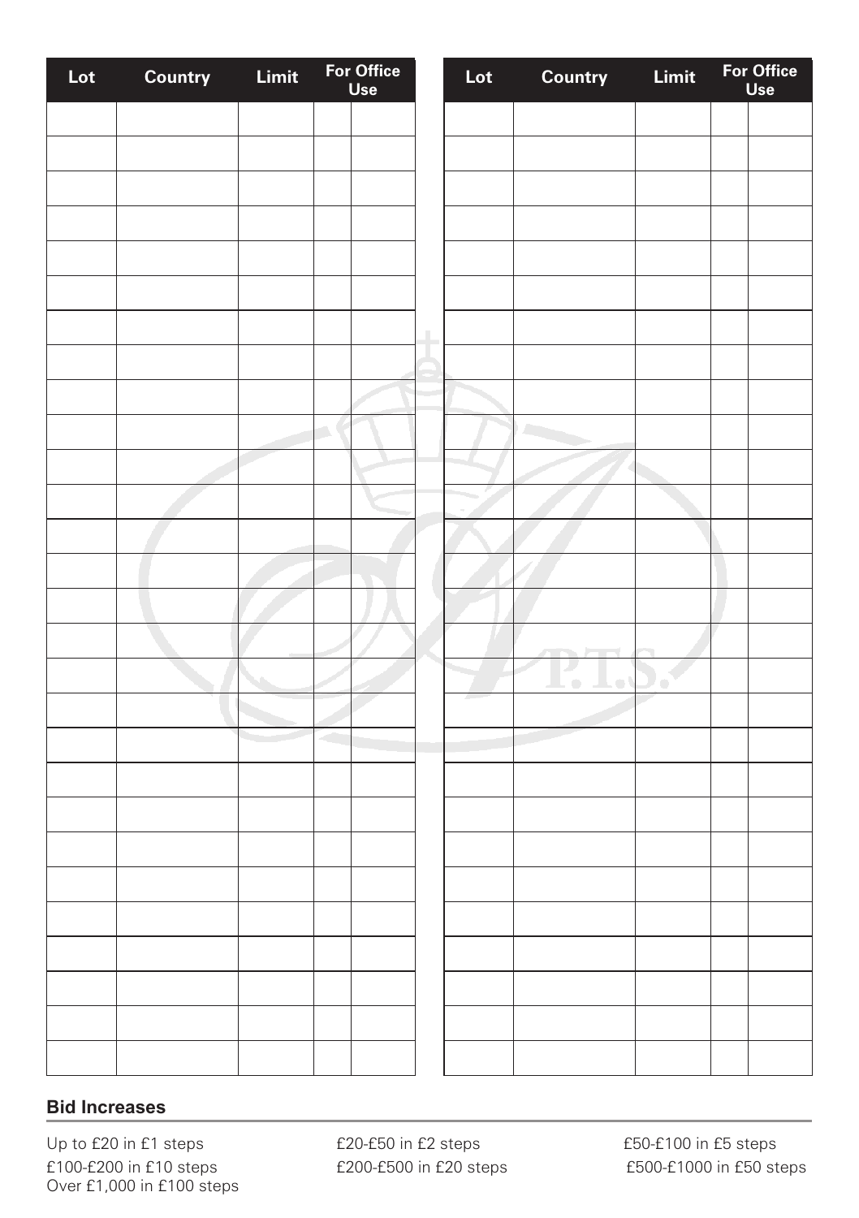| Lot | Country | Limit | For Office Use | |
|---|---|---|---|---|
| | | | | |
| | | | | |
| | | | | |
| | | | | |
| | | | | |
| | | | | |
| | | | | |
| | | | | |
| | | | | |
| | | | | |
| | | | | |
| | | | | |
| | | | | |
| | | | | |
| | | | | |
| | | | | |
| | | | | |
| | | | | |
| | | | | |
| | | | | |
| | | | | |
| | | | | |
| | | | | |
| | | | | |
| | | | | |
| | | | | |
| | | | | |
| | | | | |

| Lot | Country | Limit | For Office Use | |
|---|---|---|---|---|
| | | | | |
| | | | | |
| | | | | |
| | | | | |
| | | | | |
| | | | | |
| | | | | |
| | | | | |
| | | | | |
| | | | | |
| | | | | |
| | | | | |
| | | | | |
| | | | | |
| | | | | |
| | | | | |
| | | | | |
| | | | | |
| | | | | |
| | | | | |
| | | | | |
| | | | | |
| | | | | |
| | | | | |
| | | | | |
| | | | | |
| | | | | |
| | | | | |

### Bid Increases

Up to £20 in £1 steps
£20-£50 in £2 steps
£50-£100 in £5 steps
£100-£200 in £10 steps
£200-£500 in £20 steps
£500-£1000 in £50 steps
Over £1,000 in £100 steps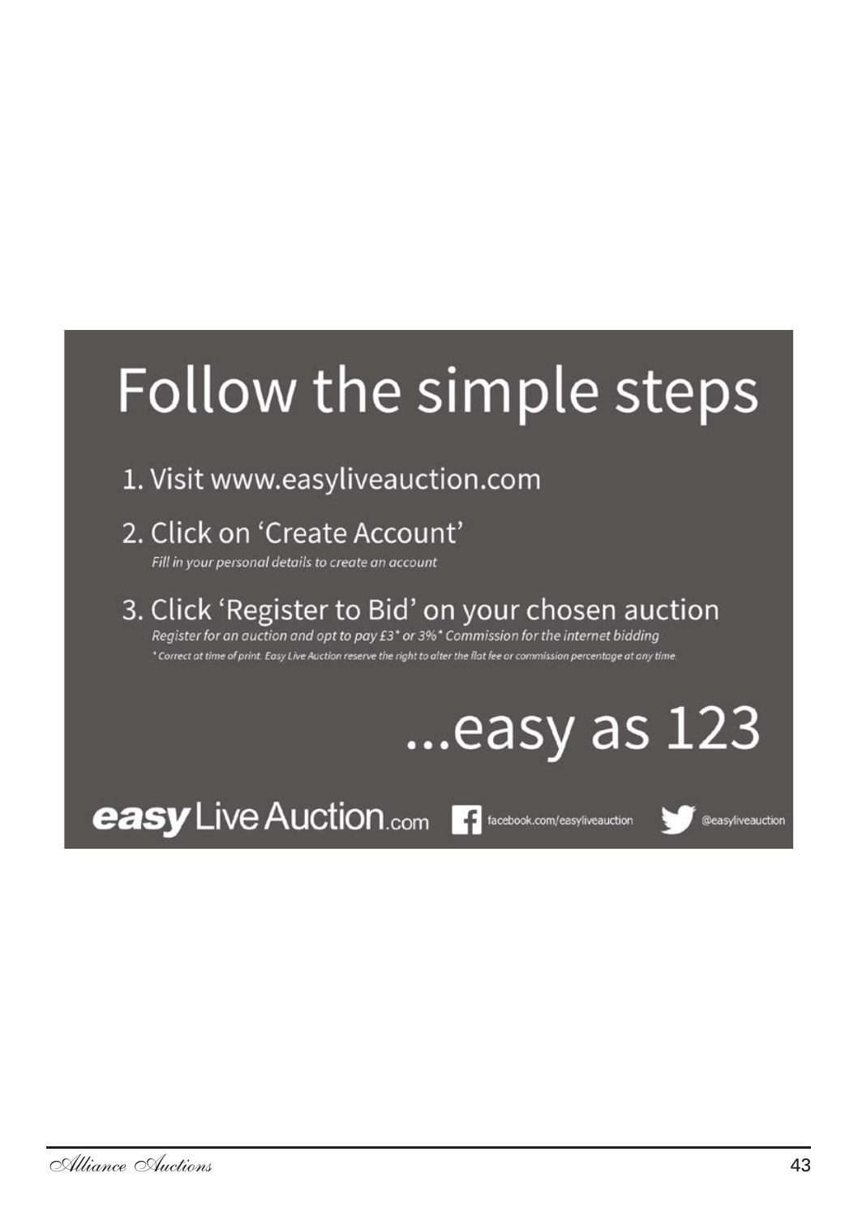# Follow the simple steps

1. Visit www.easyliveauction.com
2. Click on 'Create Account'
   *Fill in your personal details to create an account*
3. Click 'Register to Bid' on your chosen auction
   *Register for an auction and opt to pay £3* or 3%* Commission for the internet bidding*
   *\* Correct at time of print. Easy Live Auction reserve the right to alter the flat fee or commission percentage at any time.*

## ...easy as 123

**easy** Live Auction.com  facebook.com/easyliveauction  @easyliveauction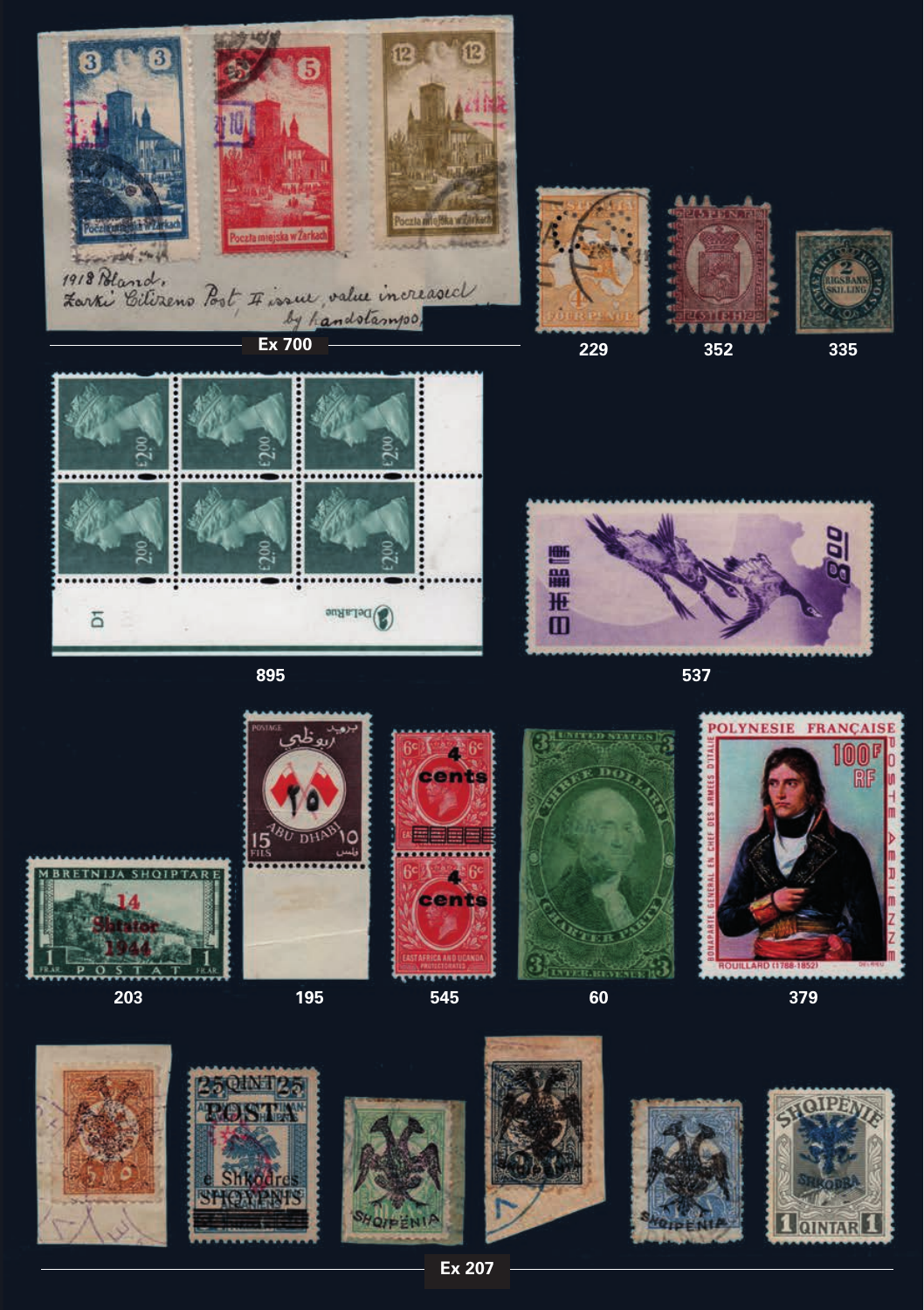Ex 700

229

352

335

895

537

203

195

545

60

379

Ex 207